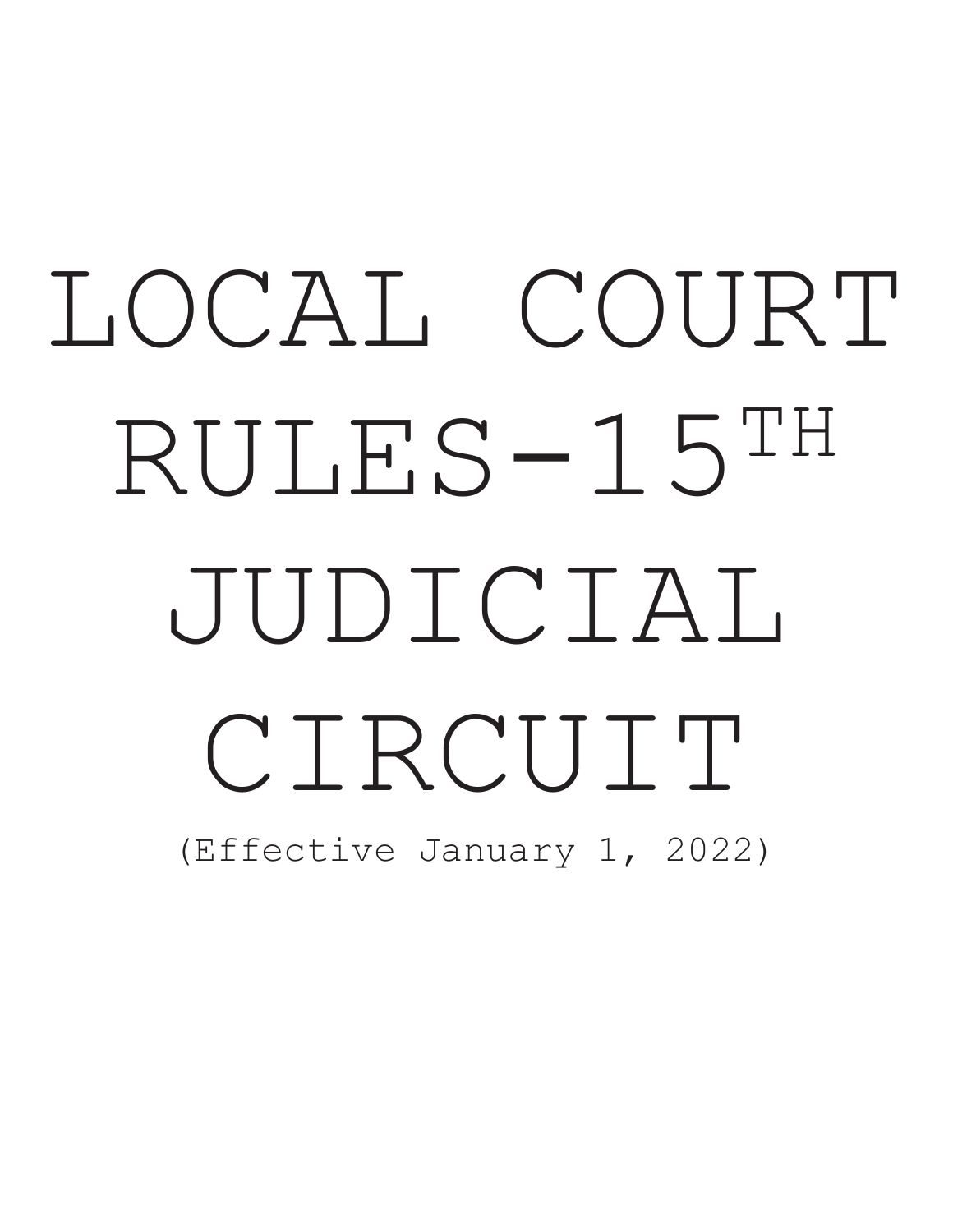# LOCAL COURT RULES-15TH JUDICIAL CIRCUIT

(Effective January 1, 2022)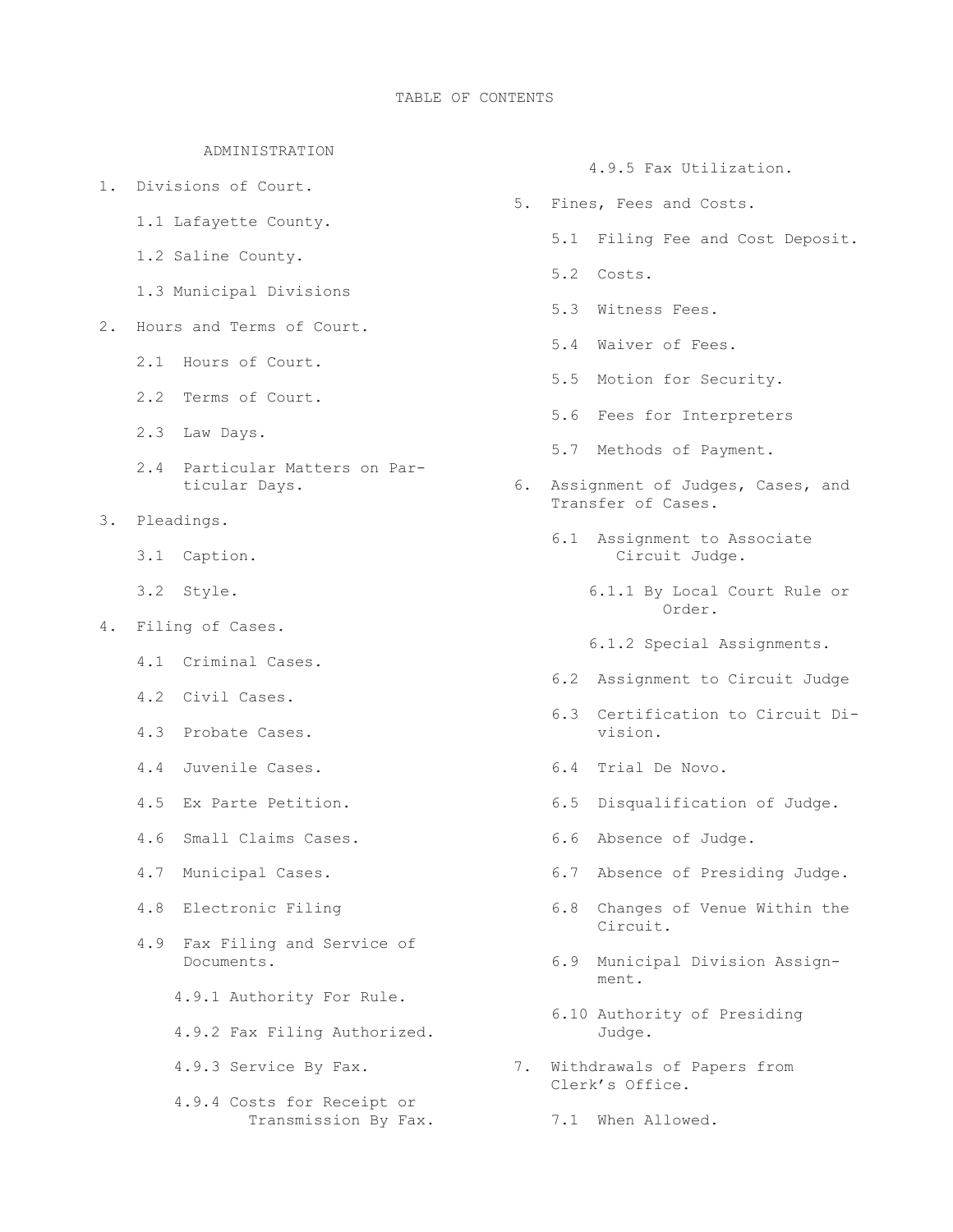# TABLE OF CONTENTS

## ADMINISTRATION

1. Divisions of Court.
    - 1.1 Lafayette County.
    - 1.2 Saline County.
    - 1.3 Municipal Divisions
2. Hours and Terms of Court.
    - 2.1 Hours of Court.
    - 2.2 Terms of Court.
    - 2.3 Law Days.
    - 2.4 Particular Matters on Particular Days.
3. Pleadings.
    - 3.1 Caption.
    - 3.2 Style.
4. Filing of Cases.
    - 4.1 Criminal Cases.
    - 4.2 Civil Cases.
    - 4.3 Probate Cases.
    - 4.4 Juvenile Cases.
    - 4.5 Ex Parte Petition.
    - 4.6 Small Claims Cases.
    - 4.7 Municipal Cases.
    - 4.8 Electronic Filing
    - 4.9 Fax Filing and Service of Documents.
        - 4.9.1 Authority For Rule.
        - 4.9.2 Fax Filing Authorized.
        - 4.9.3 Service By Fax.
        - 4.9.4 Costs for Receipt or Transmission By Fax.
        - 4.9.5 Fax Utilization.
5. Fines, Fees and Costs.
    - 5.1 Filing Fee and Cost Deposit.
    - 5.2 Costs.
    - 5.3 Witness Fees.
    - 5.4 Waiver of Fees.
    - 5.5 Motion for Security.
    - 5.6 Fees for Interpreters
    - 5.7 Methods of Payment.
6. Assignment of Judges, Cases, and Transfer of Cases.
    - 6.1 Assignment to Associate Circuit Judge.
        - 6.1.1 By Local Court Rule or Order.
        - 6.1.2 Special Assignments.
    - 6.2 Assignment to Circuit Judge
    - 6.3 Certification to Circuit Division.
    - 6.4 Trial De Novo.
    - 6.5 Disqualification of Judge.
    - 6.6 Absence of Judge.
    - 6.7 Absence of Presiding Judge.
    - 6.8 Changes of Venue Within the Circuit.
    - 6.9 Municipal Division Assignment.
    - 6.10 Authority of Presiding Judge.
7. Withdrawals of Papers from Clerk's Office.
    - 7.1 When Allowed.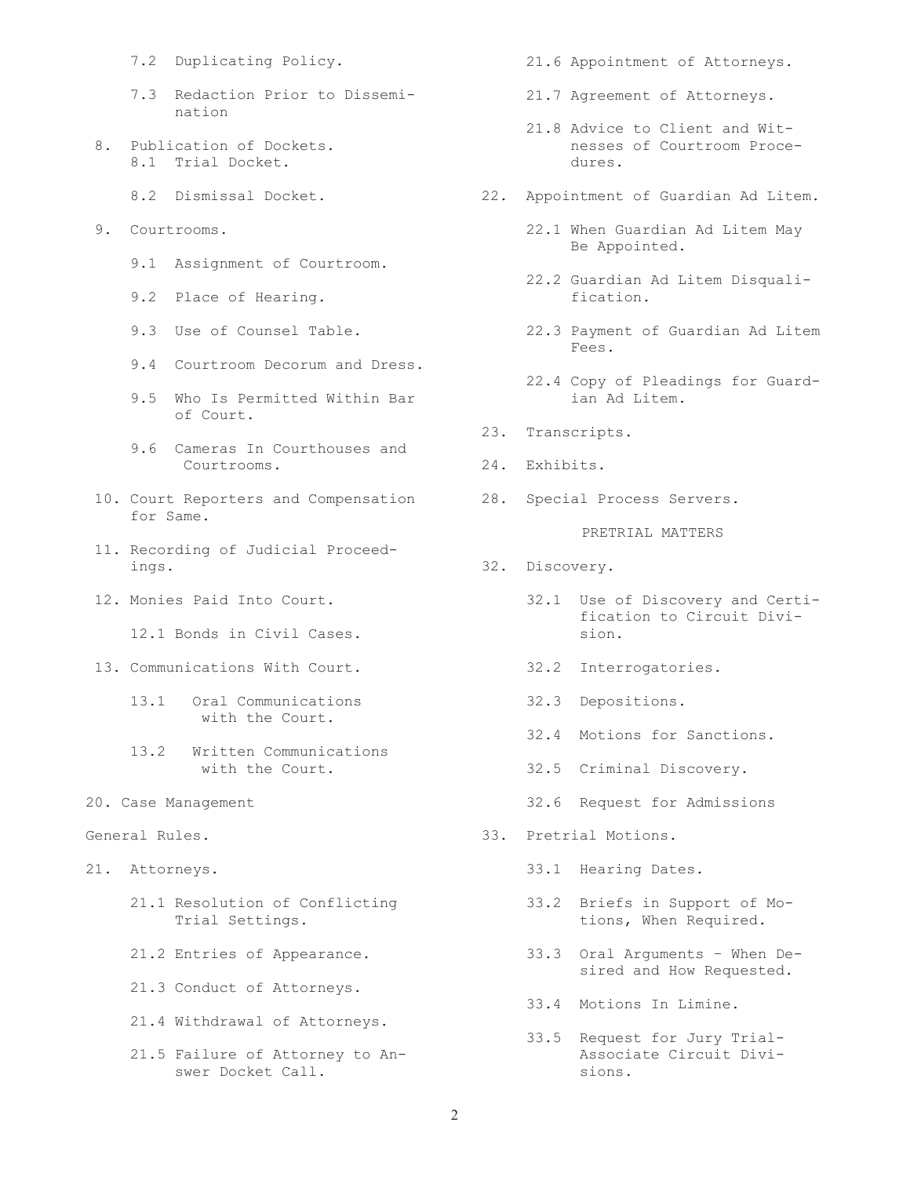- 7.2 Duplicating Policy.
- 7.3 Redaction Prior to Dissemination

8. Publication of Dockets.
   - 8.1 Trial Docket.
   - 8.2 Dismissal Docket.

9. Courtrooms.
   - 9.1 Assignment of Courtroom.
   - 9.2 Place of Hearing.
   - 9.3 Use of Counsel Table.
   - 9.4 Courtroom Decorum and Dress.
   - 9.5 Who Is Permitted Within Bar of Court.
   - 9.6 Cameras In Courthouses and Courtrooms.

10. Court Reporters and Compensation for Same.

11. Recording of Judicial Proceedings.

12. Monies Paid Into Court.
    - 12.1 Bonds in Civil Cases.

13. Communications With Court.
    - 13.1 Oral Communications with the Court.
    - 13.2 Written Communications with the Court.

20. Case Management

General Rules.

21. Attorneys.
    - 21.1 Resolution of Conflicting Trial Settings.
    - 21.2 Entries of Appearance.
    - 21.3 Conduct of Attorneys.
    - 21.4 Withdrawal of Attorneys.
    - 21.5 Failure of Attorney to Answer Docket Call.
    - 21.6 Appointment of Attorneys.
    - 21.7 Agreement of Attorneys.
    - 21.8 Advice to Client and Witnesses of Courtroom Procedures.

22. Appointment of Guardian Ad Litem.
    - 22.1 When Guardian Ad Litem May Be Appointed.
    - 22.2 Guardian Ad Litem Disqualification.
    - 22.3 Payment of Guardian Ad Litem Fees.
    - 22.4 Copy of Pleadings for Guardian Ad Litem.

23. Transcripts.

24. Exhibits.

28. Special Process Servers.

PRETRIAL MATTERS

32. Discovery.
    - 32.1 Use of Discovery and Certification to Circuit Division.
    - 32.2 Interrogatories.
    - 32.3 Depositions.
    - 32.4 Motions for Sanctions.
    - 32.5 Criminal Discovery.
    - 32.6 Request for Admissions

33. Pretrial Motions.
    - 33.1 Hearing Dates.
    - 33.2 Briefs in Support of Motions, When Required.
    - 33.3 Oral Arguments – When Desired and How Requested.
    - 33.4 Motions In Limine.
    - 33.5 Request for Jury Trial-Associate Circuit Divisions.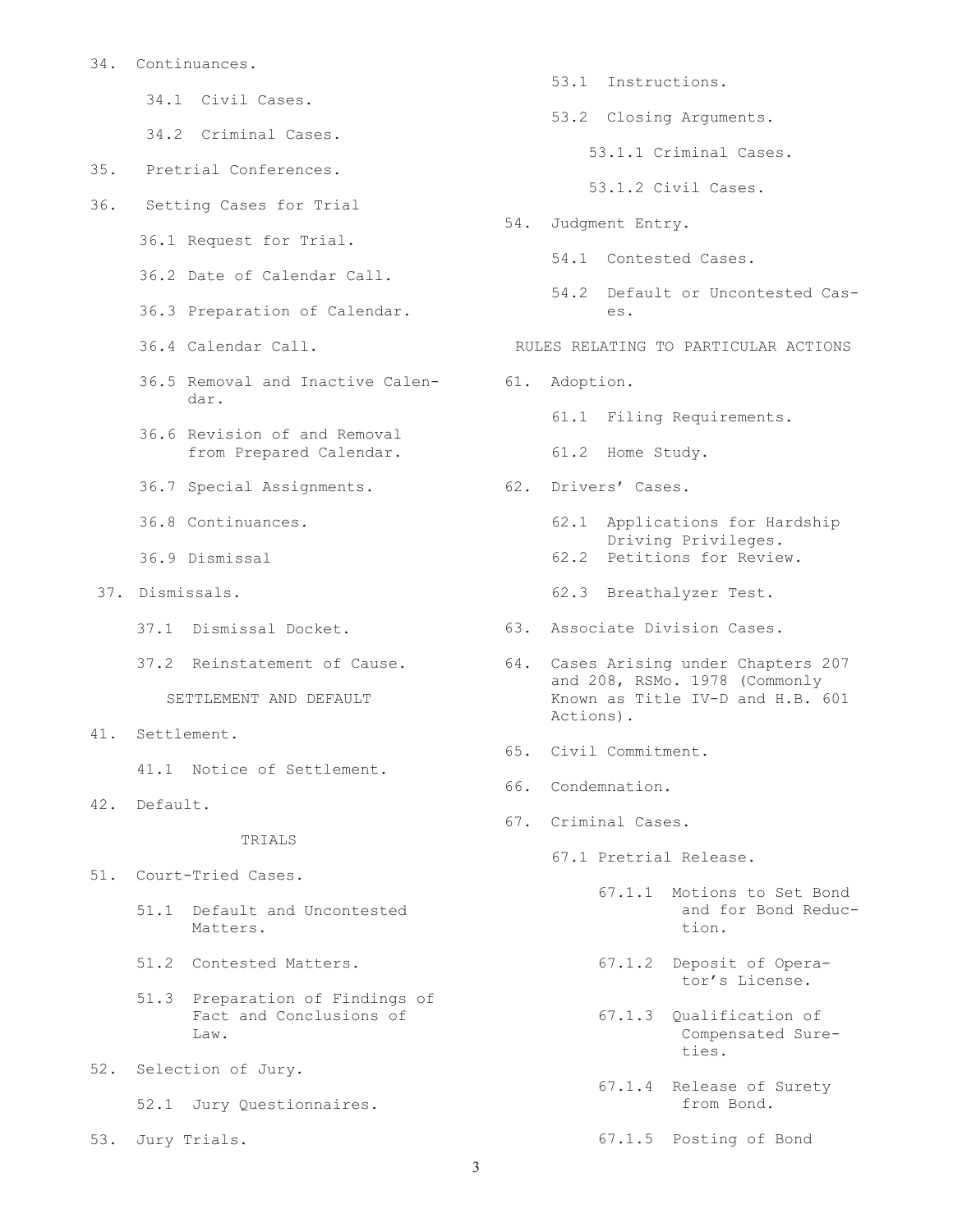- 34. Continuances.
  - 34.1 Civil Cases.
  - 34.2 Criminal Cases.
- 35. Pretrial Conferences.
- 36. Setting Cases for Trial
  - 36.1 Request for Trial.
  - 36.2 Date of Calendar Call.
  - 36.3 Preparation of Calendar.
  - 36.4 Calendar Call.
  - 36.5 Removal and Inactive Calendar.
  - 36.6 Revision of and Removal from Prepared Calendar.
  - 36.7 Special Assignments.
  - 36.8 Continuances.
  - 36.9 Dismissal
- 37. Dismissals.
  - 37.1 Dismissal Docket.
  - 37.2 Reinstatement of Cause.

SETTLEMENT AND DEFAULT

- 41. Settlement.
  - 41.1 Notice of Settlement.
- 42. Default.

TRIALS

- 51. Court-Tried Cases.
  - 51.1 Default and Uncontested Matters.
  - 51.2 Contested Matters.
  - 51.3 Preparation of Findings of Fact and Conclusions of Law.
- 52. Selection of Jury.
  - 52.1 Jury Questionnaires.
- 53. Jury Trials.
  - 53.1 Instructions.
  - 53.2 Closing Arguments.
    - 53.1.1 Criminal Cases.
    - 53.1.2 Civil Cases.
- 54. Judgment Entry.
  - 54.1 Contested Cases.
  - 54.2 Default or Uncontested Cases.

RULES RELATING TO PARTICULAR ACTIONS

- 61. Adoption.
  - 61.1 Filing Requirements.
  - 61.2 Home Study.
- 62. Drivers' Cases.
  - 62.1 Applications for Hardship Driving Privileges.
  - 62.2 Petitions for Review.
  - 62.3 Breathalyzer Test.
- 63. Associate Division Cases.
- 64. Cases Arising under Chapters 207 and 208, RSMo. 1978 (Commonly Known as Title IV-D and H.B. 601 Actions).
- 65. Civil Commitment.
- 66. Condemnation.
- 67. Criminal Cases.
  - 67.1 Pretrial Release.
    - 67.1.1 Motions to Set Bond and for Bond Reduction.
    - 67.1.2 Deposit of Operator's License.
    - 67.1.3 Qualification of Compensated Sureties.
    - 67.1.4 Release of Surety from Bond.
    - 67.1.5 Posting of Bond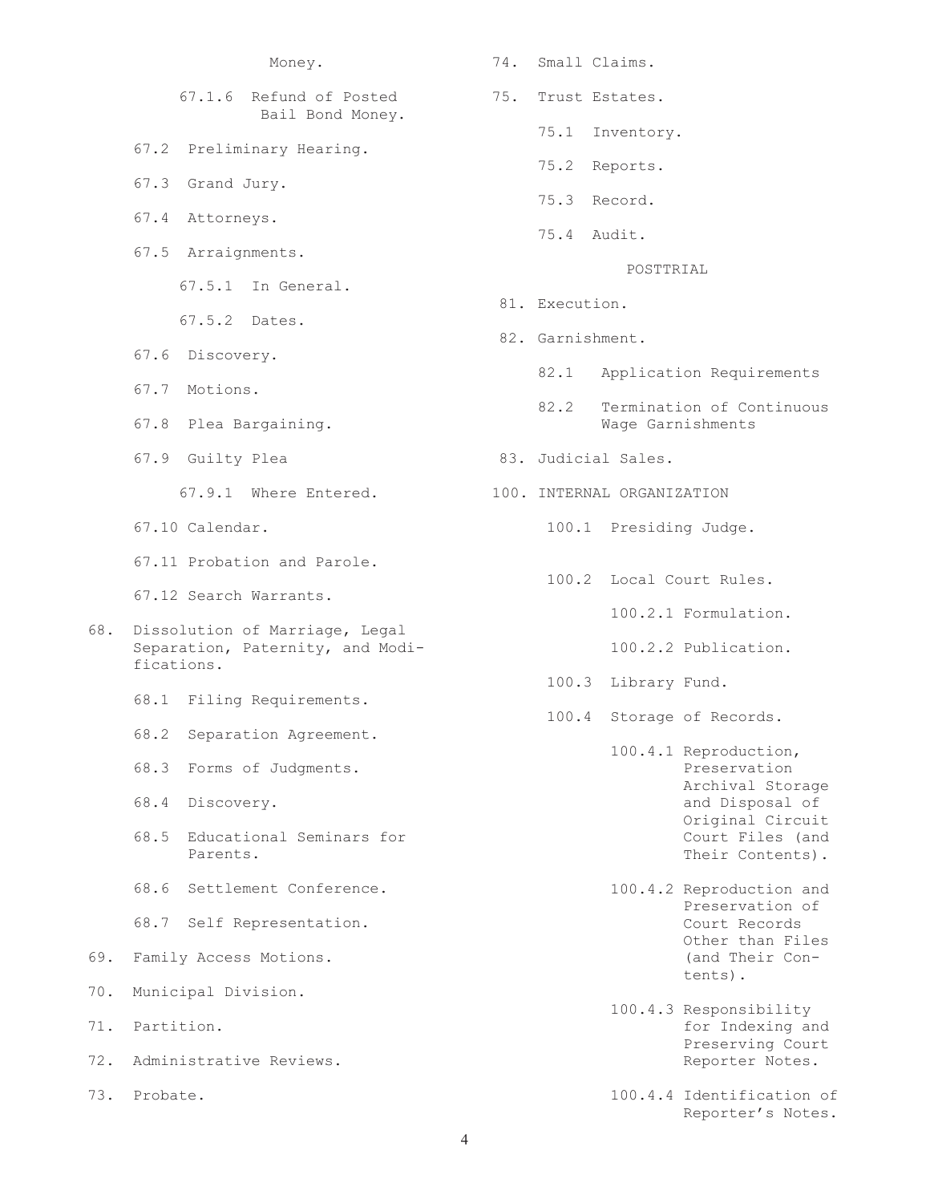Money.

- 67.1.6 Refund of Posted Bail Bond Money.
- 67.2 Preliminary Hearing.
- 67.3 Grand Jury.
- 67.4 Attorneys.
- 67.5 Arraignments.
  - 67.5.1 In General.
  - 67.5.2 Dates.
- 67.6 Discovery.
- 67.7 Motions.
- 67.8 Plea Bargaining.
- 67.9 Guilty Plea
  - 67.9.1 Where Entered.
- 67.10 Calendar.
- 67.11 Probation and Parole.
- 67.12 Search Warrants.

68. Dissolution of Marriage, Legal Separation, Paternity, and Modifications.
    - 68.1 Filing Requirements.
    - 68.2 Separation Agreement.
    - 68.3 Forms of Judgments.
    - 68.4 Discovery.
    - 68.5 Educational Seminars for Parents.
    - 68.6 Settlement Conference.
    - 68.7 Self Representation.
69. Family Access Motions.
70. Municipal Division.
71. Partition.
72. Administrative Reviews.
73. Probate.
74. Small Claims.
75. Trust Estates.
    - 75.1 Inventory.
    - 75.2 Reports.
    - 75.3 Record.
    - 75.4 Audit.

POSTTRIAL

81. Execution.
82. Garnishment.
    - 82.1 Application Requirements
    - 82.2 Termination of Continuous Wage Garnishments
83. Judicial Sales.

100. INTERNAL ORGANIZATION
    - 100.1 Presiding Judge.
    - 100.2 Local Court Rules.
      - 100.2.1 Formulation.
      - 100.2.2 Publication.
    - 100.3 Library Fund.
    - 100.4 Storage of Records.
      - 100.4.1 Reproduction, Preservation Archival Storage and Disposal of Original Circuit Court Files (and Their Contents).
      - 100.4.2 Reproduction and Preservation of Court Records Other than Files (and Their Contents).
      - 100.4.3 Responsibility for Indexing and Preserving Court Reporter Notes.
      - 100.4.4 Identification of Reporter's Notes.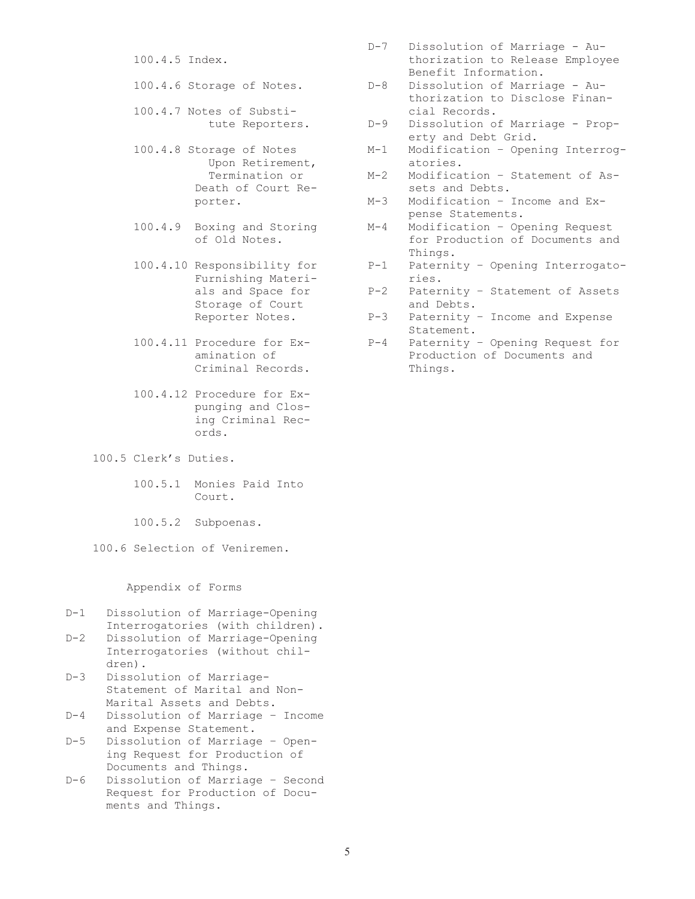100.4.5 Index.

100.4.6 Storage of Notes.

100.4.7 Notes of Substitute Reporters.

100.4.8 Storage of Notes Upon Retirement, Termination or Death of Court Reporter.

100.4.9 Boxing and Storing of Old Notes.

100.4.10 Responsibility for Furnishing Materials and Space for Storage of Court Reporter Notes.

100.4.11 Procedure for Examination of Criminal Records.

100.4.12 Procedure for Expunging and Closing Criminal Records.

100.5 Clerk's Duties.

100.5.1 Monies Paid Into Court.

100.5.2 Subpoenas.

100.6 Selection of Veniremen.

Appendix of Forms

D-1 Dissolution of Marriage-Opening Interrogatories (with children).

D-2 Dissolution of Marriage-Opening Interrogatories (without children).

D-3 Dissolution of Marriage-Statement of Marital and Non-Marital Assets and Debts.

D-4 Dissolution of Marriage – Income and Expense Statement.

D-5 Dissolution of Marriage – Opening Request for Production of Documents and Things.

D-6 Dissolution of Marriage – Second Request for Production of Documents and Things.

D-7 Dissolution of Marriage - Authorization to Release Employee Benefit Information.

D-8 Dissolution of Marriage - Authorization to Disclose Financial Records.

D-9 Dissolution of Marriage - Property and Debt Grid.

M-1 Modification – Opening Interrogatories.

M-2 Modification – Statement of Assets and Debts.

M-3 Modification – Income and Expense Statements.

M-4 Modification – Opening Request for Production of Documents and Things.

P-1 Paternity – Opening Interrogatories.

P-2 Paternity – Statement of Assets and Debts.

P-3 Paternity – Income and Expense Statement.

P-4 Paternity – Opening Request for Production of Documents and Things.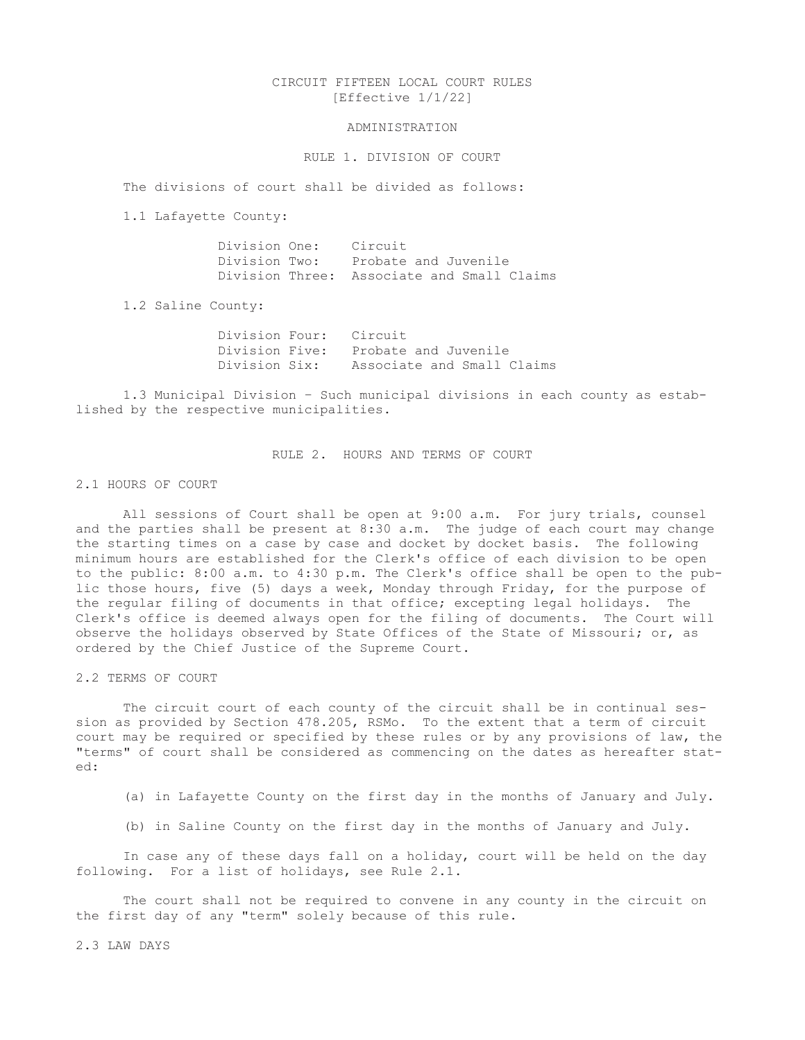# CIRCUIT FIFTEEN LOCAL COURT RULES
[Effective 1/1/22]

## ADMINISTRATION

### RULE 1. DIVISION OF COURT

The divisions of court shall be divided as follows:

1.1 Lafayette County:

| | |
|---|---|
| Division One: | Circuit |
| Division Two: | Probate and Juvenile |
| Division Three: | Associate and Small Claims |

1.2 Saline County:

| | |
|---|---|
| Division Four: | Circuit |
| Division Five: | Probate and Juvenile |
| Division Six: | Associate and Small Claims |

1.3 Municipal Division – Such municipal divisions in each county as established by the respective municipalities.

### RULE 2. HOURS AND TERMS OF COURT

#### 2.1 HOURS OF COURT

All sessions of Court shall be open at 9:00 a.m. For jury trials, counsel and the parties shall be present at 8:30 a.m. The judge of each court may change the starting times on a case by case and docket by docket basis. The following minimum hours are established for the Clerk's office of each division to be open to the public: 8:00 a.m. to 4:30 p.m. The Clerk's office shall be open to the public those hours, five (5) days a week, Monday through Friday, for the purpose of the regular filing of documents in that office; excepting legal holidays. The Clerk's office is deemed always open for the filing of documents. The Court will observe the holidays observed by State Offices of the State of Missouri; or, as ordered by the Chief Justice of the Supreme Court.

#### 2.2 TERMS OF COURT

The circuit court of each county of the circuit shall be in continual session as provided by Section 478.205, RSMo. To the extent that a term of circuit court may be required or specified by these rules or by any provisions of law, the "terms" of court shall be considered as commencing on the dates as hereafter stated:

(a) in Lafayette County on the first day in the months of January and July.

(b) in Saline County on the first day in the months of January and July.

In case any of these days fall on a holiday, court will be held on the day following. For a list of holidays, see Rule 2.1.

The court shall not be required to convene in any county in the circuit on the first day of any "term" solely because of this rule.

#### 2.3 LAW DAYS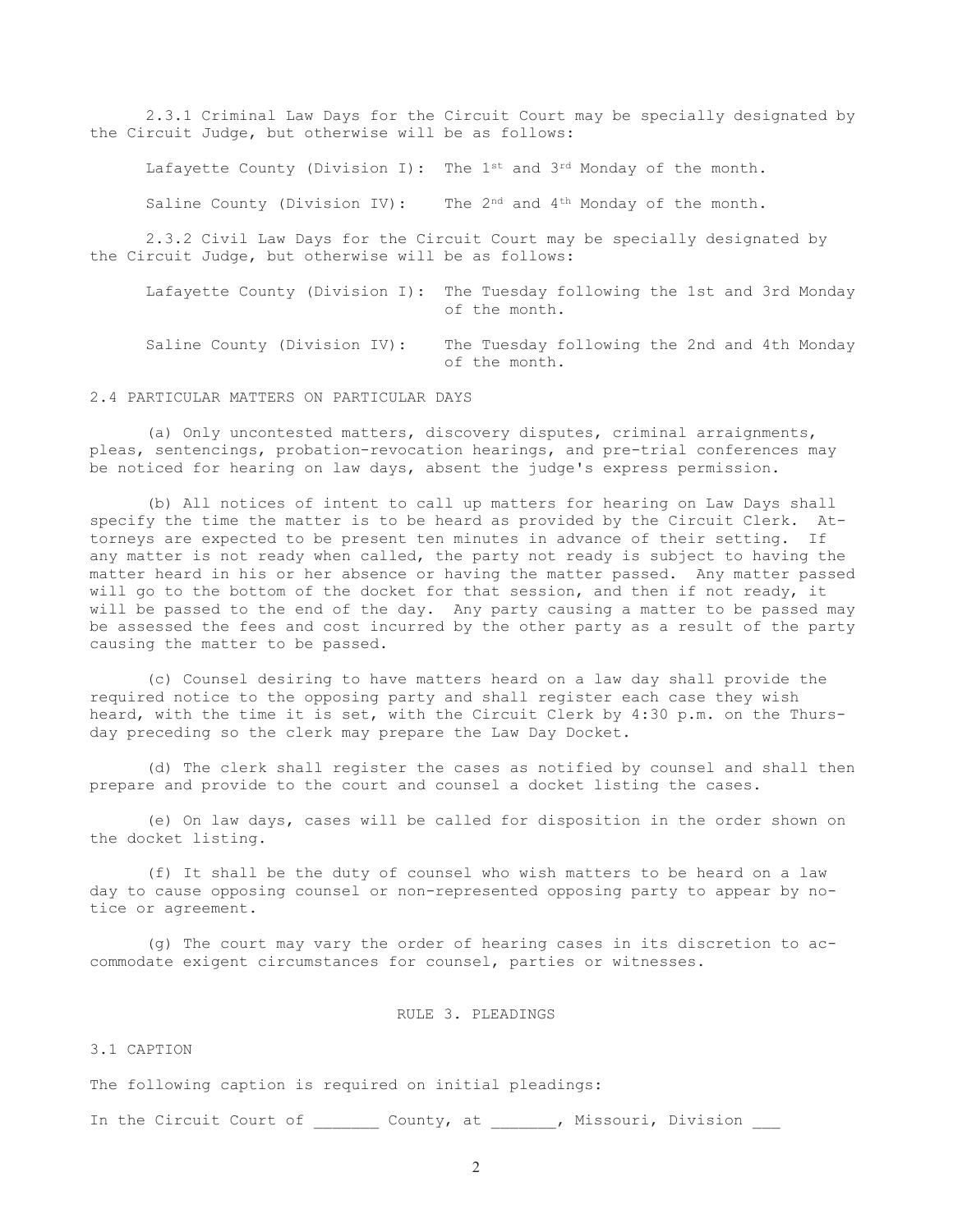2.3.1 Criminal Law Days for the Circuit Court may be specially designated by the Circuit Judge, but otherwise will be as follows:

Lafayette County (Division I): The 1st and 3rd Monday of the month.

Saline County (Division IV): The 2nd and 4th Monday of the month.

2.3.2 Civil Law Days for the Circuit Court may be specially designated by the Circuit Judge, but otherwise will be as follows:

Lafayette County (Division I): The Tuesday following the 1st and 3rd Monday of the month.

Saline County (Division IV): The Tuesday following the 2nd and 4th Monday of the month.

2.4 PARTICULAR MATTERS ON PARTICULAR DAYS

(a) Only uncontested matters, discovery disputes, criminal arraignments, pleas, sentencings, probation-revocation hearings, and pre-trial conferences may be noticed for hearing on law days, absent the judge's express permission.

(b) All notices of intent to call up matters for hearing on Law Days shall specify the time the matter is to be heard as provided by the Circuit Clerk. Attorneys are expected to be present ten minutes in advance of their setting. If any matter is not ready when called, the party not ready is subject to having the matter heard in his or her absence or having the matter passed. Any matter passed will go to the bottom of the docket for that session, and then if not ready, it will be passed to the end of the day. Any party causing a matter to be passed may be assessed the fees and cost incurred by the other party as a result of the party causing the matter to be passed.

(c) Counsel desiring to have matters heard on a law day shall provide the required notice to the opposing party and shall register each case they wish heard, with the time it is set, with the Circuit Clerk by 4:30 p.m. on the Thursday preceding so the clerk may prepare the Law Day Docket.

(d) The clerk shall register the cases as notified by counsel and shall then prepare and provide to the court and counsel a docket listing the cases.

(e) On law days, cases will be called for disposition in the order shown on the docket listing.

(f) It shall be the duty of counsel who wish matters to be heard on a law day to cause opposing counsel or non-represented opposing party to appear by notice or agreement.

(g) The court may vary the order of hearing cases in its discretion to accommodate exigent circumstances for counsel, parties or witnesses.

## RULE 3. PLEADINGS

3.1 CAPTION

The following caption is required on initial pleadings:

In the Circuit Court of _______ County, at _______, Missouri, Division ___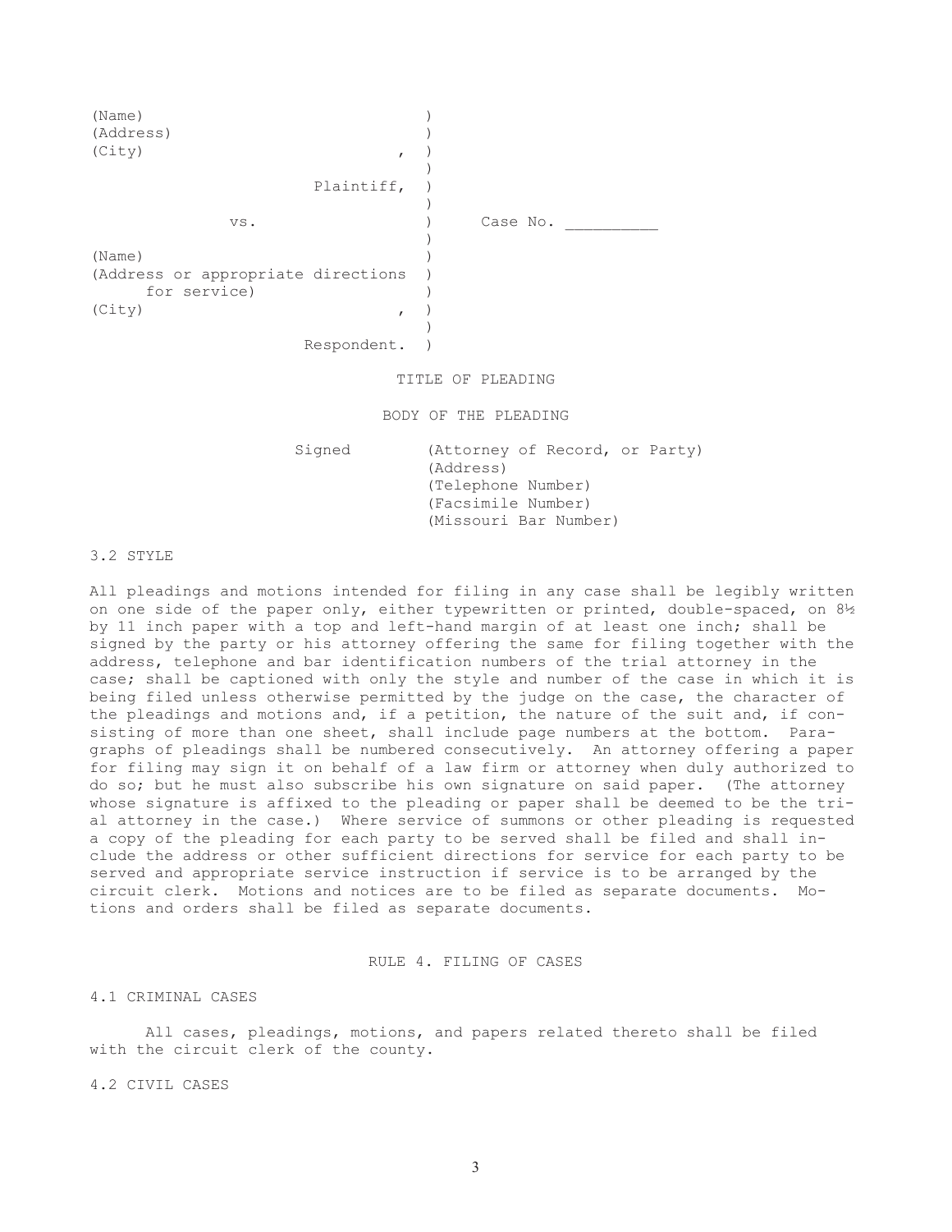```
(Name)                              )
(Address)                           )
(City)                          ,   )
                                    )
                      Plaintiff,    )
                                    )
              vs.                   )     Case No. __________
                                    )
(Name)                              )
(Address or appropriate directions  )
     for service)                   )
(City)                          ,   )
                                    )
                     Respondent.    )
```

TITLE OF PLEADING

BODY OF THE PLEADING

```
Signed        (Attorney of Record, or Party)
              (Address)
              (Telephone Number)
              (Facsimile Number)
              (Missouri Bar Number)
```

3.2 STYLE

All pleadings and motions intended for filing in any case shall be legibly written on one side of the paper only, either typewritten or printed, double-spaced, on 8½ by 11 inch paper with a top and left-hand margin of at least one inch; shall be signed by the party or his attorney offering the same for filing together with the address, telephone and bar identification numbers of the trial attorney in the case; shall be captioned with only the style and number of the case in which it is being filed unless otherwise permitted by the judge on the case, the character of the pleadings and motions and, if a petition, the nature of the suit and, if consisting of more than one sheet, shall include page numbers at the bottom. Paragraphs of pleadings shall be numbered consecutively. An attorney offering a paper for filing may sign it on behalf of a law firm or attorney when duly authorized to do so; but he must also subscribe his own signature on said paper. (The attorney whose signature is affixed to the pleading or paper shall be deemed to be the trial attorney in the case.) Where service of summons or other pleading is requested a copy of the pleading for each party to be served shall be filed and shall include the address or other sufficient directions for service for each party to be served and appropriate service instruction if service is to be arranged by the circuit clerk. Motions and notices are to be filed as separate documents. Motions and orders shall be filed as separate documents.

## RULE 4. FILING OF CASES

4.1 CRIMINAL CASES

All cases, pleadings, motions, and papers related thereto shall be filed with the circuit clerk of the county.

4.2 CIVIL CASES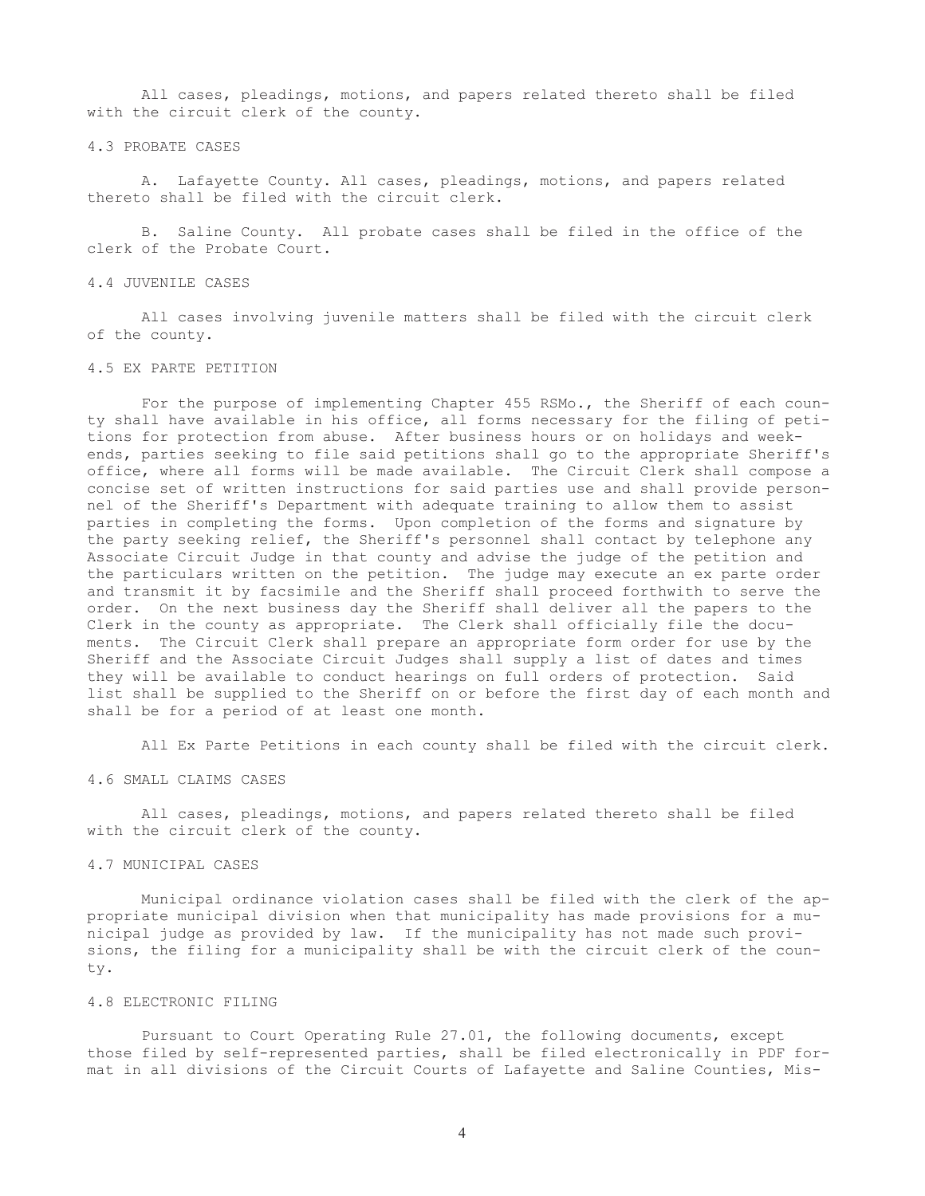All cases, pleadings, motions, and papers related thereto shall be filed with the circuit clerk of the county.

### 4.3 PROBATE CASES

A. Lafayette County. All cases, pleadings, motions, and papers related thereto shall be filed with the circuit clerk.

B. Saline County. All probate cases shall be filed in the office of the clerk of the Probate Court.

### 4.4 JUVENILE CASES

All cases involving juvenile matters shall be filed with the circuit clerk of the county.

### 4.5 EX PARTE PETITION

For the purpose of implementing Chapter 455 RSMo., the Sheriff of each county shall have available in his office, all forms necessary for the filing of petitions for protection from abuse. After business hours or on holidays and weekends, parties seeking to file said petitions shall go to the appropriate Sheriff's office, where all forms will be made available. The Circuit Clerk shall compose a concise set of written instructions for said parties use and shall provide personnel of the Sheriff's Department with adequate training to allow them to assist parties in completing the forms. Upon completion of the forms and signature by the party seeking relief, the Sheriff's personnel shall contact by telephone any Associate Circuit Judge in that county and advise the judge of the petition and the particulars written on the petition. The judge may execute an ex parte order and transmit it by facsimile and the Sheriff shall proceed forthwith to serve the order. On the next business day the Sheriff shall deliver all the papers to the Clerk in the county as appropriate. The Clerk shall officially file the documents. The Circuit Clerk shall prepare an appropriate form order for use by the Sheriff and the Associate Circuit Judges shall supply a list of dates and times they will be available to conduct hearings on full orders of protection. Said list shall be supplied to the Sheriff on or before the first day of each month and shall be for a period of at least one month.

All Ex Parte Petitions in each county shall be filed with the circuit clerk.

### 4.6 SMALL CLAIMS CASES

All cases, pleadings, motions, and papers related thereto shall be filed with the circuit clerk of the county.

### 4.7 MUNICIPAL CASES

Municipal ordinance violation cases shall be filed with the clerk of the appropriate municipal division when that municipality has made provisions for a municipal judge as provided by law. If the municipality has not made such provisions, the filing for a municipality shall be with the circuit clerk of the county.

### 4.8 ELECTRONIC FILING

Pursuant to Court Operating Rule 27.01, the following documents, except those filed by self-represented parties, shall be filed electronically in PDF format in all divisions of the Circuit Courts of Lafayette and Saline Counties, Mis-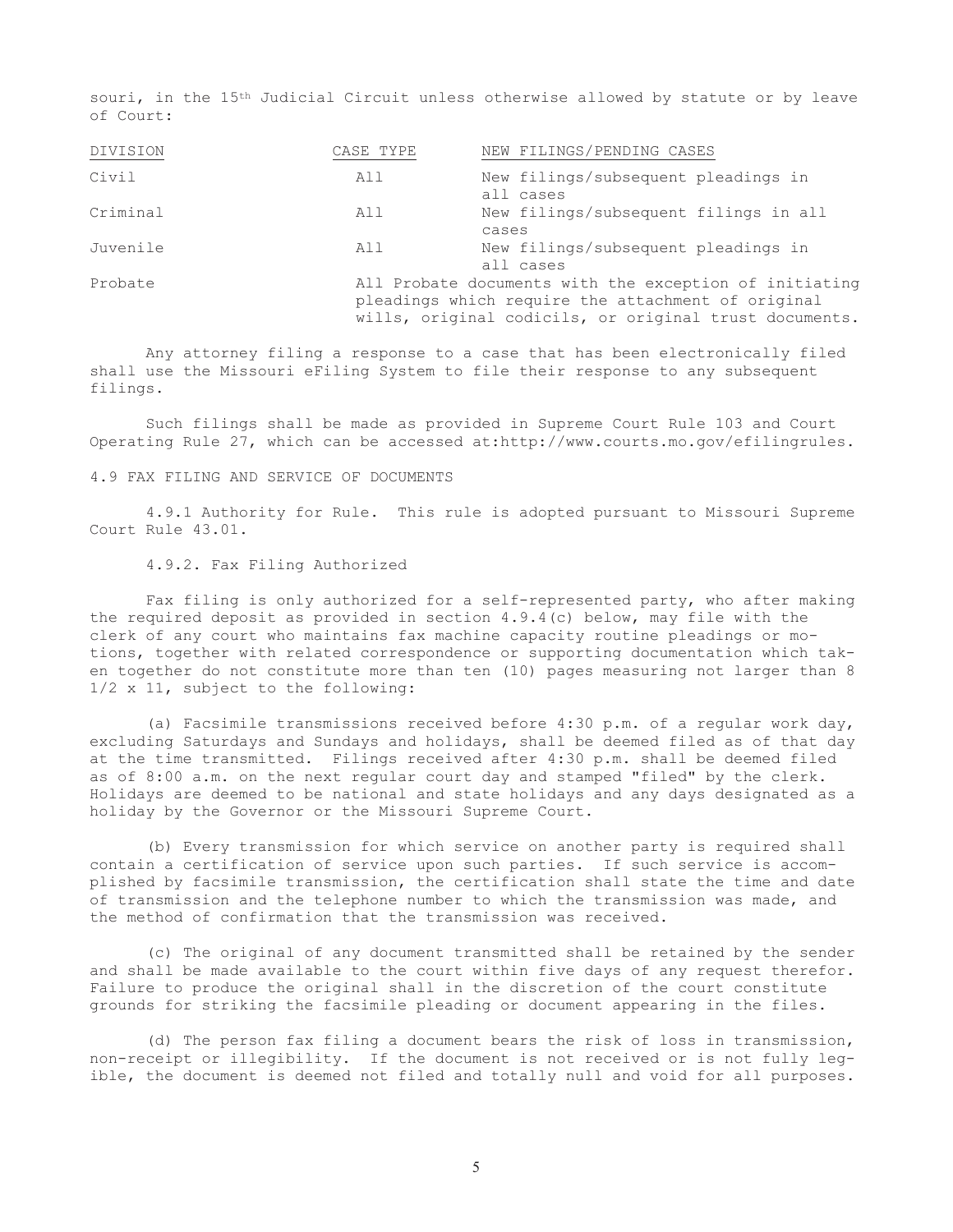souri, in the 15th Judicial Circuit unless otherwise allowed by statute or by leave of Court:

| DIVISION | CASE TYPE | NEW FILINGS/PENDING CASES |
|---|---|---|
| Civil | All | New filings/subsequent pleadings in all cases |
| Criminal | All | New filings/subsequent filings in all cases |
| Juvenile | All | New filings/subsequent pleadings in all cases |
| Probate | | All Probate documents with the exception of initiating pleadings which require the attachment of original wills, original codicils, or original trust documents. |

Any attorney filing a response to a case that has been electronically filed shall use the Missouri eFiling System to file their response to any subsequent filings.

Such filings shall be made as provided in Supreme Court Rule 103 and Court Operating Rule 27, which can be accessed at:http://www.courts.mo.gov/efilingrules.

4.9 FAX FILING AND SERVICE OF DOCUMENTS

4.9.1 Authority for Rule. This rule is adopted pursuant to Missouri Supreme Court Rule 43.01.

4.9.2. Fax Filing Authorized

Fax filing is only authorized for a self-represented party, who after making the required deposit as provided in section 4.9.4(c) below, may file with the clerk of any court who maintains fax machine capacity routine pleadings or motions, together with related correspondence or supporting documentation which taken together do not constitute more than ten (10) pages measuring not larger than 8 1/2 x 11, subject to the following:

(a) Facsimile transmissions received before 4:30 p.m. of a regular work day, excluding Saturdays and Sundays and holidays, shall be deemed filed as of that day at the time transmitted. Filings received after 4:30 p.m. shall be deemed filed as of 8:00 a.m. on the next regular court day and stamped "filed" by the clerk. Holidays are deemed to be national and state holidays and any days designated as a holiday by the Governor or the Missouri Supreme Court.

(b) Every transmission for which service on another party is required shall contain a certification of service upon such parties. If such service is accomplished by facsimile transmission, the certification shall state the time and date of transmission and the telephone number to which the transmission was made, and the method of confirmation that the transmission was received.

(c) The original of any document transmitted shall be retained by the sender and shall be made available to the court within five days of any request therefor. Failure to produce the original shall in the discretion of the court constitute grounds for striking the facsimile pleading or document appearing in the files.

(d) The person fax filing a document bears the risk of loss in transmission, non-receipt or illegibility. If the document is not received or is not fully legible, the document is deemed not filed and totally null and void for all purposes.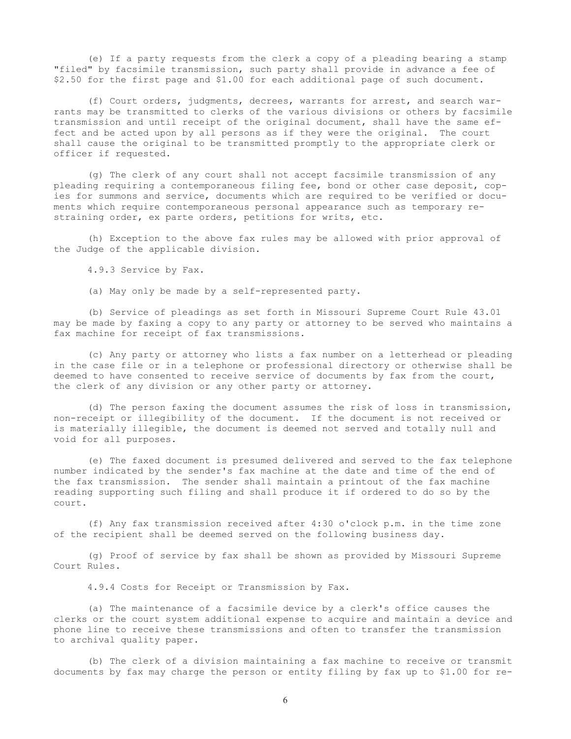(e) If a party requests from the clerk a copy of a pleading bearing a stamp "filed" by facsimile transmission, such party shall provide in advance a fee of $2.50 for the first page and $1.00 for each additional page of such document.

(f) Court orders, judgments, decrees, warrants for arrest, and search warrants may be transmitted to clerks of the various divisions or others by facsimile transmission and until receipt of the original document, shall have the same effect and be acted upon by all persons as if they were the original. The court shall cause the original to be transmitted promptly to the appropriate clerk or officer if requested.

(g) The clerk of any court shall not accept facsimile transmission of any pleading requiring a contemporaneous filing fee, bond or other case deposit, copies for summons and service, documents which are required to be verified or documents which require contemporaneous personal appearance such as temporary restraining order, ex parte orders, petitions for writs, etc.

(h) Exception to the above fax rules may be allowed with prior approval of the Judge of the applicable division.

4.9.3 Service by Fax.

(a) May only be made by a self-represented party.

(b) Service of pleadings as set forth in Missouri Supreme Court Rule 43.01 may be made by faxing a copy to any party or attorney to be served who maintains a fax machine for receipt of fax transmissions.

(c) Any party or attorney who lists a fax number on a letterhead or pleading in the case file or in a telephone or professional directory or otherwise shall be deemed to have consented to receive service of documents by fax from the court, the clerk of any division or any other party or attorney.

(d) The person faxing the document assumes the risk of loss in transmission, non-receipt or illegibility of the document. If the document is not received or is materially illegible, the document is deemed not served and totally null and void for all purposes.

(e) The faxed document is presumed delivered and served to the fax telephone number indicated by the sender's fax machine at the date and time of the end of the fax transmission. The sender shall maintain a printout of the fax machine reading supporting such filing and shall produce it if ordered to do so by the court.

(f) Any fax transmission received after 4:30 o'clock p.m. in the time zone of the recipient shall be deemed served on the following business day.

(g) Proof of service by fax shall be shown as provided by Missouri Supreme Court Rules.

4.9.4 Costs for Receipt or Transmission by Fax.

(a) The maintenance of a facsimile device by a clerk's office causes the clerks or the court system additional expense to acquire and maintain a device and phone line to receive these transmissions and often to transfer the transmission to archival quality paper.

(b) The clerk of a division maintaining a fax machine to receive or transmit documents by fax may charge the person or entity filing by fax up to $1.00 for re-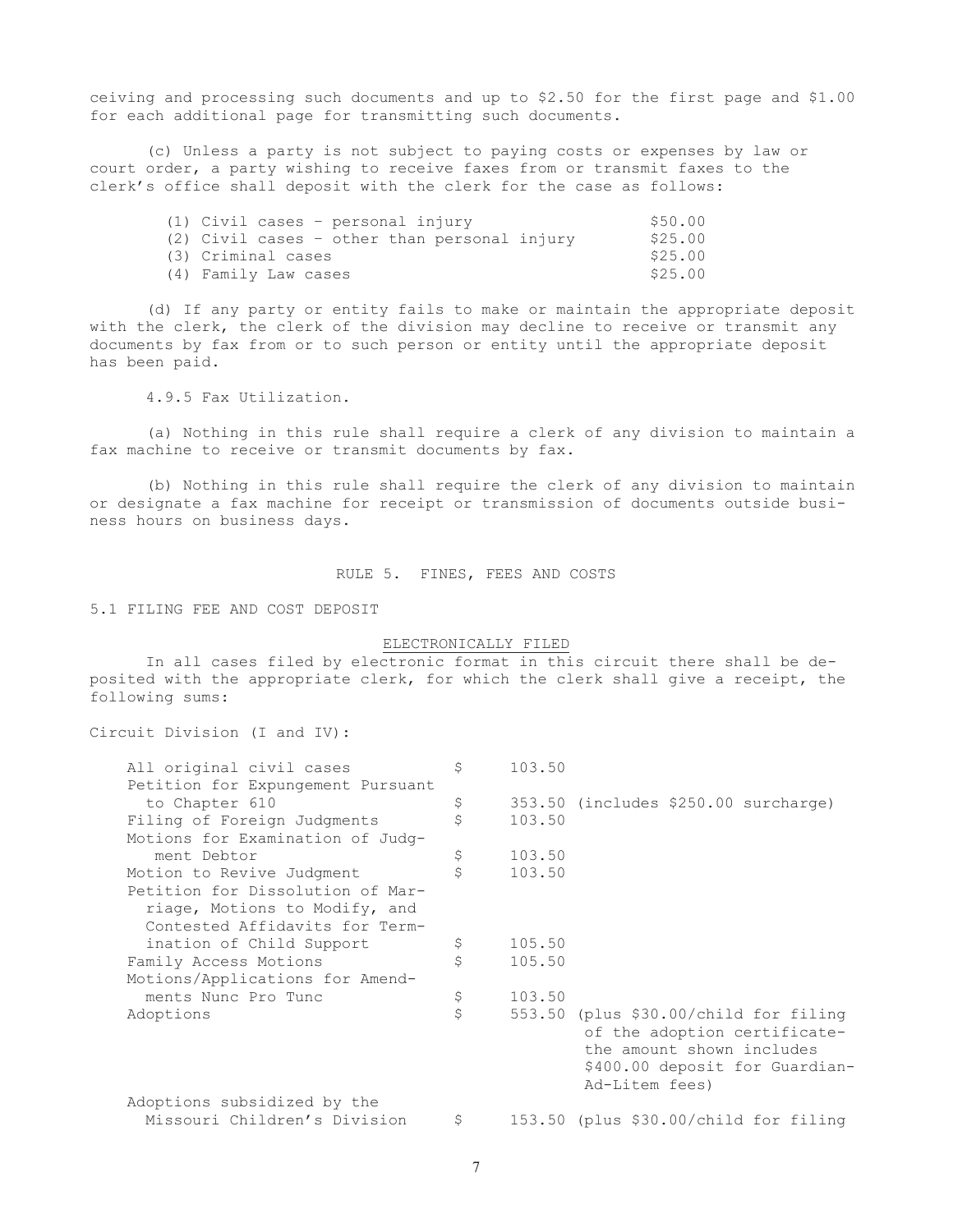ceiving and processing such documents and up to $2.50 for the first page and $1.00 for each additional page for transmitting such documents.

(c) Unless a party is not subject to paying costs or expenses by law or court order, a party wishing to receive faxes from or transmit faxes to the clerk's office shall deposit with the clerk for the case as follows:

| | |
|---|---|
| (1) Civil cases – personal injury | $50.00 |
| (2) Civil cases – other than personal injury | $25.00 |
| (3) Criminal cases | $25.00 |
| (4) Family Law cases | $25.00 |

(d) If any party or entity fails to make or maintain the appropriate deposit with the clerk, the clerk of the division may decline to receive or transmit any documents by fax from or to such person or entity until the appropriate deposit has been paid.

4.9.5 Fax Utilization.

(a) Nothing in this rule shall require a clerk of any division to maintain a fax machine to receive or transmit documents by fax.

(b) Nothing in this rule shall require the clerk of any division to maintain or designate a fax machine for receipt or transmission of documents outside business hours on business days.

## RULE 5. FINES, FEES AND COSTS

### 5.1 FILING FEE AND COST DEPOSIT

ELECTRONICALLY FILED

In all cases filed by electronic format in this circuit there shall be deposited with the appropriate clerk, for which the clerk shall give a receipt, the following sums:

Circuit Division (I and IV):

| | | | |
|---|---|---|---|
| All original civil cases | $ | 103.50 | |
| Petition for Expungement Pursuant to Chapter 610 | $ | 353.50 | (includes $250.00 surcharge) |
| Filing of Foreign Judgments | $ | 103.50 | |
| Motions for Examination of Judgment Debtor | $ | 103.50 | |
| Motion to Revive Judgment | $ | 103.50 | |
| Petition for Dissolution of Marriage, Motions to Modify, and Contested Affidavits for Termination of Child Support | $ | 105.50 | |
| Family Access Motions | $ | 105.50 | |
| Motions/Applications for Amendments Nunc Pro Tunc | $ | 103.50 | |
| Adoptions | $ | 553.50 | (plus $30.00/child for filing of the adoption certificate-the amount shown includes $400.00 deposit for Guardian-Ad-Litem fees) |
| Adoptions subsidized by the Missouri Children's Division | $ | 153.50 | (plus $30.00/child for filing |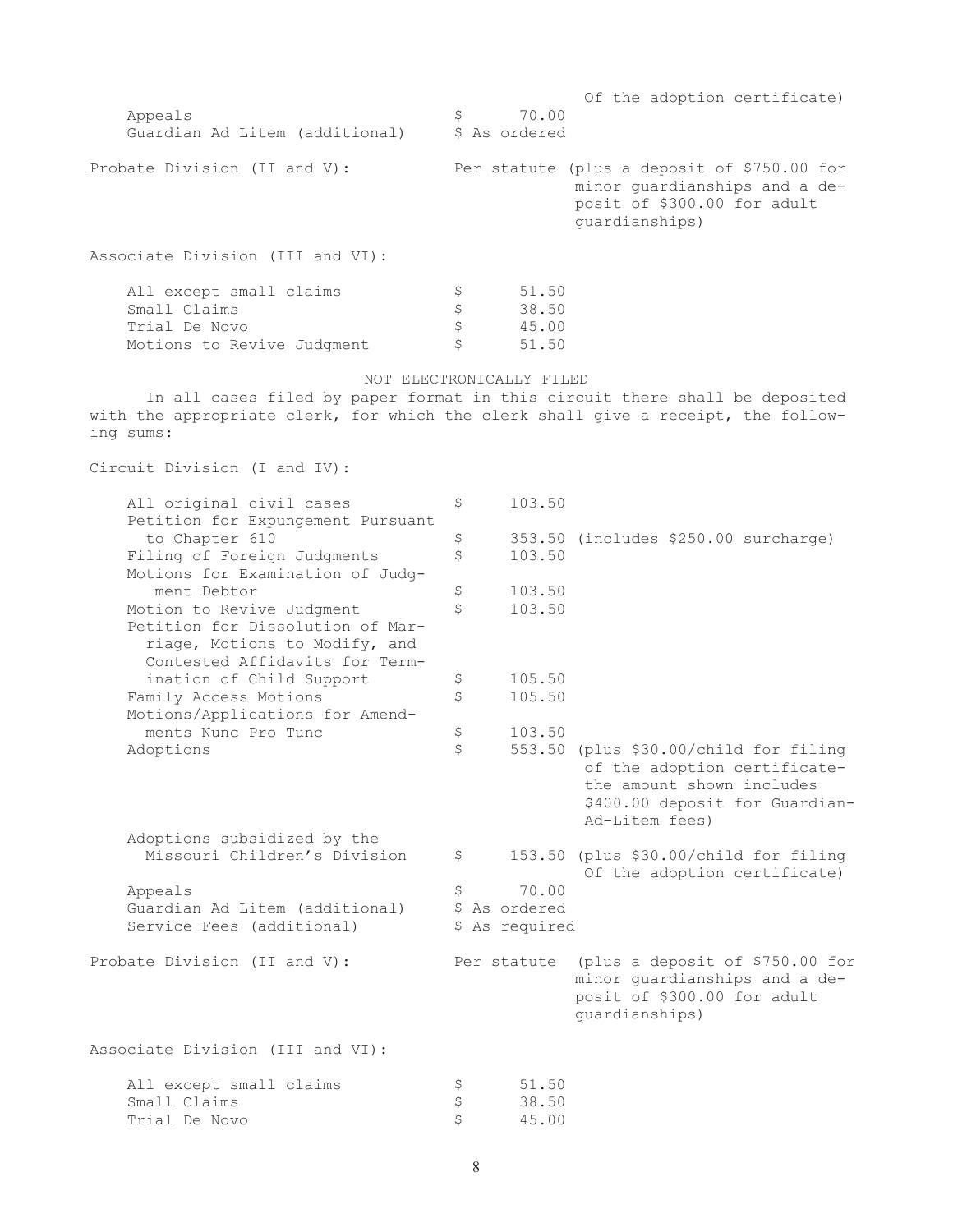| | | |
|---|---|---|
| | | Of the adoption certificate) |
| Appeals | $ 70.00 | |
| Guardian Ad Litem (additional) | $ As ordered | |

Probate Division (II and V): Per statute (plus a deposit of $750.00 for minor guardianships and a deposit of $300.00 for adult guardianships)

Associate Division (III and VI):

| | |
|---|---|
| All except small claims | $ 51.50 |
| Small Claims | $ 38.50 |
| Trial De Novo | $ 45.00 |
| Motions to Revive Judgment | $ 51.50 |

NOT ELECTRONICALLY FILED

In all cases filed by paper format in this circuit there shall be deposited with the appropriate clerk, for which the clerk shall give a receipt, the following sums:

Circuit Division (I and IV):

| | | |
|---|---|---|
| All original civil cases | $ 103.50 | |
| Petition for Expungement Pursuant to Chapter 610 | $ 353.50 | (includes $250.00 surcharge) |
| Filing of Foreign Judgments | $ 103.50 | |
| Motions for Examination of Judgment Debtor | $ 103.50 | |
| Motion to Revive Judgment | $ 103.50 | |
| Petition for Dissolution of Marriage, Motions to Modify, and Contested Affidavits for Termination of Child Support | $ 105.50 | |
| Family Access Motions | $ 105.50 | |
| Motions/Applications for Amendments Nunc Pro Tunc | $ 103.50 | |
| Adoptions | $ 553.50 | (plus $30.00/child for filing of the adoption certificate-the amount shown includes $400.00 deposit for Guardian-Ad-Litem fees) |
| Adoptions subsidized by the Missouri Children's Division | $ 153.50 | (plus $30.00/child for filing Of the adoption certificate) |
| Appeals | $ 70.00 | |
| Guardian Ad Litem (additional) | $ As ordered | |
| Service Fees (additional) | $ As required | |

Probate Division (II and V): Per statute (plus a deposit of $750.00 for minor guardianships and a deposit of $300.00 for adult guardianships)

Associate Division (III and VI):

| | |
|---|---|
| All except small claims | $ 51.50 |
| Small Claims | $ 38.50 |
| Trial De Novo | $ 45.00 |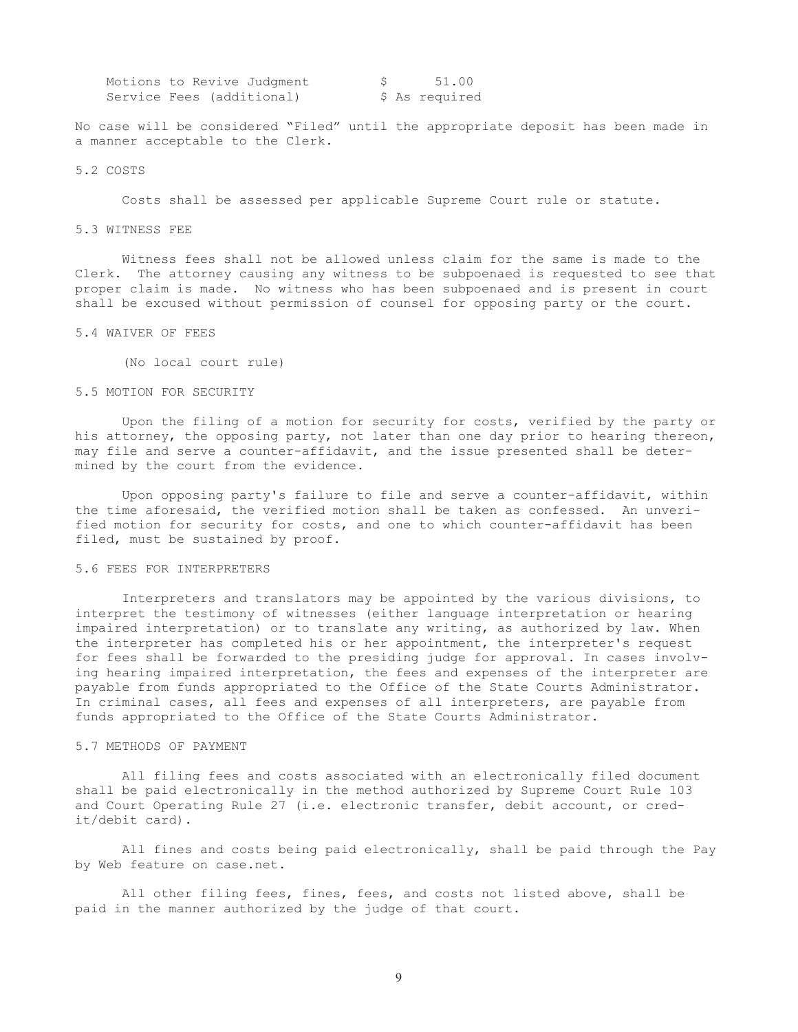| | |
|---|---|
| Motions to Revive Judgment | $ 51.00 |
| Service Fees (additional) | $ As required |

No case will be considered "Filed" until the appropriate deposit has been made in a manner acceptable to the Clerk.

### 5.2 COSTS

Costs shall be assessed per applicable Supreme Court rule or statute.

### 5.3 WITNESS FEE

Witness fees shall not be allowed unless claim for the same is made to the Clerk. The attorney causing any witness to be subpoenaed is requested to see that proper claim is made. No witness who has been subpoenaed and is present in court shall be excused without permission of counsel for opposing party or the court.

### 5.4 WAIVER OF FEES

(No local court rule)

### 5.5 MOTION FOR SECURITY

Upon the filing of a motion for security for costs, verified by the party or his attorney, the opposing party, not later than one day prior to hearing thereon, may file and serve a counter-affidavit, and the issue presented shall be determined by the court from the evidence.

Upon opposing party's failure to file and serve a counter-affidavit, within the time aforesaid, the verified motion shall be taken as confessed. An unverified motion for security for costs, and one to which counter-affidavit has been filed, must be sustained by proof.

### 5.6 FEES FOR INTERPRETERS

Interpreters and translators may be appointed by the various divisions, to interpret the testimony of witnesses (either language interpretation or hearing impaired interpretation) or to translate any writing, as authorized by law. When the interpreter has completed his or her appointment, the interpreter's request for fees shall be forwarded to the presiding judge for approval. In cases involving hearing impaired interpretation, the fees and expenses of the interpreter are payable from funds appropriated to the Office of the State Courts Administrator. In criminal cases, all fees and expenses of all interpreters, are payable from funds appropriated to the Office of the State Courts Administrator.

### 5.7 METHODS OF PAYMENT

All filing fees and costs associated with an electronically filed document shall be paid electronically in the method authorized by Supreme Court Rule 103 and Court Operating Rule 27 (i.e. electronic transfer, debit account, or credit/debit card).

All fines and costs being paid electronically, shall be paid through the Pay by Web feature on case.net.

All other filing fees, fines, fees, and costs not listed above, shall be paid in the manner authorized by the judge of that court.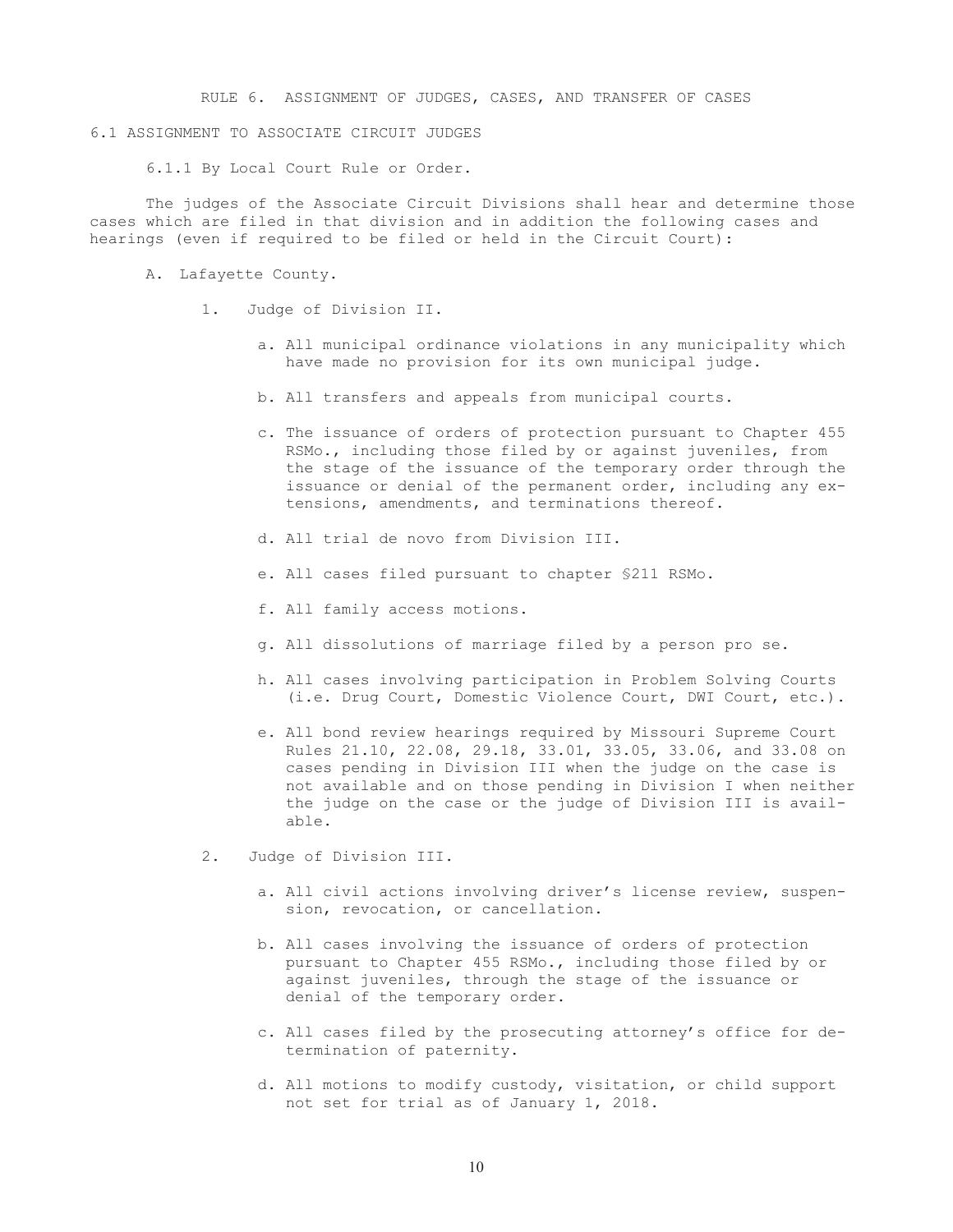# RULE 6. ASSIGNMENT OF JUDGES, CASES, AND TRANSFER OF CASES

## 6.1 ASSIGNMENT TO ASSOCIATE CIRCUIT JUDGES

### 6.1.1 By Local Court Rule or Order.

The judges of the Associate Circuit Divisions shall hear and determine those cases which are filed in that division and in addition the following cases and hearings (even if required to be filed or held in the Circuit Court):

A. Lafayette County.

1. Judge of Division II.

   a. All municipal ordinance violations in any municipality which have made no provision for its own municipal judge.

   b. All transfers and appeals from municipal courts.

   c. The issuance of orders of protection pursuant to Chapter 455 RSMo., including those filed by or against juveniles, from the stage of the issuance of the temporary order through the issuance or denial of the permanent order, including any extensions, amendments, and terminations thereof.

   d. All trial de novo from Division III.

   e. All cases filed pursuant to chapter §211 RSMo.

   f. All family access motions.

   g. All dissolutions of marriage filed by a person pro se.

   h. All cases involving participation in Problem Solving Courts (i.e. Drug Court, Domestic Violence Court, DWI Court, etc.).

   e. All bond review hearings required by Missouri Supreme Court Rules 21.10, 22.08, 29.18, 33.01, 33.05, 33.06, and 33.08 on cases pending in Division III when the judge on the case is not available and on those pending in Division I when neither the judge on the case or the judge of Division III is available.

2. Judge of Division III.

   a. All civil actions involving driver's license review, suspension, revocation, or cancellation.

   b. All cases involving the issuance of orders of protection pursuant to Chapter 455 RSMo., including those filed by or against juveniles, through the stage of the issuance or denial of the temporary order.

   c. All cases filed by the prosecuting attorney's office for determination of paternity.

   d. All motions to modify custody, visitation, or child support not set for trial as of January 1, 2018.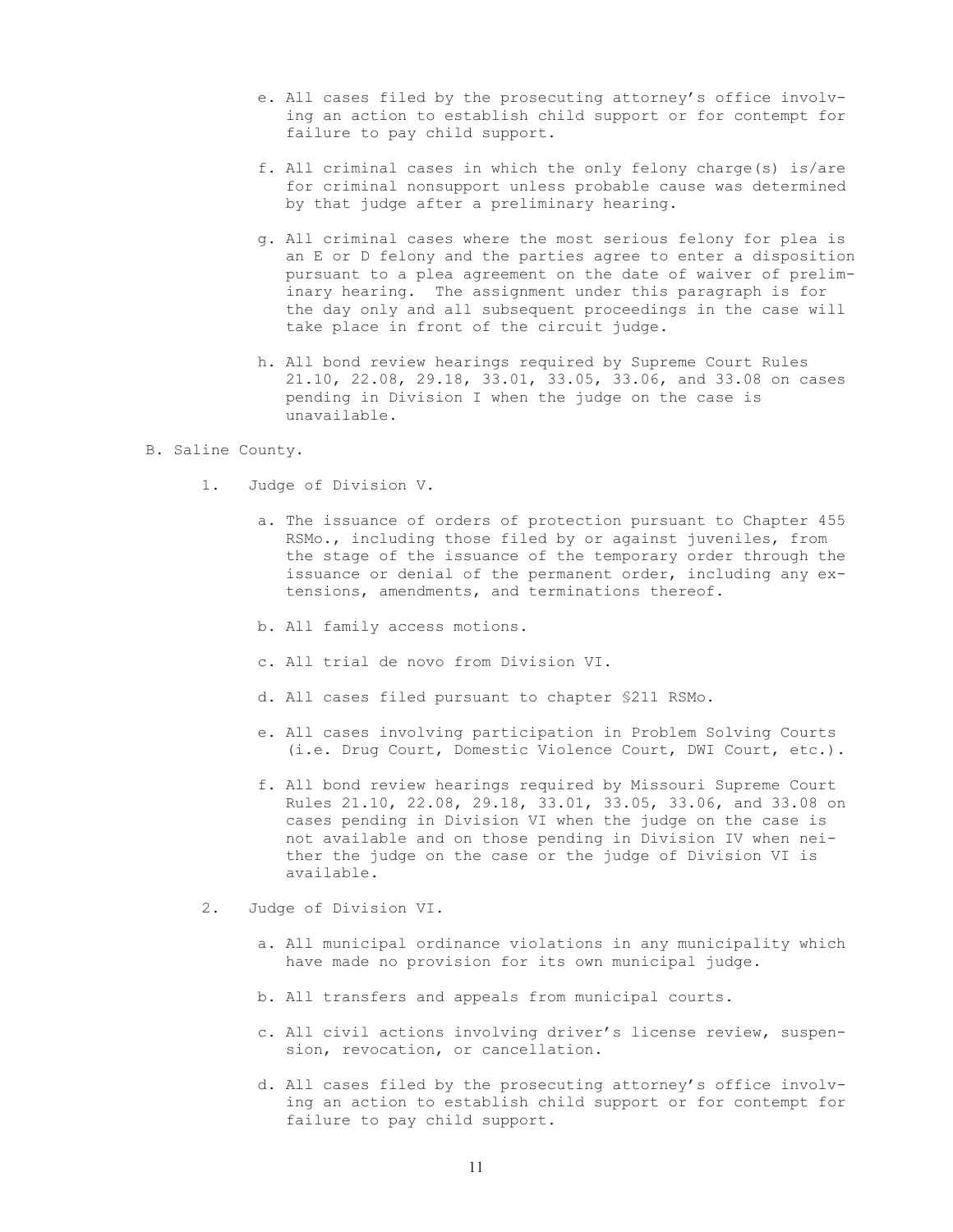e. All cases filed by the prosecuting attorney's office involving an action to establish child support or for contempt for failure to pay child support.

f. All criminal cases in which the only felony charge(s) is/are for criminal nonsupport unless probable cause was determined by that judge after a preliminary hearing.

g. All criminal cases where the most serious felony for plea is an E or D felony and the parties agree to enter a disposition pursuant to a plea agreement on the date of waiver of preliminary hearing. The assignment under this paragraph is for the day only and all subsequent proceedings in the case will take place in front of the circuit judge.

h. All bond review hearings required by Supreme Court Rules 21.10, 22.08, 29.18, 33.01, 33.05, 33.06, and 33.08 on cases pending in Division I when the judge on the case is unavailable.

B. Saline County.

1. Judge of Division V.

a. The issuance of orders of protection pursuant to Chapter 455 RSMo., including those filed by or against juveniles, from the stage of the issuance of the temporary order through the issuance or denial of the permanent order, including any extensions, amendments, and terminations thereof.

b. All family access motions.

c. All trial de novo from Division VI.

d. All cases filed pursuant to chapter §211 RSMo.

e. All cases involving participation in Problem Solving Courts (i.e. Drug Court, Domestic Violence Court, DWI Court, etc.).

f. All bond review hearings required by Missouri Supreme Court Rules 21.10, 22.08, 29.18, 33.01, 33.05, 33.06, and 33.08 on cases pending in Division VI when the judge on the case is not available and on those pending in Division IV when neither the judge on the case or the judge of Division VI is available.

2. Judge of Division VI.

a. All municipal ordinance violations in any municipality which have made no provision for its own municipal judge.

b. All transfers and appeals from municipal courts.

c. All civil actions involving driver's license review, suspension, revocation, or cancellation.

d. All cases filed by the prosecuting attorney's office involving an action to establish child support or for contempt for failure to pay child support.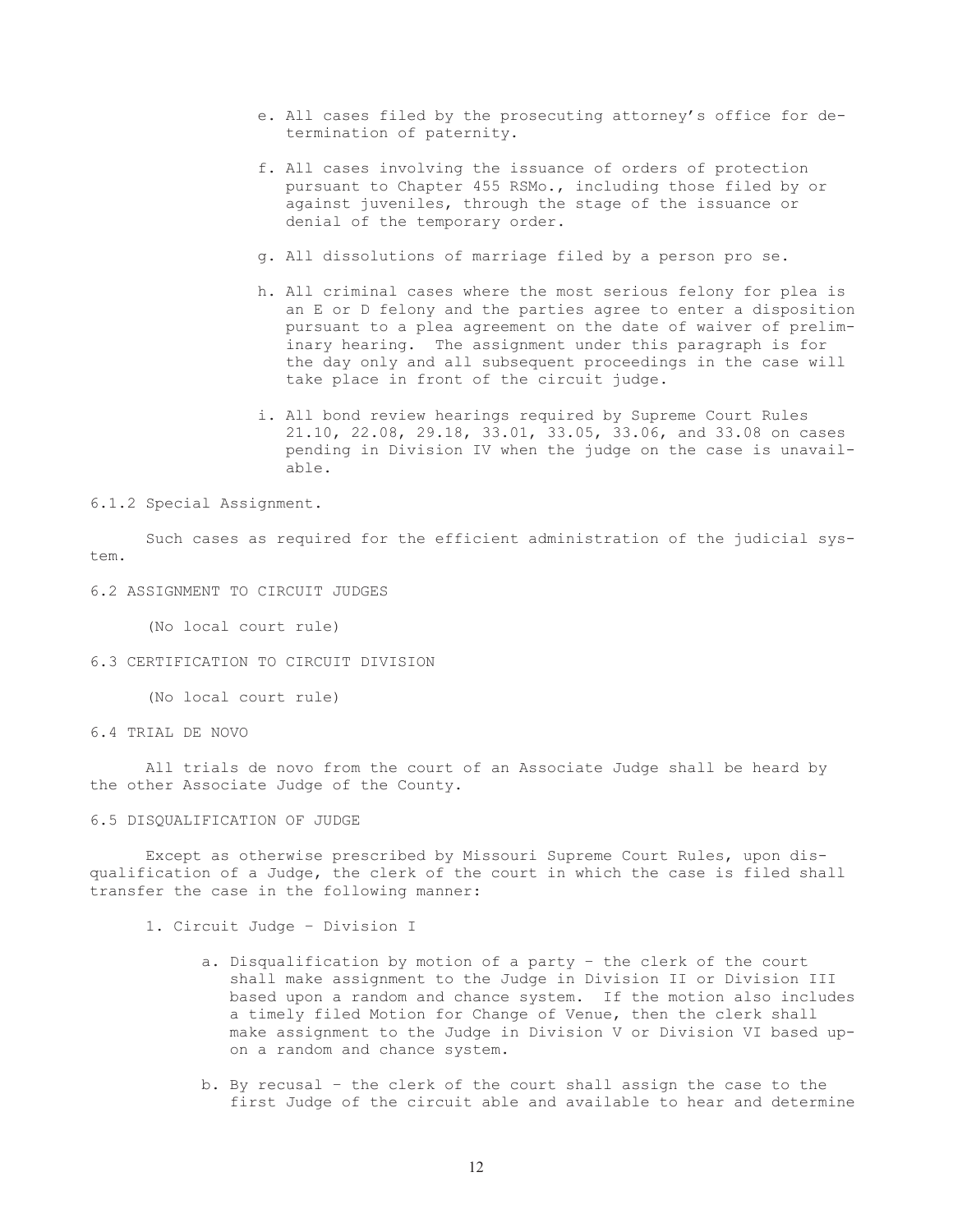e. All cases filed by the prosecuting attorney's office for determination of paternity.

f. All cases involving the issuance of orders of protection pursuant to Chapter 455 RSMo., including those filed by or against juveniles, through the stage of the issuance or denial of the temporary order.

g. All dissolutions of marriage filed by a person pro se.

h. All criminal cases where the most serious felony for plea is an E or D felony and the parties agree to enter a disposition pursuant to a plea agreement on the date of waiver of preliminary hearing. The assignment under this paragraph is for the day only and all subsequent proceedings in the case will take place in front of the circuit judge.

i. All bond review hearings required by Supreme Court Rules 21.10, 22.08, 29.18, 33.01, 33.05, 33.06, and 33.08 on cases pending in Division IV when the judge on the case is unavailable.

6.1.2 Special Assignment.

Such cases as required for the efficient administration of the judicial system.

6.2 ASSIGNMENT TO CIRCUIT JUDGES

(No local court rule)

6.3 CERTIFICATION TO CIRCUIT DIVISION

(No local court rule)

6.4 TRIAL DE NOVO

All trials de novo from the court of an Associate Judge shall be heard by the other Associate Judge of the County.

6.5 DISQUALIFICATION OF JUDGE

Except as otherwise prescribed by Missouri Supreme Court Rules, upon disqualification of a Judge, the clerk of the court in which the case is filed shall transfer the case in the following manner:

1. Circuit Judge – Division I

   a. Disqualification by motion of a party – the clerk of the court shall make assignment to the Judge in Division II or Division III based upon a random and chance system. If the motion also includes a timely filed Motion for Change of Venue, then the clerk shall make assignment to the Judge in Division V or Division VI based upon a random and chance system.

   b. By recusal – the clerk of the court shall assign the case to the first Judge of the circuit able and available to hear and determine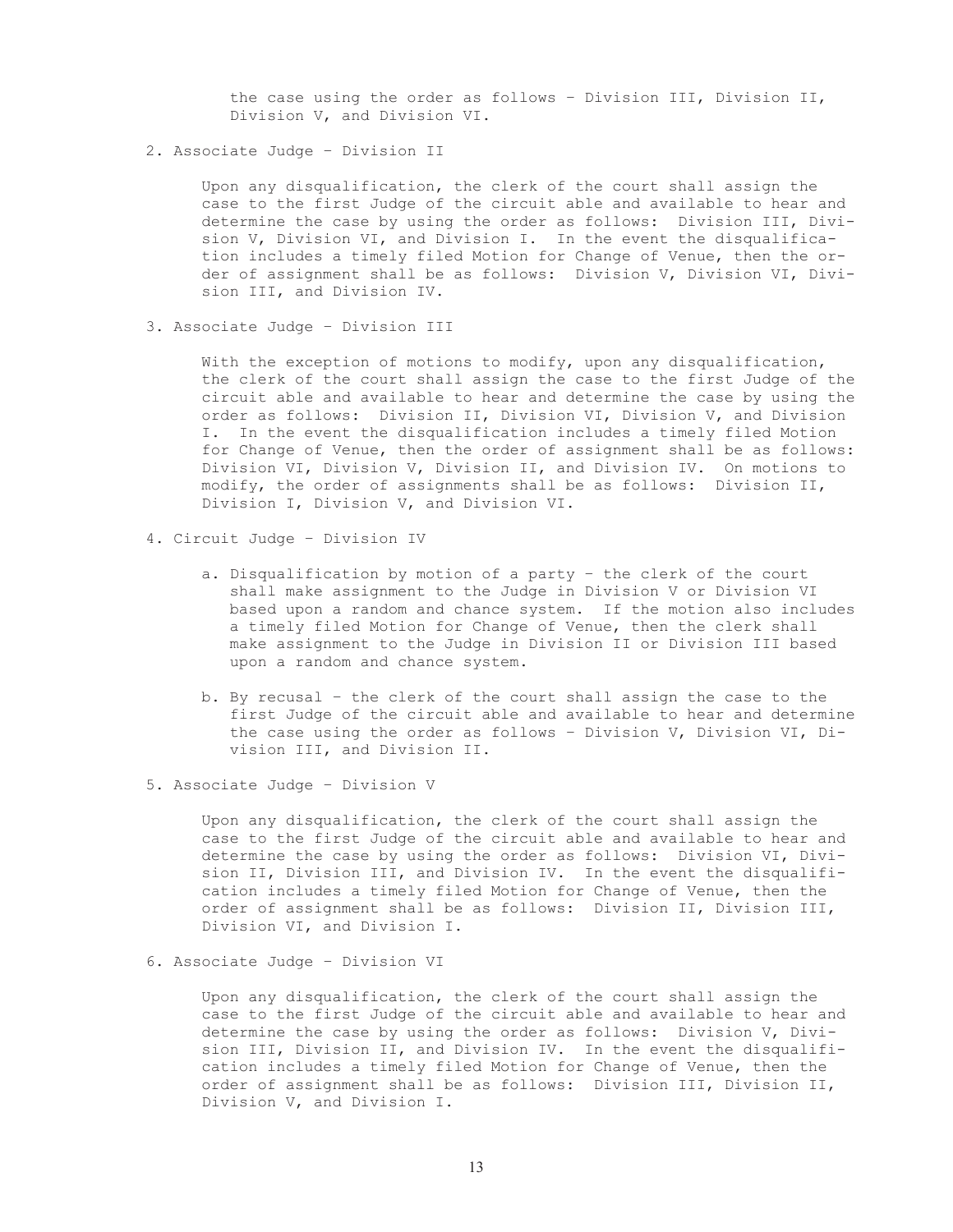the case using the order as follows – Division III, Division II, Division V, and Division VI.

2. Associate Judge – Division II

   Upon any disqualification, the clerk of the court shall assign the case to the first Judge of the circuit able and available to hear and determine the case by using the order as follows: Division III, Division V, Division VI, and Division I. In the event the disqualification includes a timely filed Motion for Change of Venue, then the order of assignment shall be as follows: Division V, Division VI, Division III, and Division IV.

3. Associate Judge – Division III

   With the exception of motions to modify, upon any disqualification, the clerk of the court shall assign the case to the first Judge of the circuit able and available to hear and determine the case by using the order as follows: Division II, Division VI, Division V, and Division I. In the event the disqualification includes a timely filed Motion for Change of Venue, then the order of assignment shall be as follows: Division VI, Division V, Division II, and Division IV. On motions to modify, the order of assignments shall be as follows: Division II, Division I, Division V, and Division VI.

4. Circuit Judge – Division IV

   a. Disqualification by motion of a party – the clerk of the court shall make assignment to the Judge in Division V or Division VI based upon a random and chance system. If the motion also includes a timely filed Motion for Change of Venue, then the clerk shall make assignment to the Judge in Division II or Division III based upon a random and chance system.

   b. By recusal – the clerk of the court shall assign the case to the first Judge of the circuit able and available to hear and determine the case using the order as follows – Division V, Division VI, Division III, and Division II.

5. Associate Judge – Division V

   Upon any disqualification, the clerk of the court shall assign the case to the first Judge of the circuit able and available to hear and determine the case by using the order as follows: Division VI, Division II, Division III, and Division IV. In the event the disqualification includes a timely filed Motion for Change of Venue, then the order of assignment shall be as follows: Division II, Division III, Division VI, and Division I.

6. Associate Judge – Division VI

   Upon any disqualification, the clerk of the court shall assign the case to the first Judge of the circuit able and available to hear and determine the case by using the order as follows: Division V, Division III, Division II, and Division IV. In the event the disqualification includes a timely filed Motion for Change of Venue, then the order of assignment shall be as follows: Division III, Division II, Division V, and Division I.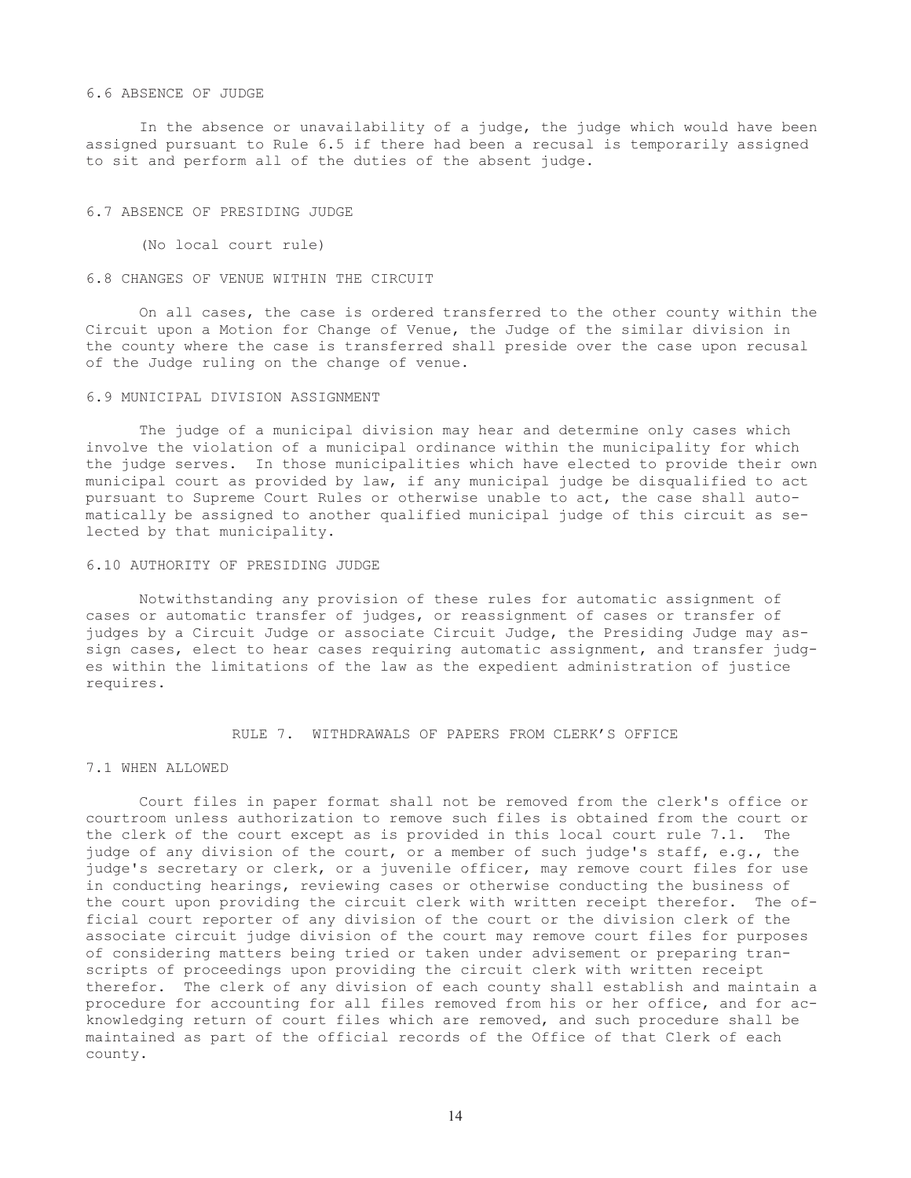### 6.6 ABSENCE OF JUDGE

In the absence or unavailability of a judge, the judge which would have been assigned pursuant to Rule 6.5 if there had been a recusal is temporarily assigned to sit and perform all of the duties of the absent judge.

### 6.7 ABSENCE OF PRESIDING JUDGE

(No local court rule)

### 6.8 CHANGES OF VENUE WITHIN THE CIRCUIT

On all cases, the case is ordered transferred to the other county within the Circuit upon a Motion for Change of Venue, the Judge of the similar division in the county where the case is transferred shall preside over the case upon recusal of the Judge ruling on the change of venue.

### 6.9 MUNICIPAL DIVISION ASSIGNMENT

The judge of a municipal division may hear and determine only cases which involve the violation of a municipal ordinance within the municipality for which the judge serves. In those municipalities which have elected to provide their own municipal court as provided by law, if any municipal judge be disqualified to act pursuant to Supreme Court Rules or otherwise unable to act, the case shall automatically be assigned to another qualified municipal judge of this circuit as selected by that municipality.

### 6.10 AUTHORITY OF PRESIDING JUDGE

Notwithstanding any provision of these rules for automatic assignment of cases or automatic transfer of judges, or reassignment of cases or transfer of judges by a Circuit Judge or associate Circuit Judge, the Presiding Judge may assign cases, elect to hear cases requiring automatic assignment, and transfer judges within the limitations of the law as the expedient administration of justice requires.

## RULE 7. WITHDRAWALS OF PAPERS FROM CLERK'S OFFICE

### 7.1 WHEN ALLOWED

Court files in paper format shall not be removed from the clerk's office or courtroom unless authorization to remove such files is obtained from the court or the clerk of the court except as is provided in this local court rule 7.1. The judge of any division of the court, or a member of such judge's staff, e.g., the judge's secretary or clerk, or a juvenile officer, may remove court files for use in conducting hearings, reviewing cases or otherwise conducting the business of the court upon providing the circuit clerk with written receipt therefor. The official court reporter of any division of the court or the division clerk of the associate circuit judge division of the court may remove court files for purposes of considering matters being tried or taken under advisement or preparing transcripts of proceedings upon providing the circuit clerk with written receipt therefor. The clerk of any division of each county shall establish and maintain a procedure for accounting for all files removed from his or her office, and for acknowledging return of court files which are removed, and such procedure shall be maintained as part of the official records of the Office of that Clerk of each county.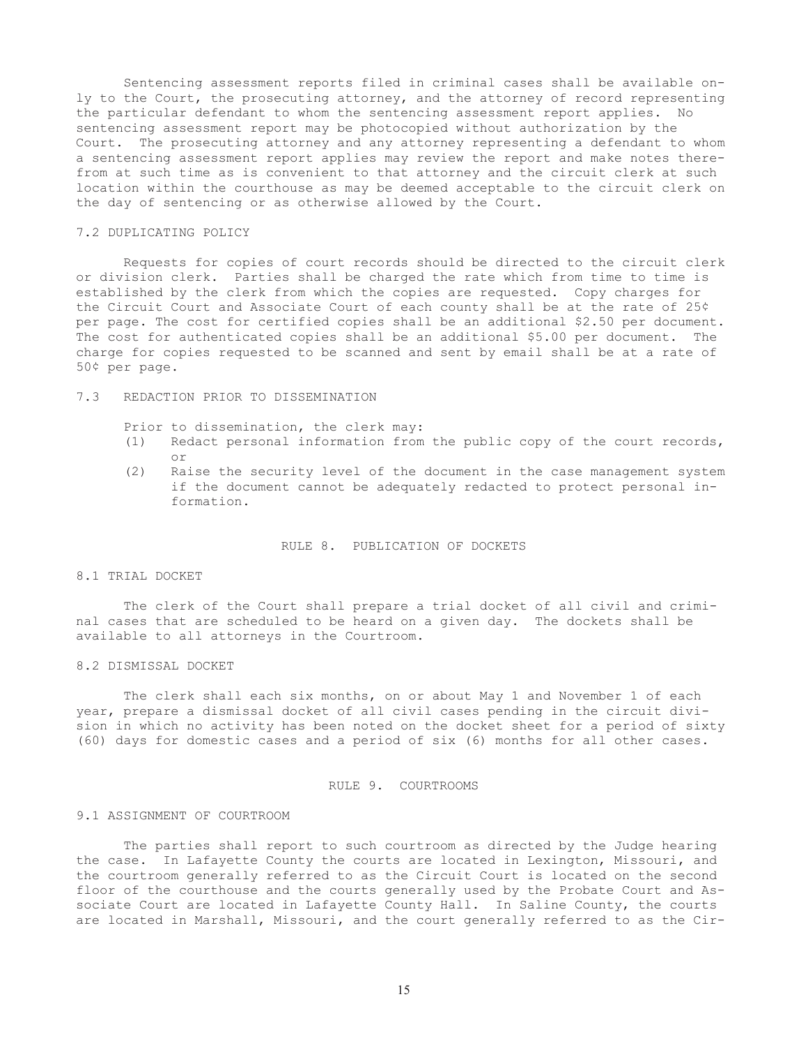Sentencing assessment reports filed in criminal cases shall be available only to the Court, the prosecuting attorney, and the attorney of record representing the particular defendant to whom the sentencing assessment report applies. No sentencing assessment report may be photocopied without authorization by the Court. The prosecuting attorney and any attorney representing a defendant to whom a sentencing assessment report applies may review the report and make notes therefrom at such time as is convenient to that attorney and the circuit clerk at such location within the courthouse as may be deemed acceptable to the circuit clerk on the day of sentencing or as otherwise allowed by the Court.

### 7.2 DUPLICATING POLICY

Requests for copies of court records should be directed to the circuit clerk or division clerk. Parties shall be charged the rate which from time to time is established by the clerk from which the copies are requested. Copy charges for the Circuit Court and Associate Court of each county shall be at the rate of 25¢ per page. The cost for certified copies shall be an additional $2.50 per document. The cost for authenticated copies shall be an additional $5.00 per document. The charge for copies requested to be scanned and sent by email shall be at a rate of 50¢ per page.

### 7.3 REDACTION PRIOR TO DISSEMINATION

Prior to dissemination, the clerk may:

(1) Redact personal information from the public copy of the court records, or

(2) Raise the security level of the document in the case management system if the document cannot be adequately redacted to protect personal information.

## RULE 8. PUBLICATION OF DOCKETS

### 8.1 TRIAL DOCKET

The clerk of the Court shall prepare a trial docket of all civil and criminal cases that are scheduled to be heard on a given day. The dockets shall be available to all attorneys in the Courtroom.

### 8.2 DISMISSAL DOCKET

The clerk shall each six months, on or about May 1 and November 1 of each year, prepare a dismissal docket of all civil cases pending in the circuit division in which no activity has been noted on the docket sheet for a period of sixty (60) days for domestic cases and a period of six (6) months for all other cases.

## RULE 9. COURTROOMS

### 9.1 ASSIGNMENT OF COURTROOM

The parties shall report to such courtroom as directed by the Judge hearing the case. In Lafayette County the courts are located in Lexington, Missouri, and the courtroom generally referred to as the Circuit Court is located on the second floor of the courthouse and the courts generally used by the Probate Court and Associate Court are located in Lafayette County Hall. In Saline County, the courts are located in Marshall, Missouri, and the court generally referred to as the Cir-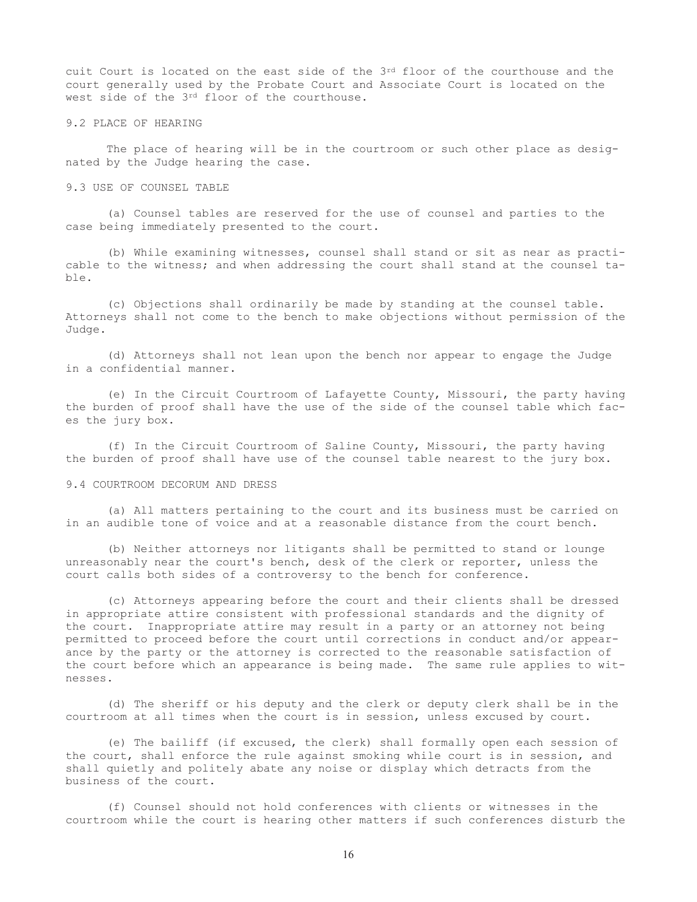cuit Court is located on the east side of the 3rd floor of the courthouse and the court generally used by the Probate Court and Associate Court is located on the west side of the 3rd floor of the courthouse.

9.2 PLACE OF HEARING

The place of hearing will be in the courtroom or such other place as designated by the Judge hearing the case.

9.3 USE OF COUNSEL TABLE

(a) Counsel tables are reserved for the use of counsel and parties to the case being immediately presented to the court.

(b) While examining witnesses, counsel shall stand or sit as near as practicable to the witness; and when addressing the court shall stand at the counsel table.

(c) Objections shall ordinarily be made by standing at the counsel table. Attorneys shall not come to the bench to make objections without permission of the Judge.

(d) Attorneys shall not lean upon the bench nor appear to engage the Judge in a confidential manner.

(e) In the Circuit Courtroom of Lafayette County, Missouri, the party having the burden of proof shall have the use of the side of the counsel table which faces the jury box.

(f) In the Circuit Courtroom of Saline County, Missouri, the party having the burden of proof shall have use of the counsel table nearest to the jury box.

9.4 COURTROOM DECORUM AND DRESS

(a) All matters pertaining to the court and its business must be carried on in an audible tone of voice and at a reasonable distance from the court bench.

(b) Neither attorneys nor litigants shall be permitted to stand or lounge unreasonably near the court's bench, desk of the clerk or reporter, unless the court calls both sides of a controversy to the bench for conference.

(c) Attorneys appearing before the court and their clients shall be dressed in appropriate attire consistent with professional standards and the dignity of the court. Inappropriate attire may result in a party or an attorney not being permitted to proceed before the court until corrections in conduct and/or appearance by the party or the attorney is corrected to the reasonable satisfaction of the court before which an appearance is being made. The same rule applies to witnesses.

(d) The sheriff or his deputy and the clerk or deputy clerk shall be in the courtroom at all times when the court is in session, unless excused by court.

(e) The bailiff (if excused, the clerk) shall formally open each session of the court, shall enforce the rule against smoking while court is in session, and shall quietly and politely abate any noise or display which detracts from the business of the court.

(f) Counsel should not hold conferences with clients or witnesses in the courtroom while the court is hearing other matters if such conferences disturb the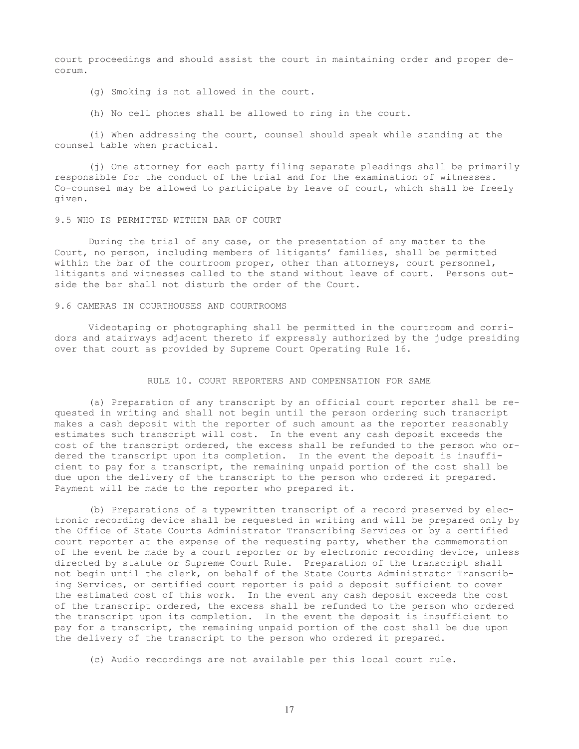court proceedings and should assist the court in maintaining order and proper decorum.

(g) Smoking is not allowed in the court.

(h) No cell phones shall be allowed to ring in the court.

(i) When addressing the court, counsel should speak while standing at the counsel table when practical.

(j) One attorney for each party filing separate pleadings shall be primarily responsible for the conduct of the trial and for the examination of witnesses. Co-counsel may be allowed to participate by leave of court, which shall be freely given.

### 9.5 WHO IS PERMITTED WITHIN BAR OF COURT

During the trial of any case, or the presentation of any matter to the Court, no person, including members of litigants' families, shall be permitted within the bar of the courtroom proper, other than attorneys, court personnel, litigants and witnesses called to the stand without leave of court. Persons outside the bar shall not disturb the order of the Court.

### 9.6 CAMERAS IN COURTHOUSES AND COURTROOMS

Videotaping or photographing shall be permitted in the courtroom and corridors and stairways adjacent thereto if expressly authorized by the judge presiding over that court as provided by Supreme Court Operating Rule 16.

## RULE 10. COURT REPORTERS AND COMPENSATION FOR SAME

(a) Preparation of any transcript by an official court reporter shall be requested in writing and shall not begin until the person ordering such transcript makes a cash deposit with the reporter of such amount as the reporter reasonably estimates such transcript will cost. In the event any cash deposit exceeds the cost of the transcript ordered, the excess shall be refunded to the person who ordered the transcript upon its completion. In the event the deposit is insufficient to pay for a transcript, the remaining unpaid portion of the cost shall be due upon the delivery of the transcript to the person who ordered it prepared. Payment will be made to the reporter who prepared it.

(b) Preparations of a typewritten transcript of a record preserved by electronic recording device shall be requested in writing and will be prepared only by the Office of State Courts Administrator Transcribing Services or by a certified court reporter at the expense of the requesting party, whether the commemoration of the event be made by a court reporter or by electronic recording device, unless directed by statute or Supreme Court Rule. Preparation of the transcript shall not begin until the clerk, on behalf of the State Courts Administrator Transcribing Services, or certified court reporter is paid a deposit sufficient to cover the estimated cost of this work. In the event any cash deposit exceeds the cost of the transcript ordered, the excess shall be refunded to the person who ordered the transcript upon its completion. In the event the deposit is insufficient to pay for a transcript, the remaining unpaid portion of the cost shall be due upon the delivery of the transcript to the person who ordered it prepared.

(c) Audio recordings are not available per this local court rule.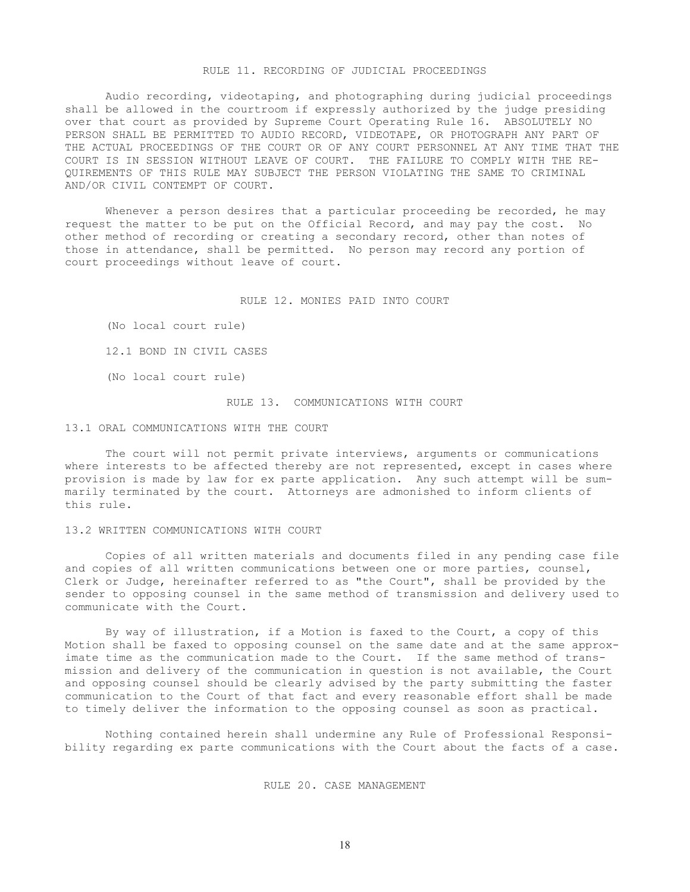## RULE 11. RECORDING OF JUDICIAL PROCEEDINGS

Audio recording, videotaping, and photographing during judicial proceedings shall be allowed in the courtroom if expressly authorized by the judge presiding over that court as provided by Supreme Court Operating Rule 16. ABSOLUTELY NO PERSON SHALL BE PERMITTED TO AUDIO RECORD, VIDEOTAPE, OR PHOTOGRAPH ANY PART OF THE ACTUAL PROCEEDINGS OF THE COURT OR OF ANY COURT PERSONNEL AT ANY TIME THAT THE COURT IS IN SESSION WITHOUT LEAVE OF COURT. THE FAILURE TO COMPLY WITH THE REQUIREMENTS OF THIS RULE MAY SUBJECT THE PERSON VIOLATING THE SAME TO CRIMINAL AND/OR CIVIL CONTEMPT OF COURT.

Whenever a person desires that a particular proceeding be recorded, he may request the matter to be put on the Official Record, and may pay the cost. No other method of recording or creating a secondary record, other than notes of those in attendance, shall be permitted. No person may record any portion of court proceedings without leave of court.

## RULE 12. MONIES PAID INTO COURT

(No local court rule)

12.1 BOND IN CIVIL CASES

(No local court rule)

## RULE 13. COMMUNICATIONS WITH COURT

### 13.1 ORAL COMMUNICATIONS WITH THE COURT

The court will not permit private interviews, arguments or communications where interests to be affected thereby are not represented, except in cases where provision is made by law for ex parte application. Any such attempt will be summarily terminated by the court. Attorneys are admonished to inform clients of this rule.

### 13.2 WRITTEN COMMUNICATIONS WITH COURT

Copies of all written materials and documents filed in any pending case file and copies of all written communications between one or more parties, counsel, Clerk or Judge, hereinafter referred to as "the Court", shall be provided by the sender to opposing counsel in the same method of transmission and delivery used to communicate with the Court.

By way of illustration, if a Motion is faxed to the Court, a copy of this Motion shall be faxed to opposing counsel on the same date and at the same approximate time as the communication made to the Court. If the same method of transmission and delivery of the communication in question is not available, the Court and opposing counsel should be clearly advised by the party submitting the faster communication to the Court of that fact and every reasonable effort shall be made to timely deliver the information to the opposing counsel as soon as practical.

Nothing contained herein shall undermine any Rule of Professional Responsibility regarding ex parte communications with the Court about the facts of a case.

## RULE 20. CASE MANAGEMENT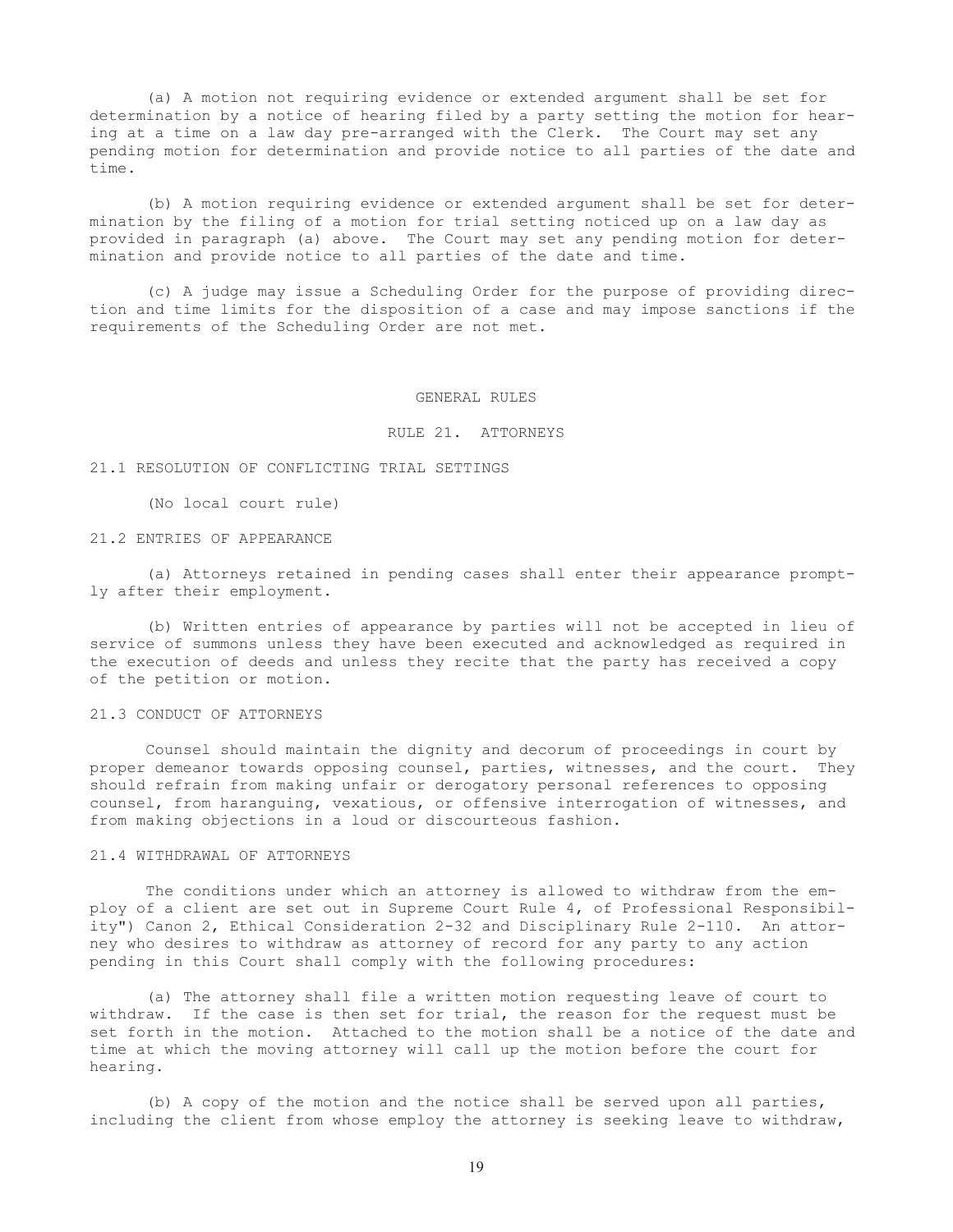(a) A motion not requiring evidence or extended argument shall be set for determination by a notice of hearing filed by a party setting the motion for hearing at a time on a law day pre-arranged with the Clerk. The Court may set any pending motion for determination and provide notice to all parties of the date and time.

(b) A motion requiring evidence or extended argument shall be set for determination by the filing of a motion for trial setting noticed up on a law day as provided in paragraph (a) above. The Court may set any pending motion for determination and provide notice to all parties of the date and time.

(c) A judge may issue a Scheduling Order for the purpose of providing direction and time limits for the disposition of a case and may impose sanctions if the requirements of the Scheduling Order are not met.

# GENERAL RULES

## RULE 21. ATTORNEYS

### 21.1 RESOLUTION OF CONFLICTING TRIAL SETTINGS

(No local court rule)

### 21.2 ENTRIES OF APPEARANCE

(a) Attorneys retained in pending cases shall enter their appearance promptly after their employment.

(b) Written entries of appearance by parties will not be accepted in lieu of service of summons unless they have been executed and acknowledged as required in the execution of deeds and unless they recite that the party has received a copy of the petition or motion.

### 21.3 CONDUCT OF ATTORNEYS

Counsel should maintain the dignity and decorum of proceedings in court by proper demeanor towards opposing counsel, parties, witnesses, and the court. They should refrain from making unfair or derogatory personal references to opposing counsel, from haranguing, vexatious, or offensive interrogation of witnesses, and from making objections in a loud or discourteous fashion.

### 21.4 WITHDRAWAL OF ATTORNEYS

The conditions under which an attorney is allowed to withdraw from the employ of a client are set out in Supreme Court Rule 4, of Professional Responsibility") Canon 2, Ethical Consideration 2-32 and Disciplinary Rule 2-110. An attorney who desires to withdraw as attorney of record for any party to any action pending in this Court shall comply with the following procedures:

(a) The attorney shall file a written motion requesting leave of court to withdraw. If the case is then set for trial, the reason for the request must be set forth in the motion. Attached to the motion shall be a notice of the date and time at which the moving attorney will call up the motion before the court for hearing.

(b) A copy of the motion and the notice shall be served upon all parties, including the client from whose employ the attorney is seeking leave to withdraw,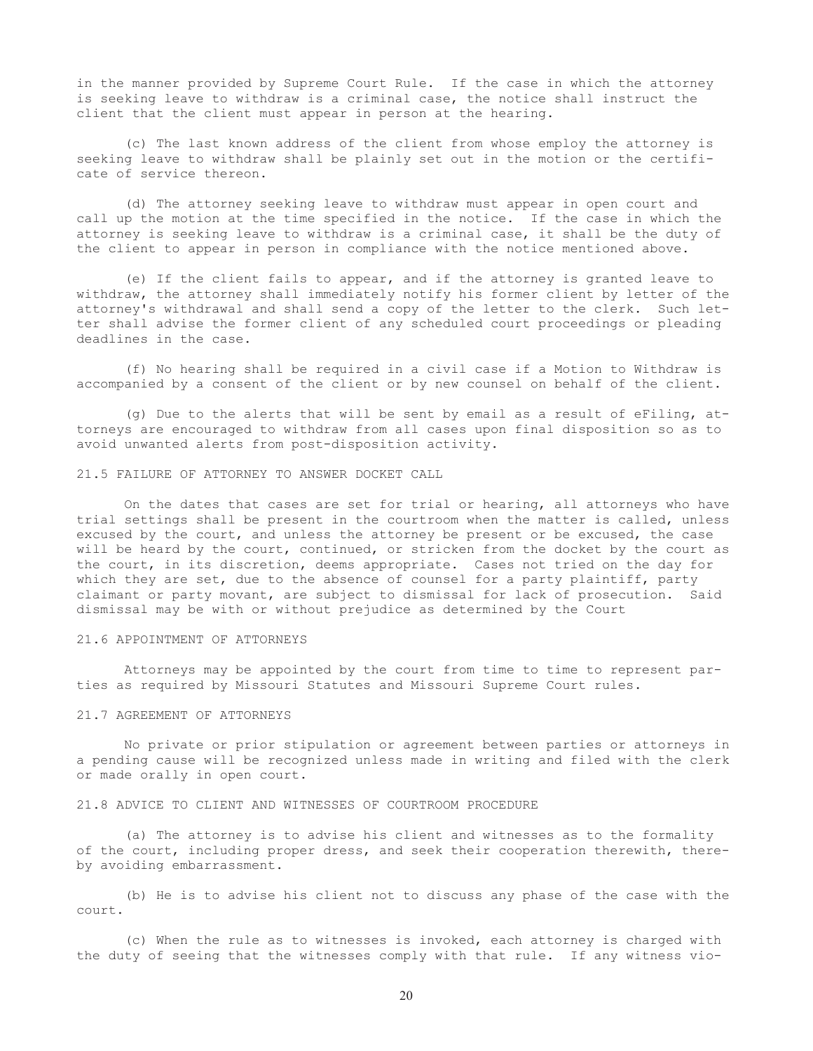in the manner provided by Supreme Court Rule. If the case in which the attorney is seeking leave to withdraw is a criminal case, the notice shall instruct the client that the client must appear in person at the hearing.

(c) The last known address of the client from whose employ the attorney is seeking leave to withdraw shall be plainly set out in the motion or the certificate of service thereon.

(d) The attorney seeking leave to withdraw must appear in open court and call up the motion at the time specified in the notice. If the case in which the attorney is seeking leave to withdraw is a criminal case, it shall be the duty of the client to appear in person in compliance with the notice mentioned above.

(e) If the client fails to appear, and if the attorney is granted leave to withdraw, the attorney shall immediately notify his former client by letter of the attorney's withdrawal and shall send a copy of the letter to the clerk. Such letter shall advise the former client of any scheduled court proceedings or pleading deadlines in the case.

(f) No hearing shall be required in a civil case if a Motion to Withdraw is accompanied by a consent of the client or by new counsel on behalf of the client.

(g) Due to the alerts that will be sent by email as a result of eFiling, attorneys are encouraged to withdraw from all cases upon final disposition so as to avoid unwanted alerts from post-disposition activity.

## 21.5 FAILURE OF ATTORNEY TO ANSWER DOCKET CALL

On the dates that cases are set for trial or hearing, all attorneys who have trial settings shall be present in the courtroom when the matter is called, unless excused by the court, and unless the attorney be present or be excused, the case will be heard by the court, continued, or stricken from the docket by the court as the court, in its discretion, deems appropriate. Cases not tried on the day for which they are set, due to the absence of counsel for a party plaintiff, party claimant or party movant, are subject to dismissal for lack of prosecution. Said dismissal may be with or without prejudice as determined by the Court

## 21.6 APPOINTMENT OF ATTORNEYS

Attorneys may be appointed by the court from time to time to represent parties as required by Missouri Statutes and Missouri Supreme Court rules.

## 21.7 AGREEMENT OF ATTORNEYS

No private or prior stipulation or agreement between parties or attorneys in a pending cause will be recognized unless made in writing and filed with the clerk or made orally in open court.

## 21.8 ADVICE TO CLIENT AND WITNESSES OF COURTROOM PROCEDURE

(a) The attorney is to advise his client and witnesses as to the formality of the court, including proper dress, and seek their cooperation therewith, thereby avoiding embarrassment.

(b) He is to advise his client not to discuss any phase of the case with the court.

(c) When the rule as to witnesses is invoked, each attorney is charged with the duty of seeing that the witnesses comply with that rule. If any witness vio-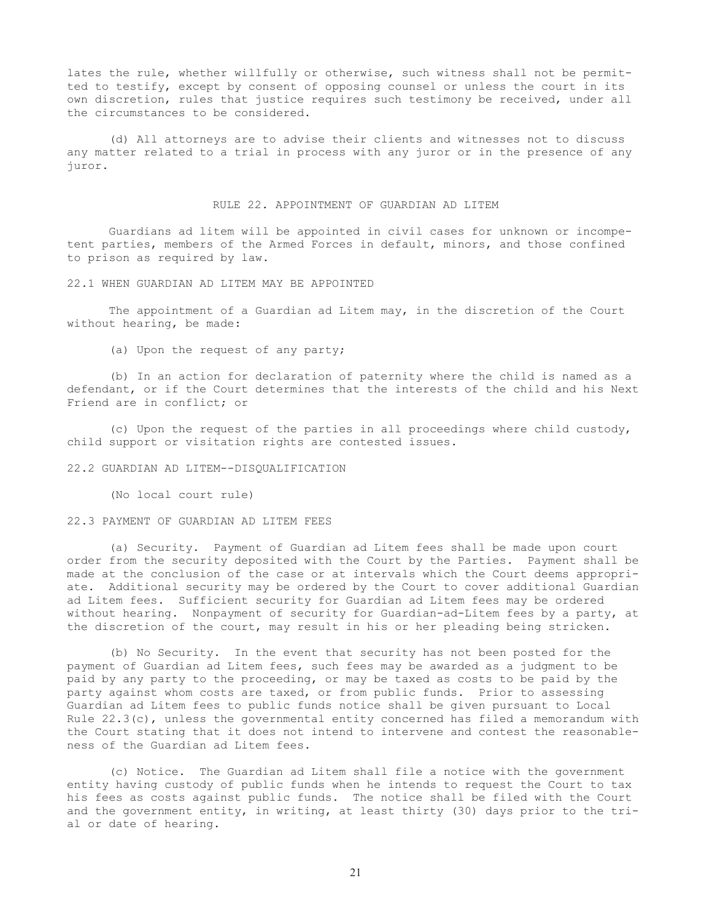lates the rule, whether willfully or otherwise, such witness shall not be permitted to testify, except by consent of opposing counsel or unless the court in its own discretion, rules that justice requires such testimony be received, under all the circumstances to be considered.

(d) All attorneys are to advise their clients and witnesses not to discuss any matter related to a trial in process with any juror or in the presence of any juror.

## RULE 22. APPOINTMENT OF GUARDIAN AD LITEM

Guardians ad litem will be appointed in civil cases for unknown or incompetent parties, members of the Armed Forces in default, minors, and those confined to prison as required by law.

### 22.1 WHEN GUARDIAN AD LITEM MAY BE APPOINTED

The appointment of a Guardian ad Litem may, in the discretion of the Court without hearing, be made:

(a) Upon the request of any party;

(b) In an action for declaration of paternity where the child is named as a defendant, or if the Court determines that the interests of the child and his Next Friend are in conflict; or

(c) Upon the request of the parties in all proceedings where child custody, child support or visitation rights are contested issues.

### 22.2 GUARDIAN AD LITEM--DISQUALIFICATION

(No local court rule)

### 22.3 PAYMENT OF GUARDIAN AD LITEM FEES

(a) Security. Payment of Guardian ad Litem fees shall be made upon court order from the security deposited with the Court by the Parties. Payment shall be made at the conclusion of the case or at intervals which the Court deems appropriate. Additional security may be ordered by the Court to cover additional Guardian ad Litem fees. Sufficient security for Guardian ad Litem fees may be ordered without hearing. Nonpayment of security for Guardian-ad-Litem fees by a party, at the discretion of the court, may result in his or her pleading being stricken.

(b) No Security. In the event that security has not been posted for the payment of Guardian ad Litem fees, such fees may be awarded as a judgment to be paid by any party to the proceeding, or may be taxed as costs to be paid by the party against whom costs are taxed, or from public funds. Prior to assessing Guardian ad Litem fees to public funds notice shall be given pursuant to Local Rule 22.3(c), unless the governmental entity concerned has filed a memorandum with the Court stating that it does not intend to intervene and contest the reasonableness of the Guardian ad Litem fees.

(c) Notice. The Guardian ad Litem shall file a notice with the government entity having custody of public funds when he intends to request the Court to tax his fees as costs against public funds. The notice shall be filed with the Court and the government entity, in writing, at least thirty (30) days prior to the trial or date of hearing.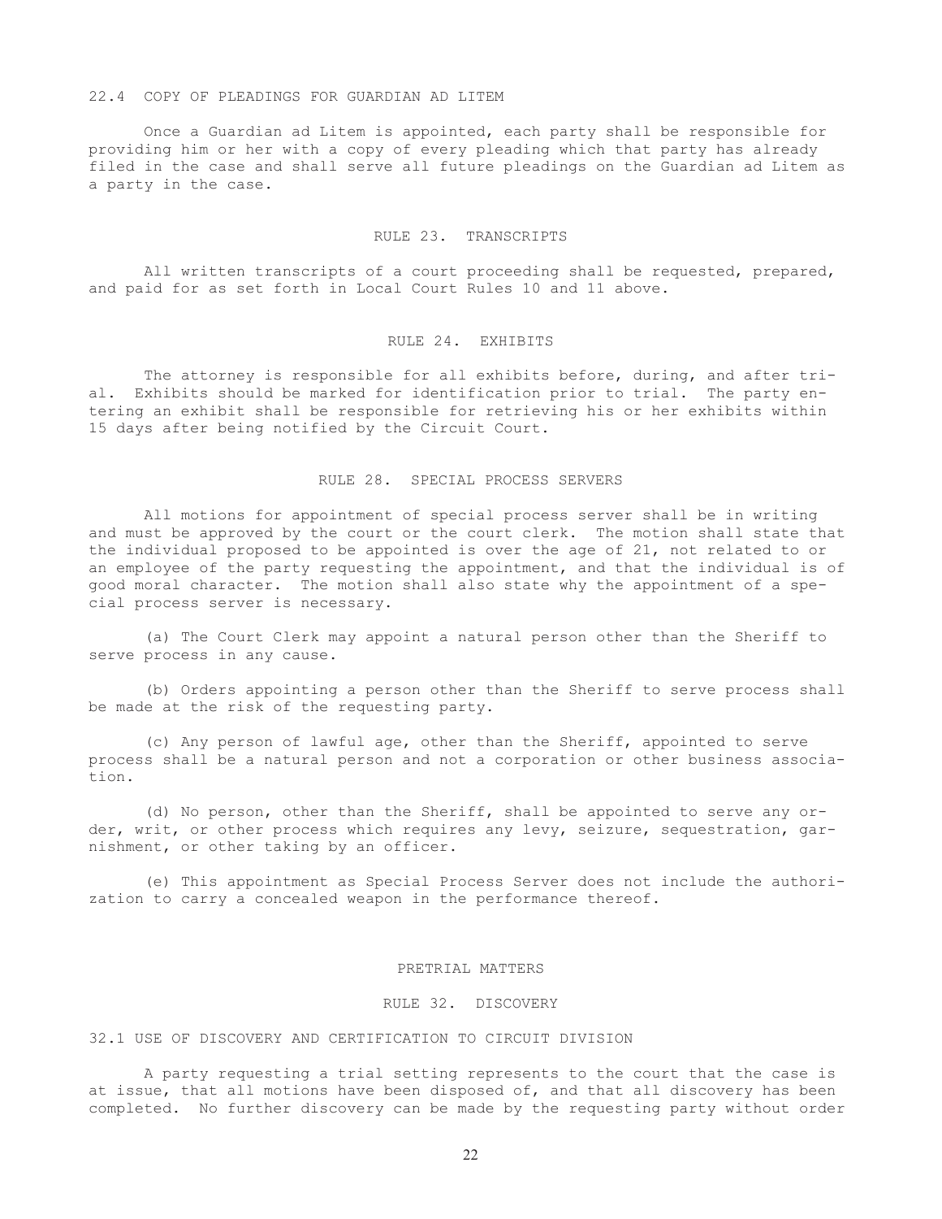### 22.4 COPY OF PLEADINGS FOR GUARDIAN AD LITEM

Once a Guardian ad Litem is appointed, each party shall be responsible for providing him or her with a copy of every pleading which that party has already filed in the case and shall serve all future pleadings on the Guardian ad Litem as a party in the case.

## RULE 23. TRANSCRIPTS

All written transcripts of a court proceeding shall be requested, prepared, and paid for as set forth in Local Court Rules 10 and 11 above.

## RULE 24. EXHIBITS

The attorney is responsible for all exhibits before, during, and after trial. Exhibits should be marked for identification prior to trial. The party entering an exhibit shall be responsible for retrieving his or her exhibits within 15 days after being notified by the Circuit Court.

## RULE 28. SPECIAL PROCESS SERVERS

All motions for appointment of special process server shall be in writing and must be approved by the court or the court clerk. The motion shall state that the individual proposed to be appointed is over the age of 21, not related to or an employee of the party requesting the appointment, and that the individual is of good moral character. The motion shall also state why the appointment of a special process server is necessary.

(a) The Court Clerk may appoint a natural person other than the Sheriff to serve process in any cause.

(b) Orders appointing a person other than the Sheriff to serve process shall be made at the risk of the requesting party.

(c) Any person of lawful age, other than the Sheriff, appointed to serve process shall be a natural person and not a corporation or other business association.

(d) No person, other than the Sheriff, shall be appointed to serve any order, writ, or other process which requires any levy, seizure, sequestration, garnishment, or other taking by an officer.

(e) This appointment as Special Process Server does not include the authorization to carry a concealed weapon in the performance thereof.

# PRETRIAL MATTERS

## RULE 32. DISCOVERY

### 32.1 USE OF DISCOVERY AND CERTIFICATION TO CIRCUIT DIVISION

A party requesting a trial setting represents to the court that the case is at issue, that all motions have been disposed of, and that all discovery has been completed. No further discovery can be made by the requesting party without order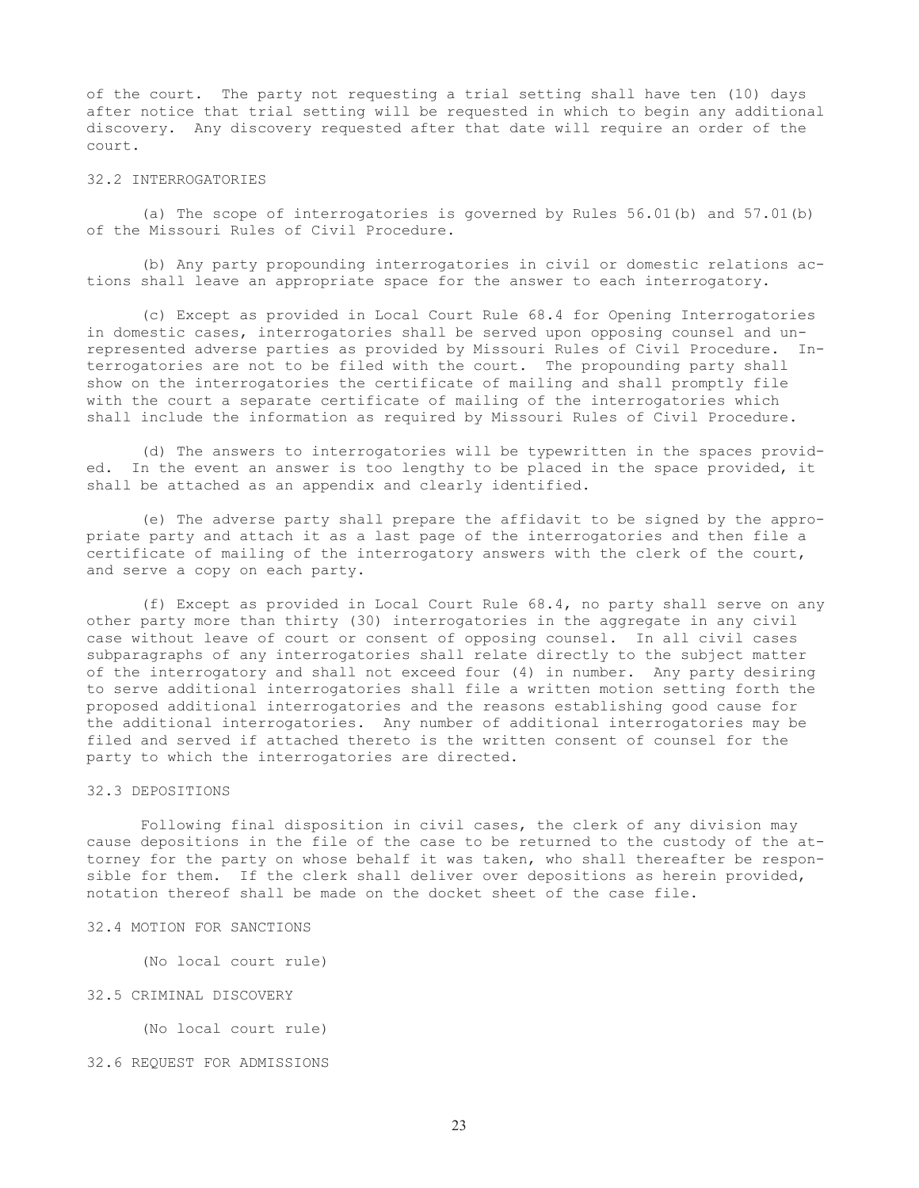of the court. The party not requesting a trial setting shall have ten (10) days after notice that trial setting will be requested in which to begin any additional discovery. Any discovery requested after that date will require an order of the court.

32.2 INTERROGATORIES

(a) The scope of interrogatories is governed by Rules 56.01(b) and 57.01(b) of the Missouri Rules of Civil Procedure.

(b) Any party propounding interrogatories in civil or domestic relations actions shall leave an appropriate space for the answer to each interrogatory.

(c) Except as provided in Local Court Rule 68.4 for Opening Interrogatories in domestic cases, interrogatories shall be served upon opposing counsel and unrepresented adverse parties as provided by Missouri Rules of Civil Procedure. Interrogatories are not to be filed with the court. The propounding party shall show on the interrogatories the certificate of mailing and shall promptly file with the court a separate certificate of mailing of the interrogatories which shall include the information as required by Missouri Rules of Civil Procedure.

(d) The answers to interrogatories will be typewritten in the spaces provided. In the event an answer is too lengthy to be placed in the space provided, it shall be attached as an appendix and clearly identified.

(e) The adverse party shall prepare the affidavit to be signed by the appropriate party and attach it as a last page of the interrogatories and then file a certificate of mailing of the interrogatory answers with the clerk of the court, and serve a copy on each party.

(f) Except as provided in Local Court Rule 68.4, no party shall serve on any other party more than thirty (30) interrogatories in the aggregate in any civil case without leave of court or consent of opposing counsel. In all civil cases subparagraphs of any interrogatories shall relate directly to the subject matter of the interrogatory and shall not exceed four (4) in number. Any party desiring to serve additional interrogatories shall file a written motion setting forth the proposed additional interrogatories and the reasons establishing good cause for the additional interrogatories. Any number of additional interrogatories may be filed and served if attached thereto is the written consent of counsel for the party to which the interrogatories are directed.

32.3 DEPOSITIONS

Following final disposition in civil cases, the clerk of any division may cause depositions in the file of the case to be returned to the custody of the attorney for the party on whose behalf it was taken, who shall thereafter be responsible for them. If the clerk shall deliver over depositions as herein provided, notation thereof shall be made on the docket sheet of the case file.

32.4 MOTION FOR SANCTIONS

(No local court rule)

32.5 CRIMINAL DISCOVERY

(No local court rule)

32.6 REQUEST FOR ADMISSIONS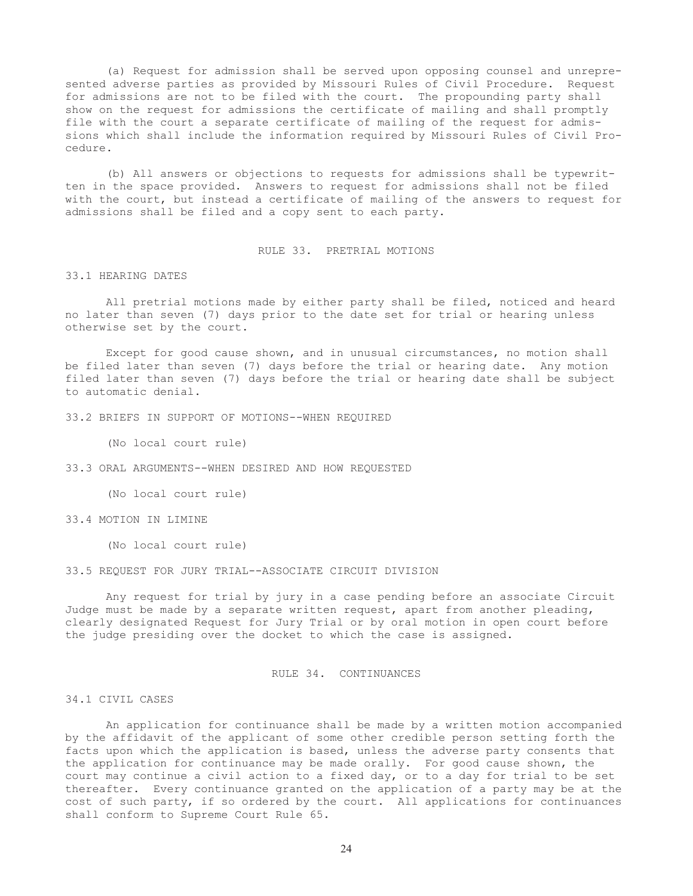(a) Request for admission shall be served upon opposing counsel and unrepresented adverse parties as provided by Missouri Rules of Civil Procedure. Request for admissions are not to be filed with the court. The propounding party shall show on the request for admissions the certificate of mailing and shall promptly file with the court a separate certificate of mailing of the request for admissions which shall include the information required by Missouri Rules of Civil Procedure.

(b) All answers or objections to requests for admissions shall be typewritten in the space provided. Answers to request for admissions shall not be filed with the court, but instead a certificate of mailing of the answers to request for admissions shall be filed and a copy sent to each party.

## RULE 33. PRETRIAL MOTIONS

### 33.1 HEARING DATES

All pretrial motions made by either party shall be filed, noticed and heard no later than seven (7) days prior to the date set for trial or hearing unless otherwise set by the court.

Except for good cause shown, and in unusual circumstances, no motion shall be filed later than seven (7) days before the trial or hearing date. Any motion filed later than seven (7) days before the trial or hearing date shall be subject to automatic denial.

### 33.2 BRIEFS IN SUPPORT OF MOTIONS--WHEN REQUIRED

(No local court rule)

### 33.3 ORAL ARGUMENTS--WHEN DESIRED AND HOW REQUESTED

(No local court rule)

### 33.4 MOTION IN LIMINE

(No local court rule)

### 33.5 REQUEST FOR JURY TRIAL--ASSOCIATE CIRCUIT DIVISION

Any request for trial by jury in a case pending before an associate Circuit Judge must be made by a separate written request, apart from another pleading, clearly designated Request for Jury Trial or by oral motion in open court before the judge presiding over the docket to which the case is assigned.

## RULE 34. CONTINUANCES

### 34.1 CIVIL CASES

An application for continuance shall be made by a written motion accompanied by the affidavit of the applicant of some other credible person setting forth the facts upon which the application is based, unless the adverse party consents that the application for continuance may be made orally. For good cause shown, the court may continue a civil action to a fixed day, or to a day for trial to be set thereafter. Every continuance granted on the application of a party may be at the cost of such party, if so ordered by the court. All applications for continuances shall conform to Supreme Court Rule 65.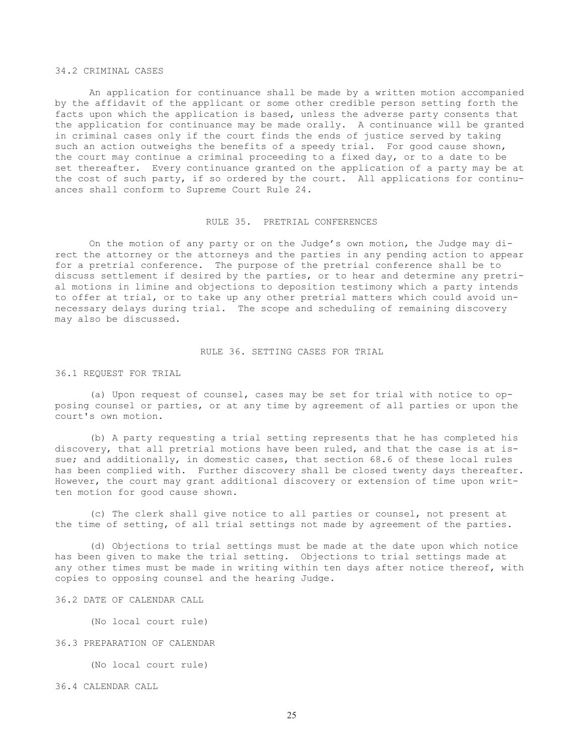### 34.2 CRIMINAL CASES

An application for continuance shall be made by a written motion accompanied by the affidavit of the applicant or some other credible person setting forth the facts upon which the application is based, unless the adverse party consents that the application for continuance may be made orally. A continuance will be granted in criminal cases only if the court finds the ends of justice served by taking such an action outweighs the benefits of a speedy trial. For good cause shown, the court may continue a criminal proceeding to a fixed day, or to a date to be set thereafter. Every continuance granted on the application of a party may be at the cost of such party, if so ordered by the court. All applications for continuances shall conform to Supreme Court Rule 24.

## RULE 35. PRETRIAL CONFERENCES

On the motion of any party or on the Judge's own motion, the Judge may direct the attorney or the attorneys and the parties in any pending action to appear for a pretrial conference. The purpose of the pretrial conference shall be to discuss settlement if desired by the parties, or to hear and determine any pretrial motions in limine and objections to deposition testimony which a party intends to offer at trial, or to take up any other pretrial matters which could avoid unnecessary delays during trial. The scope and scheduling of remaining discovery may also be discussed.

## RULE 36. SETTING CASES FOR TRIAL

### 36.1 REQUEST FOR TRIAL

(a) Upon request of counsel, cases may be set for trial with notice to opposing counsel or parties, or at any time by agreement of all parties or upon the court's own motion.

(b) A party requesting a trial setting represents that he has completed his discovery, that all pretrial motions have been ruled, and that the case is at issue; and additionally, in domestic cases, that section 68.6 of these local rules has been complied with. Further discovery shall be closed twenty days thereafter. However, the court may grant additional discovery or extension of time upon written motion for good cause shown.

(c) The clerk shall give notice to all parties or counsel, not present at the time of setting, of all trial settings not made by agreement of the parties.

(d) Objections to trial settings must be made at the date upon which notice has been given to make the trial setting. Objections to trial settings made at any other times must be made in writing within ten days after notice thereof, with copies to opposing counsel and the hearing Judge.

### 36.2 DATE OF CALENDAR CALL

(No local court rule)

### 36.3 PREPARATION OF CALENDAR

(No local court rule)

### 36.4 CALENDAR CALL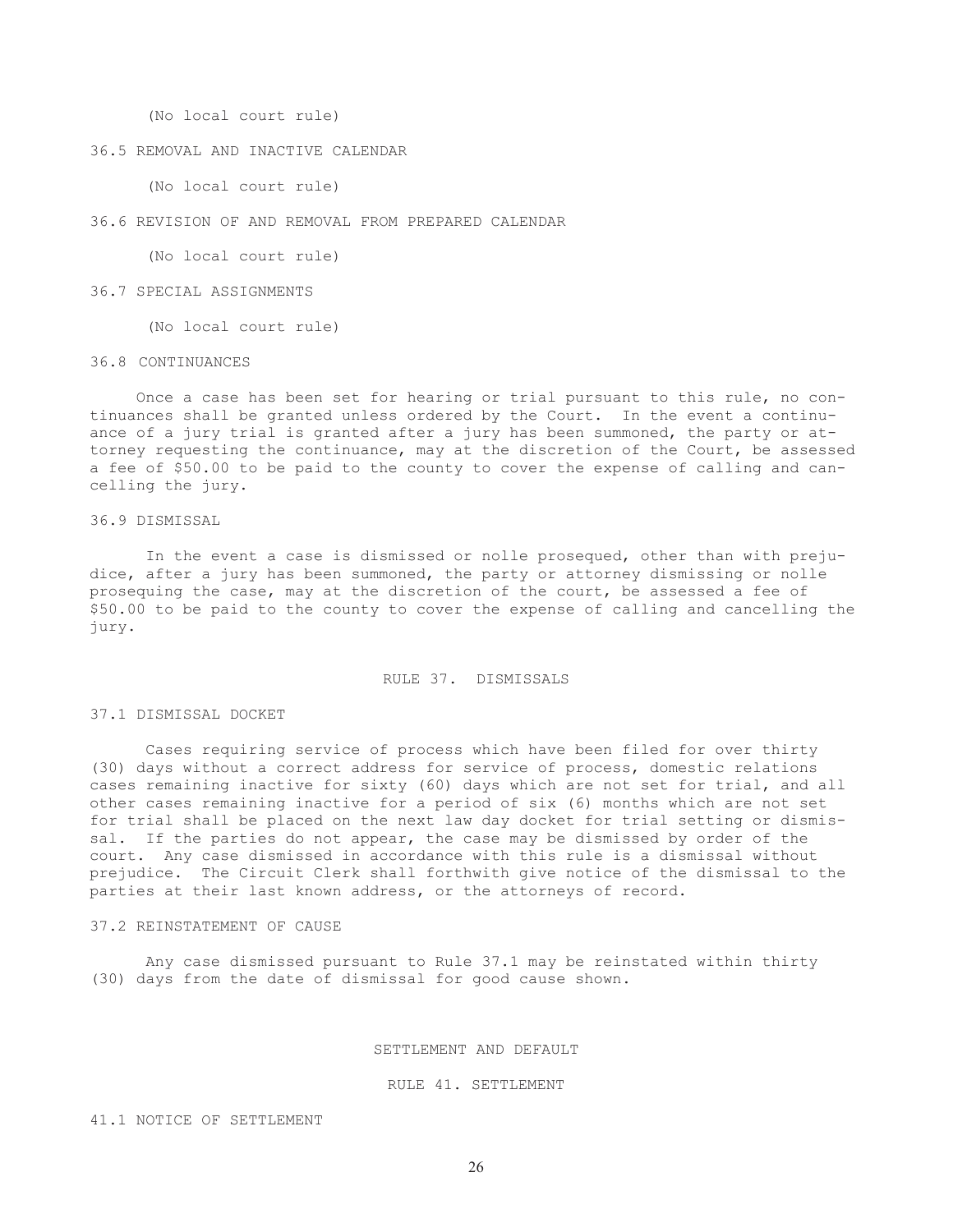(No local court rule)

36.5 REMOVAL AND INACTIVE CALENDAR

(No local court rule)

36.6 REVISION OF AND REMOVAL FROM PREPARED CALENDAR

(No local court rule)

36.7 SPECIAL ASSIGNMENTS

(No local court rule)

36.8 CONTINUANCES

Once a case has been set for hearing or trial pursuant to this rule, no continuances shall be granted unless ordered by the Court. In the event a continuance of a jury trial is granted after a jury has been summoned, the party or attorney requesting the continuance, may at the discretion of the Court, be assessed a fee of $50.00 to be paid to the county to cover the expense of calling and cancelling the jury.

36.9 DISMISSAL

In the event a case is dismissed or nolle prosequed, other than with prejudice, after a jury has been summoned, the party or attorney dismissing or nolle prosequing the case, may at the discretion of the court, be assessed a fee of $50.00 to be paid to the county to cover the expense of calling and cancelling the jury.

## RULE 37. DISMISSALS

37.1 DISMISSAL DOCKET

Cases requiring service of process which have been filed for over thirty (30) days without a correct address for service of process, domestic relations cases remaining inactive for sixty (60) days which are not set for trial, and all other cases remaining inactive for a period of six (6) months which are not set for trial shall be placed on the next law day docket for trial setting or dismissal. If the parties do not appear, the case may be dismissed by order of the court. Any case dismissed in accordance with this rule is a dismissal without prejudice. The Circuit Clerk shall forthwith give notice of the dismissal to the parties at their last known address, or the attorneys of record.

37.2 REINSTATEMENT OF CAUSE

Any case dismissed pursuant to Rule 37.1 may be reinstated within thirty (30) days from the date of dismissal for good cause shown.

## SETTLEMENT AND DEFAULT

## RULE 41. SETTLEMENT

41.1 NOTICE OF SETTLEMENT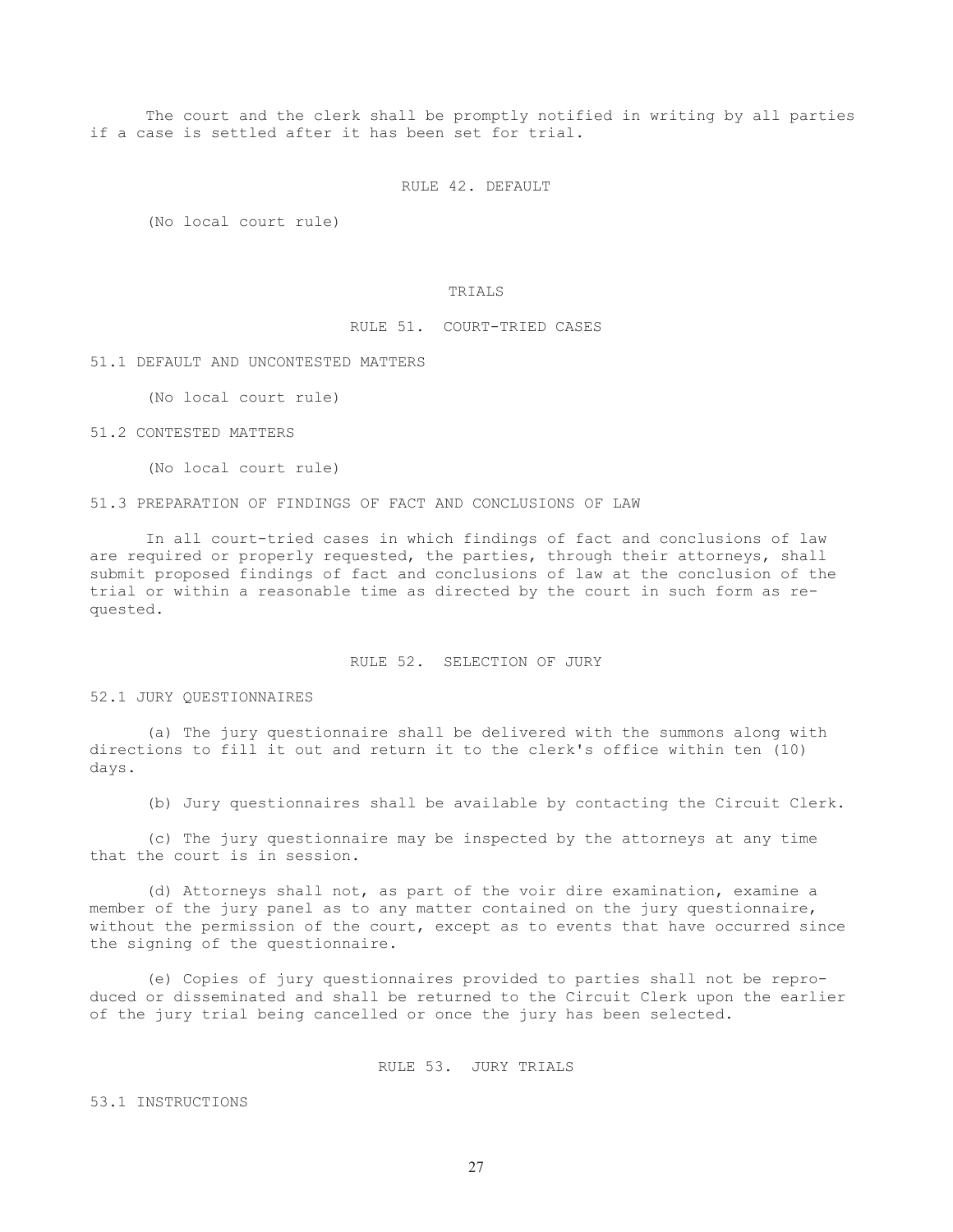The court and the clerk shall be promptly notified in writing by all parties if a case is settled after it has been set for trial.

## RULE 42. DEFAULT

(No local court rule)

# TRIALS

## RULE 51. COURT-TRIED CASES

### 51.1 DEFAULT AND UNCONTESTED MATTERS

(No local court rule)

### 51.2 CONTESTED MATTERS

(No local court rule)

### 51.3 PREPARATION OF FINDINGS OF FACT AND CONCLUSIONS OF LAW

In all court-tried cases in which findings of fact and conclusions of law are required or properly requested, the parties, through their attorneys, shall submit proposed findings of fact and conclusions of law at the conclusion of the trial or within a reasonable time as directed by the court in such form as requested.

## RULE 52. SELECTION OF JURY

### 52.1 JURY QUESTIONNAIRES

(a) The jury questionnaire shall be delivered with the summons along with directions to fill it out and return it to the clerk's office within ten (10) days.

(b) Jury questionnaires shall be available by contacting the Circuit Clerk.

(c) The jury questionnaire may be inspected by the attorneys at any time that the court is in session.

(d) Attorneys shall not, as part of the voir dire examination, examine a member of the jury panel as to any matter contained on the jury questionnaire, without the permission of the court, except as to events that have occurred since the signing of the questionnaire.

(e) Copies of jury questionnaires provided to parties shall not be reproduced or disseminated and shall be returned to the Circuit Clerk upon the earlier of the jury trial being cancelled or once the jury has been selected.

## RULE 53. JURY TRIALS

### 53.1 INSTRUCTIONS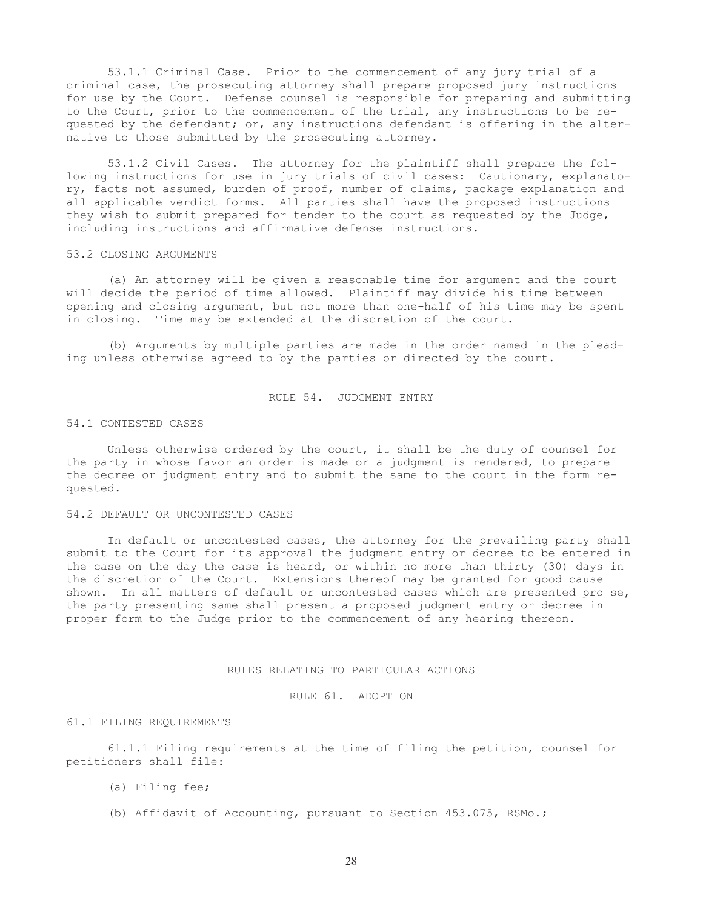53.1.1 Criminal Case. Prior to the commencement of any jury trial of a criminal case, the prosecuting attorney shall prepare proposed jury instructions for use by the Court. Defense counsel is responsible for preparing and submitting to the Court, prior to the commencement of the trial, any instructions to be requested by the defendant; or, any instructions defendant is offering in the alternative to those submitted by the prosecuting attorney.

53.1.2 Civil Cases. The attorney for the plaintiff shall prepare the following instructions for use in jury trials of civil cases: Cautionary, explanatory, facts not assumed, burden of proof, number of claims, package explanation and all applicable verdict forms. All parties shall have the proposed instructions they wish to submit prepared for tender to the court as requested by the Judge, including instructions and affirmative defense instructions.

### 53.2 CLOSING ARGUMENTS

(a) An attorney will be given a reasonable time for argument and the court will decide the period of time allowed. Plaintiff may divide his time between opening and closing argument, but not more than one-half of his time may be spent in closing. Time may be extended at the discretion of the court.

(b) Arguments by multiple parties are made in the order named in the pleading unless otherwise agreed to by the parties or directed by the court.

## RULE 54. JUDGMENT ENTRY

### 54.1 CONTESTED CASES

Unless otherwise ordered by the court, it shall be the duty of counsel for the party in whose favor an order is made or a judgment is rendered, to prepare the decree or judgment entry and to submit the same to the court in the form requested.

### 54.2 DEFAULT OR UNCONTESTED CASES

In default or uncontested cases, the attorney for the prevailing party shall submit to the Court for its approval the judgment entry or decree to be entered in the case on the day the case is heard, or within no more than thirty (30) days in the discretion of the Court. Extensions thereof may be granted for good cause shown. In all matters of default or uncontested cases which are presented pro se, the party presenting same shall present a proposed judgment entry or decree in proper form to the Judge prior to the commencement of any hearing thereon.

# RULES RELATING TO PARTICULAR ACTIONS

## RULE 61. ADOPTION

### 61.1 FILING REQUIREMENTS

61.1.1 Filing requirements at the time of filing the petition, counsel for petitioners shall file:

(a) Filing fee;

(b) Affidavit of Accounting, pursuant to Section 453.075, RSMo.;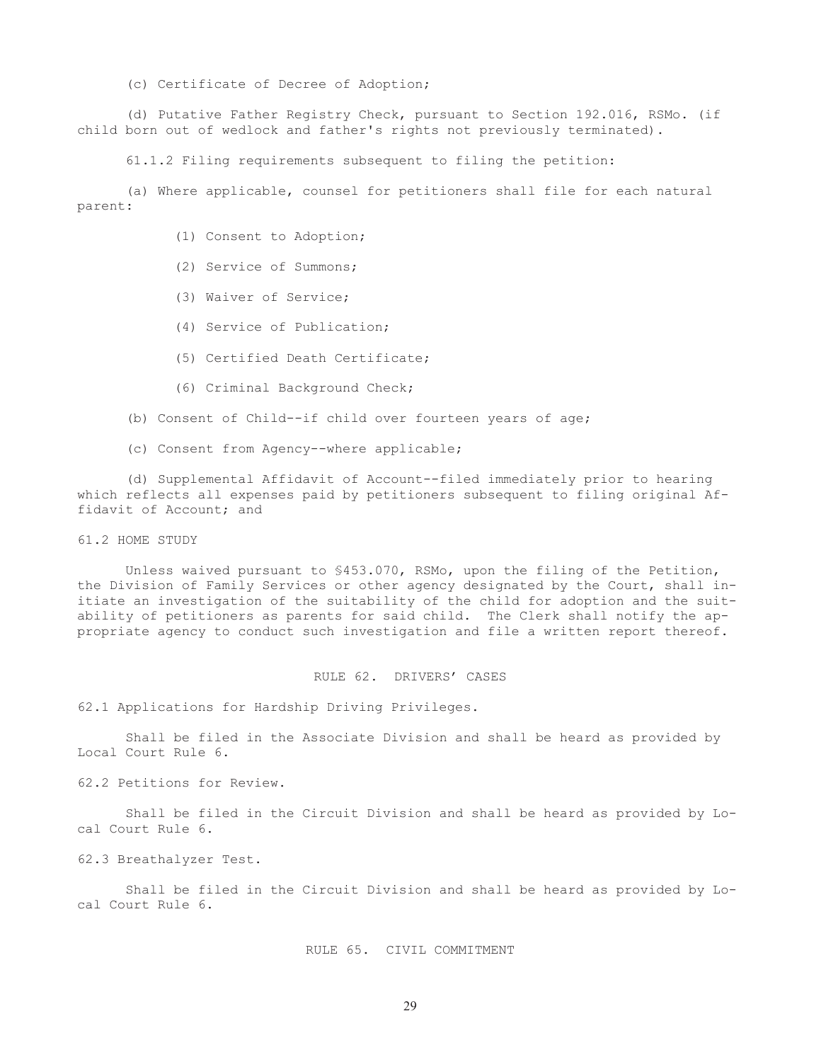(c) Certificate of Decree of Adoption;

(d) Putative Father Registry Check, pursuant to Section 192.016, RSMo. (if child born out of wedlock and father's rights not previously terminated).

61.1.2 Filing requirements subsequent to filing the petition:

(a) Where applicable, counsel for petitioners shall file for each natural parent:

(1) Consent to Adoption;

(2) Service of Summons;

(3) Waiver of Service;

(4) Service of Publication;

(5) Certified Death Certificate;

(6) Criminal Background Check;

(b) Consent of Child--if child over fourteen years of age;

(c) Consent from Agency--where applicable;

(d) Supplemental Affidavit of Account--filed immediately prior to hearing which reflects all expenses paid by petitioners subsequent to filing original Affidavit of Account; and

61.2 HOME STUDY

Unless waived pursuant to §453.070, RSMo, upon the filing of the Petition, the Division of Family Services or other agency designated by the Court, shall initiate an investigation of the suitability of the child for adoption and the suitability of petitioners as parents for said child. The Clerk shall notify the appropriate agency to conduct such investigation and file a written report thereof.

## RULE 62. DRIVERS' CASES

62.1 Applications for Hardship Driving Privileges.

Shall be filed in the Associate Division and shall be heard as provided by Local Court Rule 6.

62.2 Petitions for Review.

Shall be filed in the Circuit Division and shall be heard as provided by Local Court Rule 6.

62.3 Breathalyzer Test.

Shall be filed in the Circuit Division and shall be heard as provided by Local Court Rule 6.

## RULE 65. CIVIL COMMITMENT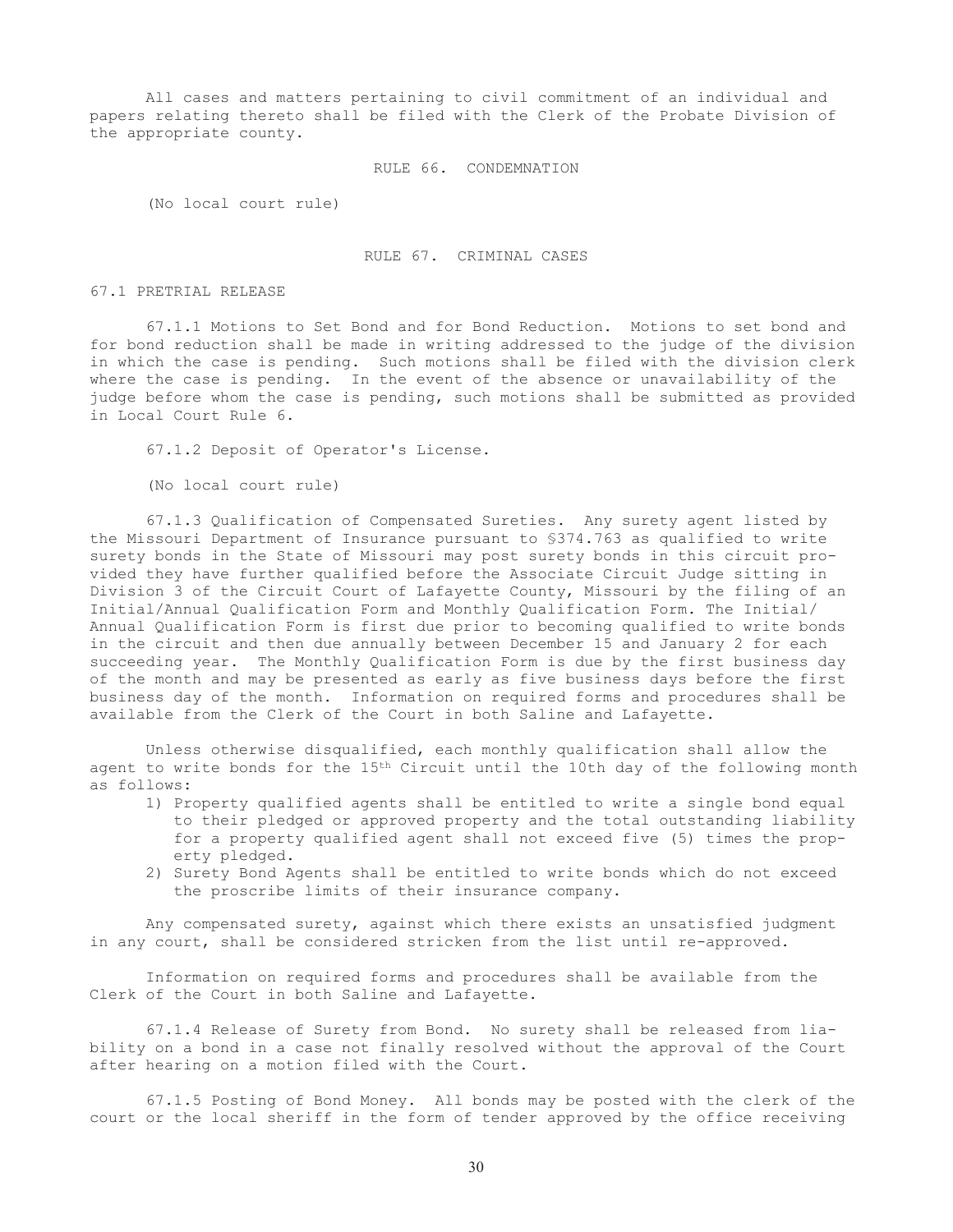All cases and matters pertaining to civil commitment of an individual and papers relating thereto shall be filed with the Clerk of the Probate Division of the appropriate county.

## RULE 66. CONDEMNATION

(No local court rule)

## RULE 67. CRIMINAL CASES

### 67.1 PRETRIAL RELEASE

67.1.1 Motions to Set Bond and for Bond Reduction. Motions to set bond and for bond reduction shall be made in writing addressed to the judge of the division in which the case is pending. Such motions shall be filed with the division clerk where the case is pending. In the event of the absence or unavailability of the judge before whom the case is pending, such motions shall be submitted as provided in Local Court Rule 6.

67.1.2 Deposit of Operator's License.

(No local court rule)

67.1.3 Qualification of Compensated Sureties. Any surety agent listed by the Missouri Department of Insurance pursuant to §374.763 as qualified to write surety bonds in the State of Missouri may post surety bonds in this circuit provided they have further qualified before the Associate Circuit Judge sitting in Division 3 of the Circuit Court of Lafayette County, Missouri by the filing of an Initial/Annual Qualification Form and Monthly Qualification Form. The Initial/Annual Qualification Form is first due prior to becoming qualified to write bonds in the circuit and then due annually between December 15 and January 2 for each succeeding year. The Monthly Qualification Form is due by the first business day of the month and may be presented as early as five business days before the first business day of the month. Information on required forms and procedures shall be available from the Clerk of the Court in both Saline and Lafayette.

Unless otherwise disqualified, each monthly qualification shall allow the agent to write bonds for the 15th Circuit until the 10th day of the following month as follows:

1) Property qualified agents shall be entitled to write a single bond equal to their pledged or approved property and the total outstanding liability for a property qualified agent shall not exceed five (5) times the property pledged.
2) Surety Bond Agents shall be entitled to write bonds which do not exceed the proscribe limits of their insurance company.

Any compensated surety, against which there exists an unsatisfied judgment in any court, shall be considered stricken from the list until re-approved.

Information on required forms and procedures shall be available from the Clerk of the Court in both Saline and Lafayette.

67.1.4 Release of Surety from Bond. No surety shall be released from liability on a bond in a case not finally resolved without the approval of the Court after hearing on a motion filed with the Court.

67.1.5 Posting of Bond Money. All bonds may be posted with the clerk of the court or the local sheriff in the form of tender approved by the office receiving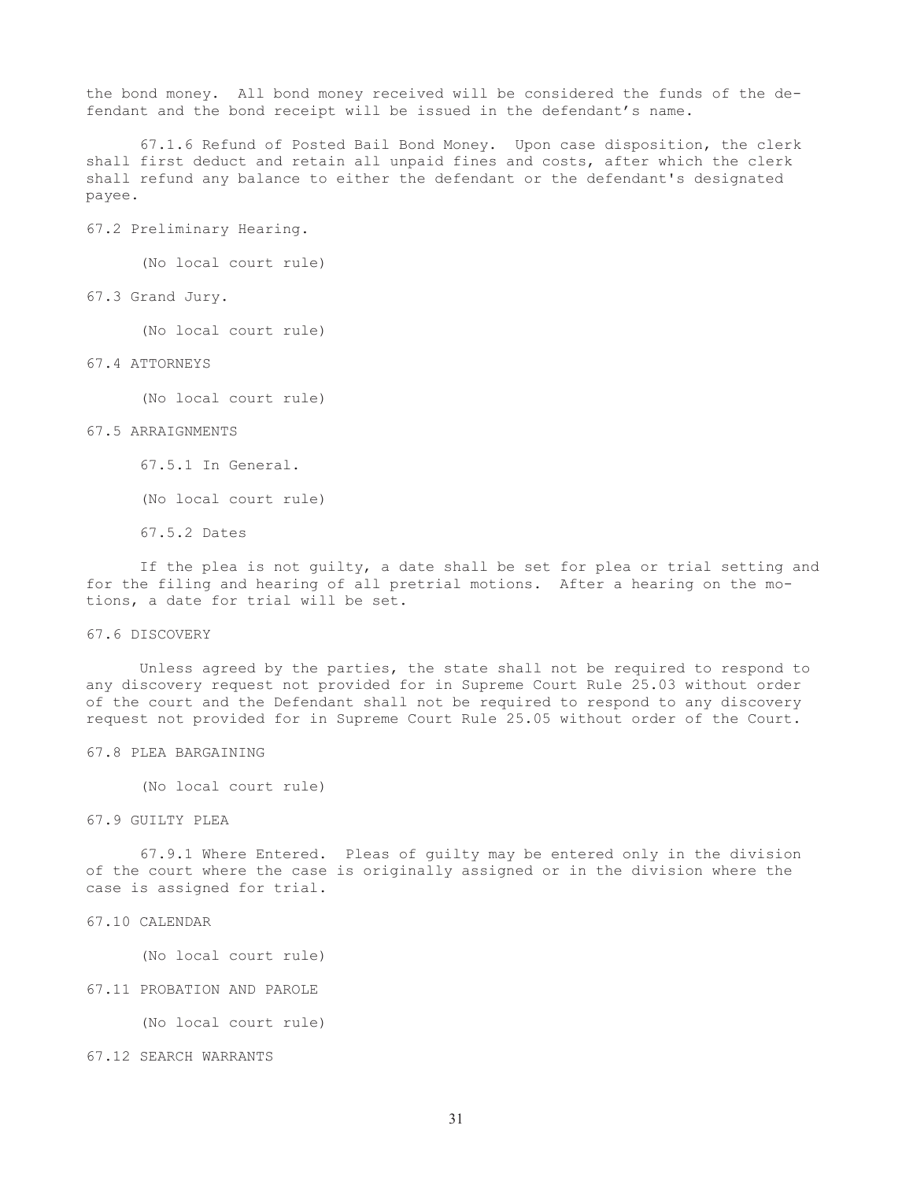the bond money. All bond money received will be considered the funds of the defendant and the bond receipt will be issued in the defendant's name.

67.1.6 Refund of Posted Bail Bond Money. Upon case disposition, the clerk shall first deduct and retain all unpaid fines and costs, after which the clerk shall refund any balance to either the defendant or the defendant's designated payee.

67.2 Preliminary Hearing.

(No local court rule)

67.3 Grand Jury.

(No local court rule)

67.4 ATTORNEYS

(No local court rule)

67.5 ARRAIGNMENTS

67.5.1 In General.

(No local court rule)

67.5.2 Dates

If the plea is not guilty, a date shall be set for plea or trial setting and for the filing and hearing of all pretrial motions. After a hearing on the motions, a date for trial will be set.

67.6 DISCOVERY

Unless agreed by the parties, the state shall not be required to respond to any discovery request not provided for in Supreme Court Rule 25.03 without order of the court and the Defendant shall not be required to respond to any discovery request not provided for in Supreme Court Rule 25.05 without order of the Court.

67.8 PLEA BARGAINING

(No local court rule)

67.9 GUILTY PLEA

67.9.1 Where Entered. Pleas of guilty may be entered only in the division of the court where the case is originally assigned or in the division where the case is assigned for trial.

67.10 CALENDAR

(No local court rule)

67.11 PROBATION AND PAROLE

(No local court rule)

67.12 SEARCH WARRANTS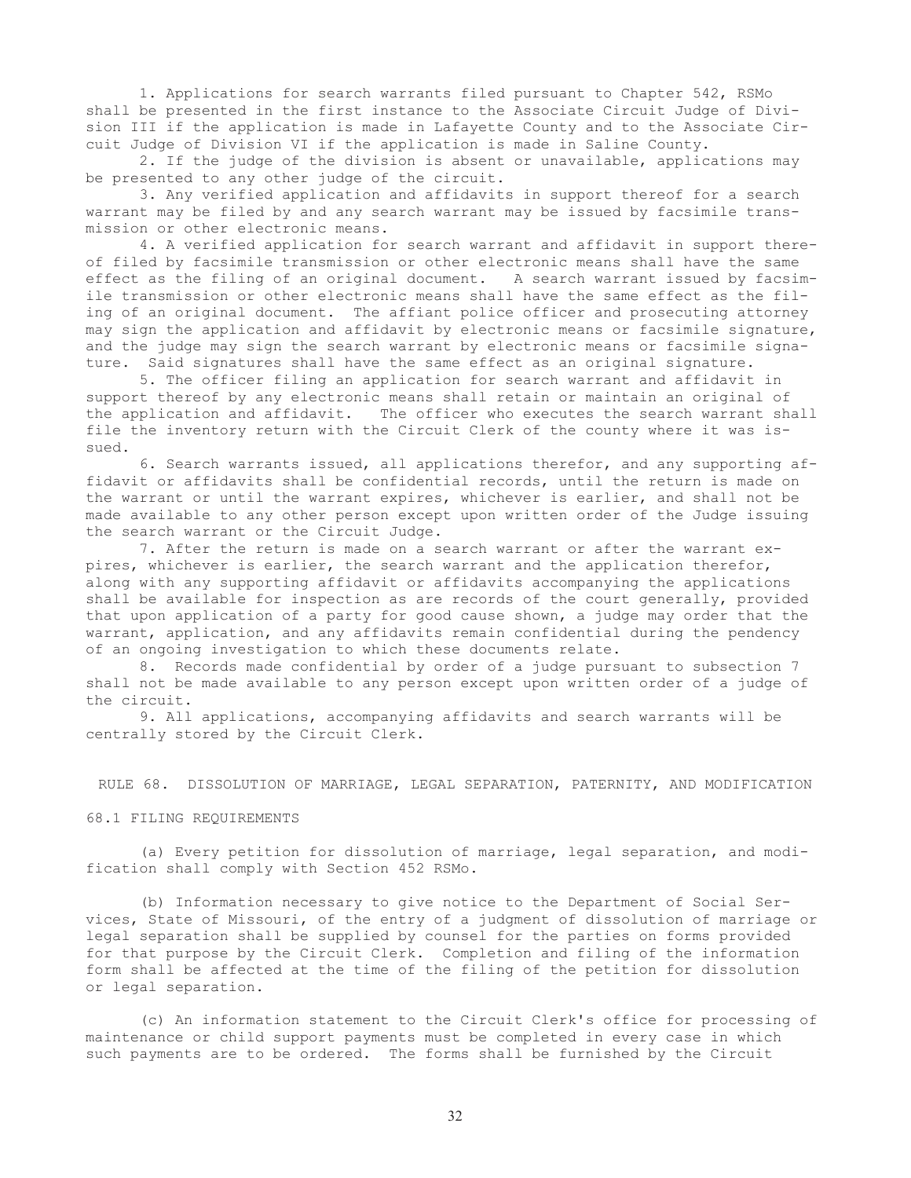1. Applications for search warrants filed pursuant to Chapter 542, RSMo shall be presented in the first instance to the Associate Circuit Judge of Division III if the application is made in Lafayette County and to the Associate Circuit Judge of Division VI if the application is made in Saline County.

2. If the judge of the division is absent or unavailable, applications may be presented to any other judge of the circuit.

3. Any verified application and affidavits in support thereof for a search warrant may be filed by and any search warrant may be issued by facsimile transmission or other electronic means.

4. A verified application for search warrant and affidavit in support thereof filed by facsimile transmission or other electronic means shall have the same effect as the filing of an original document. A search warrant issued by facsimile transmission or other electronic means shall have the same effect as the filing of an original document. The affiant police officer and prosecuting attorney may sign the application and affidavit by electronic means or facsimile signature, and the judge may sign the search warrant by electronic means or facsimile signature. Said signatures shall have the same effect as an original signature.

5. The officer filing an application for search warrant and affidavit in support thereof by any electronic means shall retain or maintain an original of the application and affidavit. The officer who executes the search warrant shall file the inventory return with the Circuit Clerk of the county where it was issued.

6. Search warrants issued, all applications therefor, and any supporting affidavit or affidavits shall be confidential records, until the return is made on the warrant or until the warrant expires, whichever is earlier, and shall not be made available to any other person except upon written order of the Judge issuing the search warrant or the Circuit Judge.

7. After the return is made on a search warrant or after the warrant expires, whichever is earlier, the search warrant and the application therefor, along with any supporting affidavit or affidavits accompanying the applications shall be available for inspection as are records of the court generally, provided that upon application of a party for good cause shown, a judge may order that the warrant, application, and any affidavits remain confidential during the pendency of an ongoing investigation to which these documents relate.

8. Records made confidential by order of a judge pursuant to subsection 7 shall not be made available to any person except upon written order of a judge of the circuit.

9. All applications, accompanying affidavits and search warrants will be centrally stored by the Circuit Clerk.

## RULE 68. DISSOLUTION OF MARRIAGE, LEGAL SEPARATION, PATERNITY, AND MODIFICATION

### 68.1 FILING REQUIREMENTS

(a) Every petition for dissolution of marriage, legal separation, and modification shall comply with Section 452 RSMo.

(b) Information necessary to give notice to the Department of Social Services, State of Missouri, of the entry of a judgment of dissolution of marriage or legal separation shall be supplied by counsel for the parties on forms provided for that purpose by the Circuit Clerk. Completion and filing of the information form shall be affected at the time of the filing of the petition for dissolution or legal separation.

(c) An information statement to the Circuit Clerk's office for processing of maintenance or child support payments must be completed in every case in which such payments are to be ordered. The forms shall be furnished by the Circuit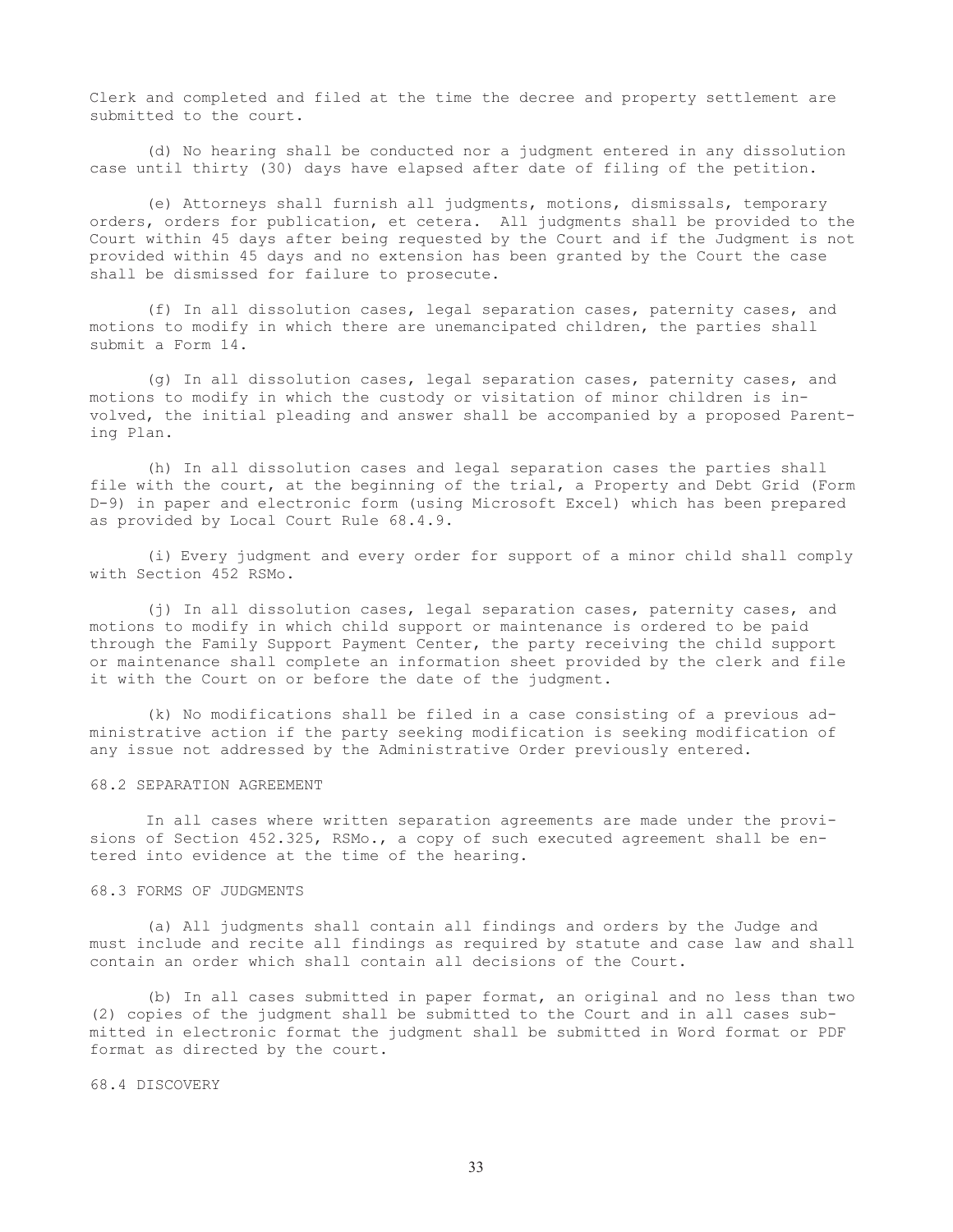Clerk and completed and filed at the time the decree and property settlement are submitted to the court.

(d) No hearing shall be conducted nor a judgment entered in any dissolution case until thirty (30) days have elapsed after date of filing of the petition.

(e) Attorneys shall furnish all judgments, motions, dismissals, temporary orders, orders for publication, et cetera. All judgments shall be provided to the Court within 45 days after being requested by the Court and if the Judgment is not provided within 45 days and no extension has been granted by the Court the case shall be dismissed for failure to prosecute.

(f) In all dissolution cases, legal separation cases, paternity cases, and motions to modify in which there are unemancipated children, the parties shall submit a Form 14.

(g) In all dissolution cases, legal separation cases, paternity cases, and motions to modify in which the custody or visitation of minor children is involved, the initial pleading and answer shall be accompanied by a proposed Parenting Plan.

(h) In all dissolution cases and legal separation cases the parties shall file with the court, at the beginning of the trial, a Property and Debt Grid (Form D-9) in paper and electronic form (using Microsoft Excel) which has been prepared as provided by Local Court Rule 68.4.9.

(i) Every judgment and every order for support of a minor child shall comply with Section 452 RSMo.

(j) In all dissolution cases, legal separation cases, paternity cases, and motions to modify in which child support or maintenance is ordered to be paid through the Family Support Payment Center, the party receiving the child support or maintenance shall complete an information sheet provided by the clerk and file it with the Court on or before the date of the judgment.

(k) No modifications shall be filed in a case consisting of a previous administrative action if the party seeking modification is seeking modification of any issue not addressed by the Administrative Order previously entered.

68.2 SEPARATION AGREEMENT

In all cases where written separation agreements are made under the provisions of Section 452.325, RSMo., a copy of such executed agreement shall be entered into evidence at the time of the hearing.

68.3 FORMS OF JUDGMENTS

(a) All judgments shall contain all findings and orders by the Judge and must include and recite all findings as required by statute and case law and shall contain an order which shall contain all decisions of the Court.

(b) In all cases submitted in paper format, an original and no less than two (2) copies of the judgment shall be submitted to the Court and in all cases submitted in electronic format the judgment shall be submitted in Word format or PDF format as directed by the court.

68.4 DISCOVERY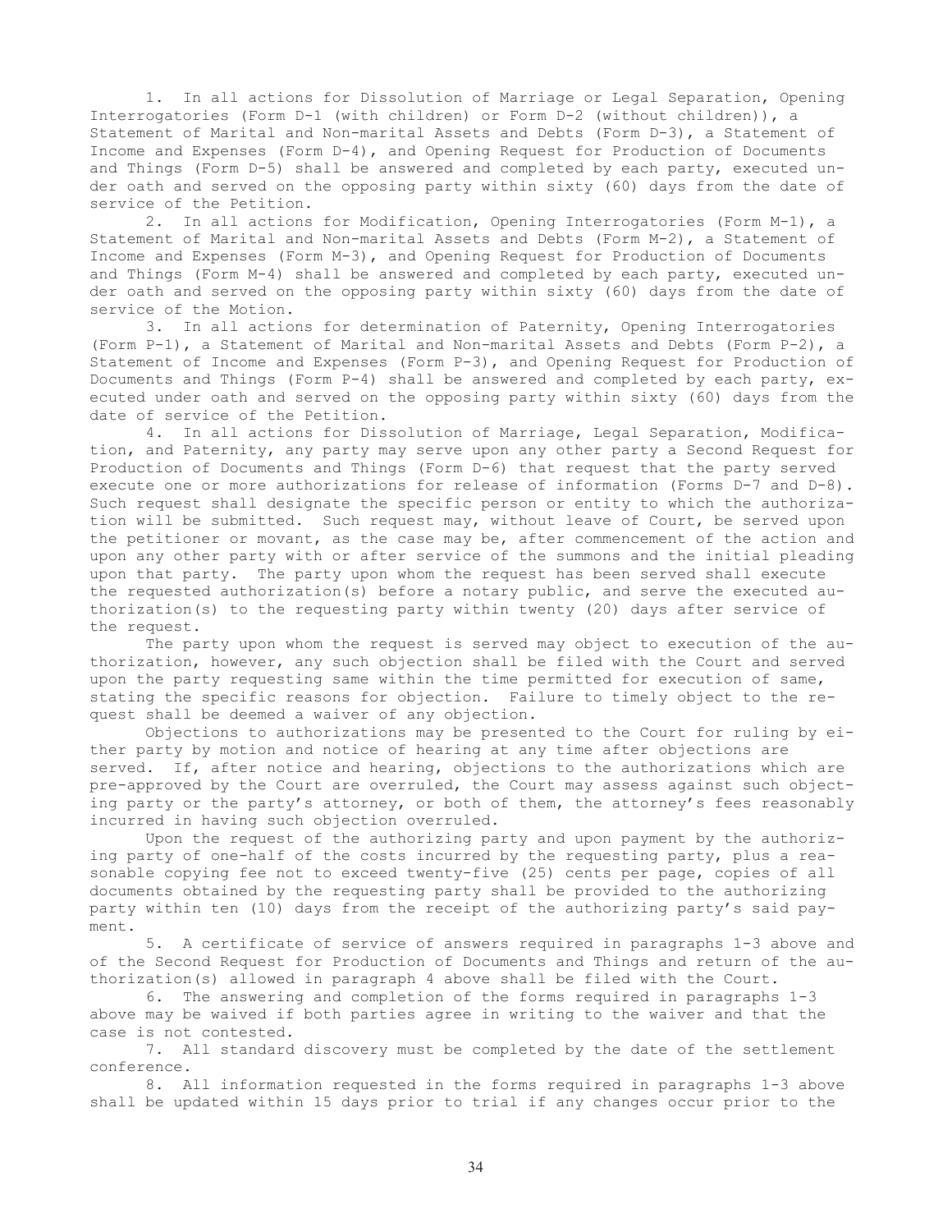1. In all actions for Dissolution of Marriage or Legal Separation, Opening Interrogatories (Form D-1 (with children) or Form D-2 (without children)), a Statement of Marital and Non-marital Assets and Debts (Form D-3), a Statement of Income and Expenses (Form D-4), and Opening Request for Production of Documents and Things (Form D-5) shall be answered and completed by each party, executed under oath and served on the opposing party within sixty (60) days from the date of service of the Petition.

2. In all actions for Modification, Opening Interrogatories (Form M-1), a Statement of Marital and Non-marital Assets and Debts (Form M-2), a Statement of Income and Expenses (Form M-3), and Opening Request for Production of Documents and Things (Form M-4) shall be answered and completed by each party, executed under oath and served on the opposing party within sixty (60) days from the date of service of the Motion.

3. In all actions for determination of Paternity, Opening Interrogatories (Form P-1), a Statement of Marital and Non-marital Assets and Debts (Form P-2), a Statement of Income and Expenses (Form P-3), and Opening Request for Production of Documents and Things (Form P-4) shall be answered and completed by each party, executed under oath and served on the opposing party within sixty (60) days from the date of service of the Petition.

4. In all actions for Dissolution of Marriage, Legal Separation, Modification, and Paternity, any party may serve upon any other party a Second Request for Production of Documents and Things (Form D-6) that request that the party served execute one or more authorizations for release of information (Forms D-7 and D-8). Such request shall designate the specific person or entity to which the authorization will be submitted. Such request may, without leave of Court, be served upon the petitioner or movant, as the case may be, after commencement of the action and upon any other party with or after service of the summons and the initial pleading upon that party. The party upon whom the request has been served shall execute the requested authorization(s) before a notary public, and serve the executed authorization(s) to the requesting party within twenty (20) days after service of the request.

The party upon whom the request is served may object to execution of the authorization, however, any such objection shall be filed with the Court and served upon the party requesting same within the time permitted for execution of same, stating the specific reasons for objection. Failure to timely object to the request shall be deemed a waiver of any objection.

Objections to authorizations may be presented to the Court for ruling by either party by motion and notice of hearing at any time after objections are served. If, after notice and hearing, objections to the authorizations which are pre-approved by the Court are overruled, the Court may assess against such objecting party or the party's attorney, or both of them, the attorney's fees reasonably incurred in having such objection overruled.

Upon the request of the authorizing party and upon payment by the authorizing party of one-half of the costs incurred by the requesting party, plus a reasonable copying fee not to exceed twenty-five (25) cents per page, copies of all documents obtained by the requesting party shall be provided to the authorizing party within ten (10) days from the receipt of the authorizing party's said payment.

5. A certificate of service of answers required in paragraphs 1-3 above and of the Second Request for Production of Documents and Things and return of the authorization(s) allowed in paragraph 4 above shall be filed with the Court.

6. The answering and completion of the forms required in paragraphs 1-3 above may be waived if both parties agree in writing to the waiver and that the case is not contested.

7. All standard discovery must be completed by the date of the settlement conference.

8. All information requested in the forms required in paragraphs 1-3 above shall be updated within 15 days prior to trial if any changes occur prior to the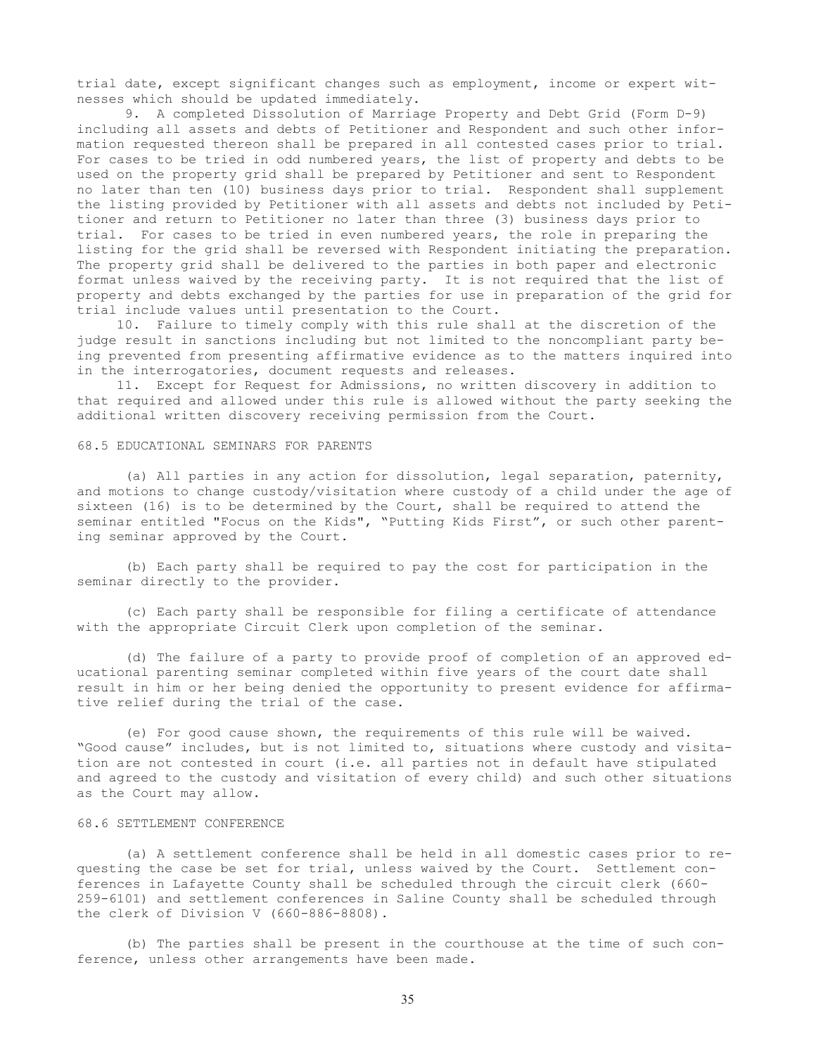trial date, except significant changes such as employment, income or expert witnesses which should be updated immediately.

9. A completed Dissolution of Marriage Property and Debt Grid (Form D-9) including all assets and debts of Petitioner and Respondent and such other information requested thereon shall be prepared in all contested cases prior to trial. For cases to be tried in odd numbered years, the list of property and debts to be used on the property grid shall be prepared by Petitioner and sent to Respondent no later than ten (10) business days prior to trial. Respondent shall supplement the listing provided by Petitioner with all assets and debts not included by Petitioner and return to Petitioner no later than three (3) business days prior to trial. For cases to be tried in even numbered years, the role in preparing the listing for the grid shall be reversed with Respondent initiating the preparation. The property grid shall be delivered to the parties in both paper and electronic format unless waived by the receiving party. It is not required that the list of property and debts exchanged by the parties for use in preparation of the grid for trial include values until presentation to the Court.

10. Failure to timely comply with this rule shall at the discretion of the judge result in sanctions including but not limited to the noncompliant party being prevented from presenting affirmative evidence as to the matters inquired into in the interrogatories, document requests and releases.

11. Except for Request for Admissions, no written discovery in addition to that required and allowed under this rule is allowed without the party seeking the additional written discovery receiving permission from the Court.

## 68.5 EDUCATIONAL SEMINARS FOR PARENTS

(a) All parties in any action for dissolution, legal separation, paternity, and motions to change custody/visitation where custody of a child under the age of sixteen (16) is to be determined by the Court, shall be required to attend the seminar entitled "Focus on the Kids", "Putting Kids First", or such other parenting seminar approved by the Court.

(b) Each party shall be required to pay the cost for participation in the seminar directly to the provider.

(c) Each party shall be responsible for filing a certificate of attendance with the appropriate Circuit Clerk upon completion of the seminar.

(d) The failure of a party to provide proof of completion of an approved educational parenting seminar completed within five years of the court date shall result in him or her being denied the opportunity to present evidence for affirmative relief during the trial of the case.

(e) For good cause shown, the requirements of this rule will be waived. "Good cause" includes, but is not limited to, situations where custody and visitation are not contested in court (i.e. all parties not in default have stipulated and agreed to the custody and visitation of every child) and such other situations as the Court may allow.

## 68.6 SETTLEMENT CONFERENCE

(a) A settlement conference shall be held in all domestic cases prior to requesting the case be set for trial, unless waived by the Court. Settlement conferences in Lafayette County shall be scheduled through the circuit clerk (660-259-6101) and settlement conferences in Saline County shall be scheduled through the clerk of Division V (660-886-8808).

(b) The parties shall be present in the courthouse at the time of such conference, unless other arrangements have been made.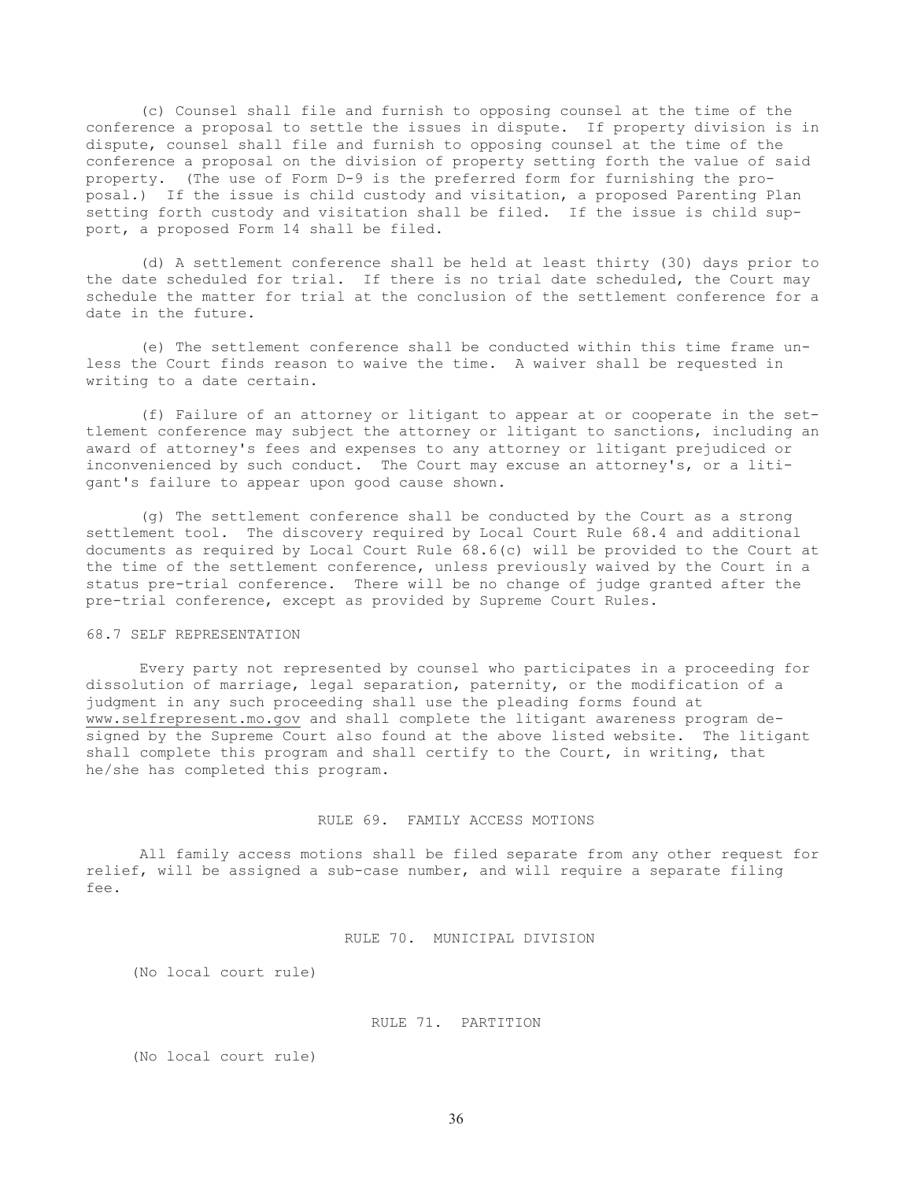(c) Counsel shall file and furnish to opposing counsel at the time of the conference a proposal to settle the issues in dispute. If property division is in dispute, counsel shall file and furnish to opposing counsel at the time of the conference a proposal on the division of property setting forth the value of said property. (The use of Form D-9 is the preferred form for furnishing the proposal.) If the issue is child custody and visitation, a proposed Parenting Plan setting forth custody and visitation shall be filed. If the issue is child support, a proposed Form 14 shall be filed.

(d) A settlement conference shall be held at least thirty (30) days prior to the date scheduled for trial. If there is no trial date scheduled, the Court may schedule the matter for trial at the conclusion of the settlement conference for a date in the future.

(e) The settlement conference shall be conducted within this time frame unless the Court finds reason to waive the time. A waiver shall be requested in writing to a date certain.

(f) Failure of an attorney or litigant to appear at or cooperate in the settlement conference may subject the attorney or litigant to sanctions, including an award of attorney's fees and expenses to any attorney or litigant prejudiced or inconvenienced by such conduct. The Court may excuse an attorney's, or a litigant's failure to appear upon good cause shown.

(g) The settlement conference shall be conducted by the Court as a strong settlement tool. The discovery required by Local Court Rule 68.4 and additional documents as required by Local Court Rule 68.6(c) will be provided to the Court at the time of the settlement conference, unless previously waived by the Court in a status pre-trial conference. There will be no change of judge granted after the pre-trial conference, except as provided by Supreme Court Rules.

68.7 SELF REPRESENTATION

Every party not represented by counsel who participates in a proceeding for dissolution of marriage, legal separation, paternity, or the modification of a judgment in any such proceeding shall use the pleading forms found at www.selfrepresent.mo.gov and shall complete the litigant awareness program designed by the Supreme Court also found at the above listed website. The litigant shall complete this program and shall certify to the Court, in writing, that he/she has completed this program.

## RULE 69. FAMILY ACCESS MOTIONS

All family access motions shall be filed separate from any other request for relief, will be assigned a sub-case number, and will require a separate filing fee.

## RULE 70. MUNICIPAL DIVISION

(No local court rule)

## RULE 71. PARTITION

(No local court rule)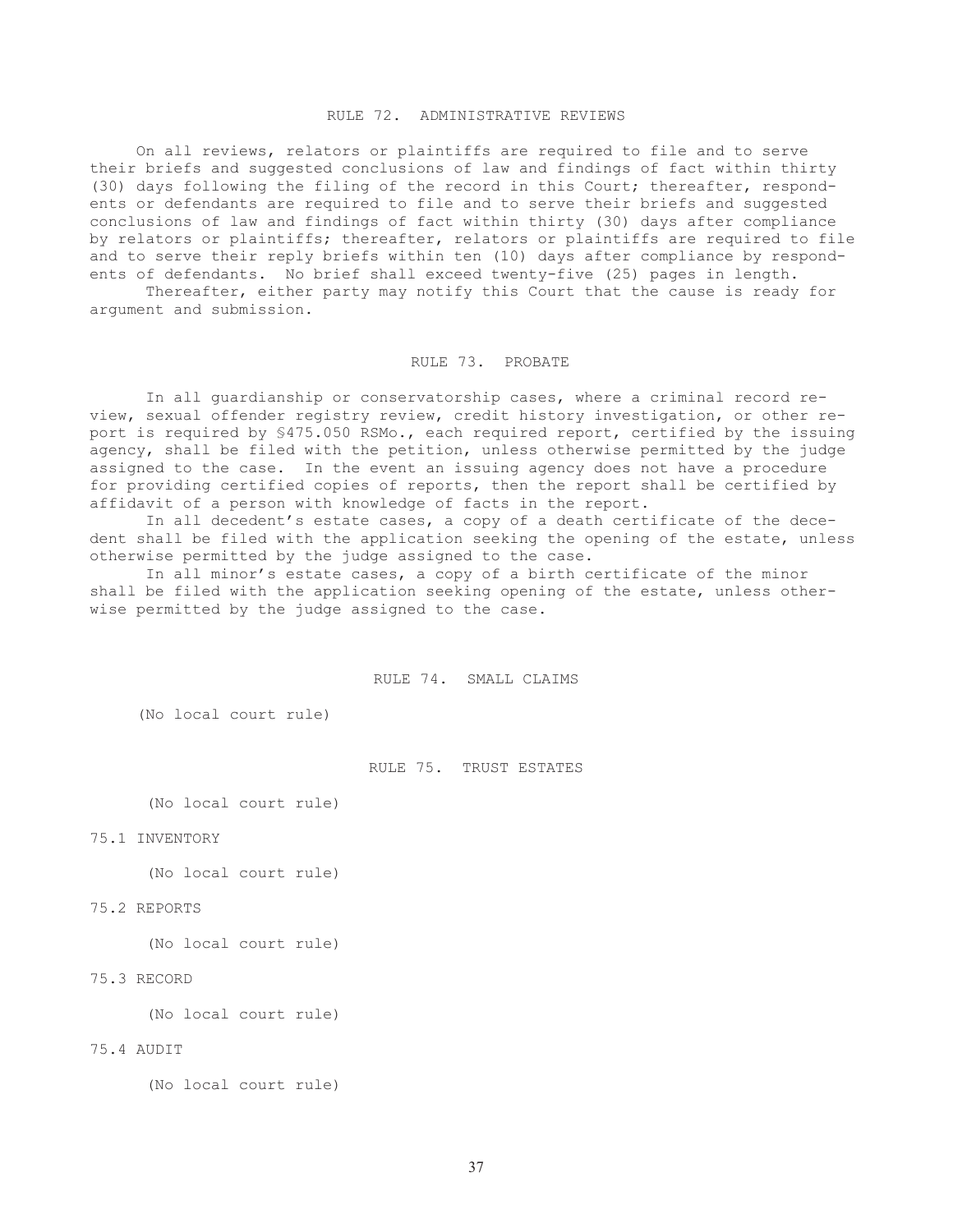## RULE 72. ADMINISTRATIVE REVIEWS

On all reviews, relators or plaintiffs are required to file and to serve their briefs and suggested conclusions of law and findings of fact within thirty (30) days following the filing of the record in this Court; thereafter, respondents or defendants are required to file and to serve their briefs and suggested conclusions of law and findings of fact within thirty (30) days after compliance by relators or plaintiffs; thereafter, relators or plaintiffs are required to file and to serve their reply briefs within ten (10) days after compliance by respondents of defendants. No brief shall exceed twenty-five (25) pages in length.

Thereafter, either party may notify this Court that the cause is ready for argument and submission.

## RULE 73. PROBATE

In all guardianship or conservatorship cases, where a criminal record review, sexual offender registry review, credit history investigation, or other report is required by §475.050 RSMo., each required report, certified by the issuing agency, shall be filed with the petition, unless otherwise permitted by the judge assigned to the case. In the event an issuing agency does not have a procedure for providing certified copies of reports, then the report shall be certified by affidavit of a person with knowledge of facts in the report.

In all decedent's estate cases, a copy of a death certificate of the decedent shall be filed with the application seeking the opening of the estate, unless otherwise permitted by the judge assigned to the case.

In all minor's estate cases, a copy of a birth certificate of the minor shall be filed with the application seeking opening of the estate, unless otherwise permitted by the judge assigned to the case.

## RULE 74. SMALL CLAIMS

(No local court rule)

## RULE 75. TRUST ESTATES

(No local court rule)

### 75.1 INVENTORY

(No local court rule)

### 75.2 REPORTS

(No local court rule)

### 75.3 RECORD

(No local court rule)

### 75.4 AUDIT

(No local court rule)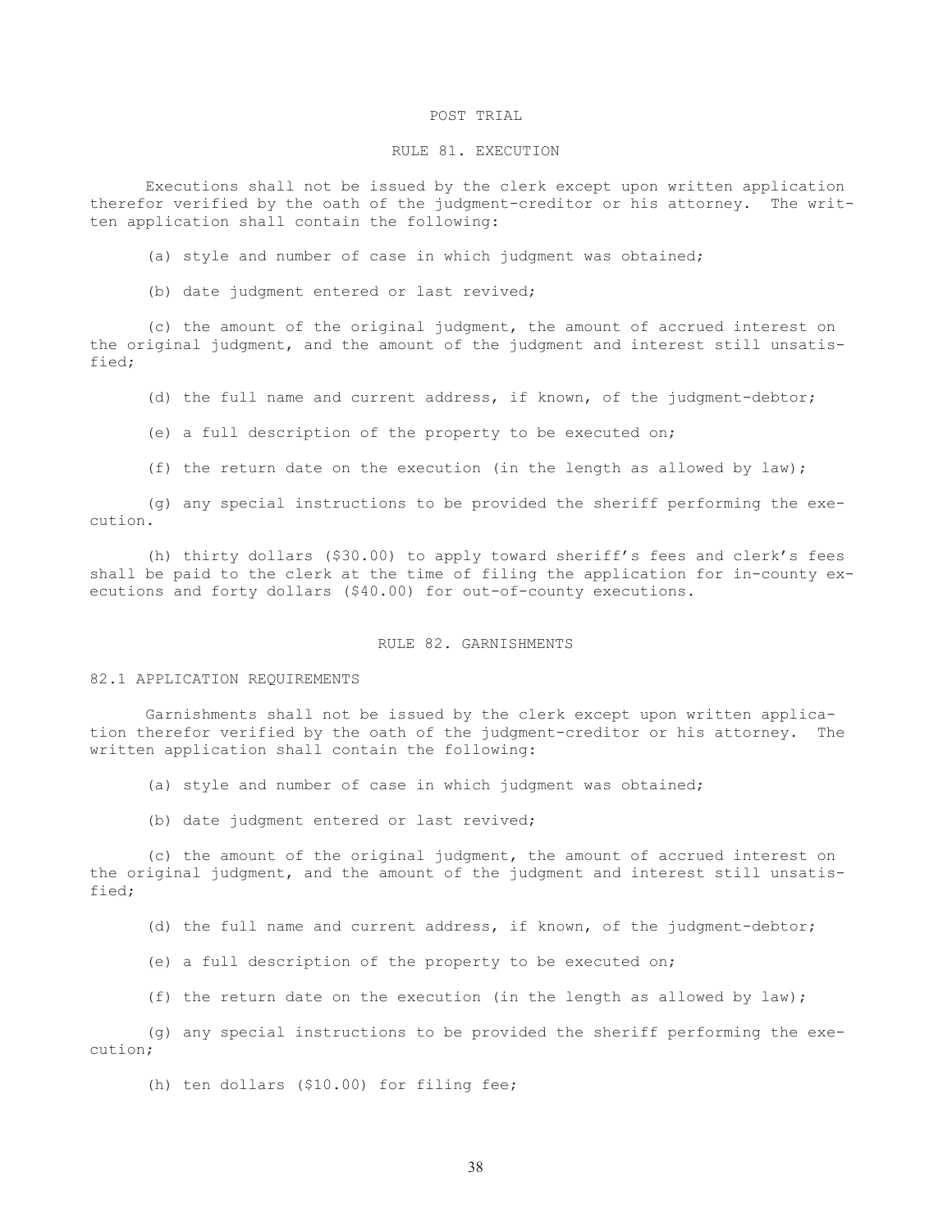## POST TRIAL

### RULE 81. EXECUTION

Executions shall not be issued by the clerk except upon written application therefor verified by the oath of the judgment-creditor or his attorney. The written application shall contain the following:

(a) style and number of case in which judgment was obtained;

(b) date judgment entered or last revived;

(c) the amount of the original judgment, the amount of accrued interest on the original judgment, and the amount of the judgment and interest still unsatisfied;

(d) the full name and current address, if known, of the judgment-debtor;

(e) a full description of the property to be executed on;

(f) the return date on the execution (in the length as allowed by law);

(g) any special instructions to be provided the sheriff performing the execution.

(h) thirty dollars ($30.00) to apply toward sheriff's fees and clerk's fees shall be paid to the clerk at the time of filing the application for in-county executions and forty dollars ($40.00) for out-of-county executions.

### RULE 82. GARNISHMENTS

#### 82.1 APPLICATION REQUIREMENTS

Garnishments shall not be issued by the clerk except upon written application therefor verified by the oath of the judgment-creditor or his attorney. The written application shall contain the following:

(a) style and number of case in which judgment was obtained;

(b) date judgment entered or last revived;

(c) the amount of the original judgment, the amount of accrued interest on the original judgment, and the amount of the judgment and interest still unsatisfied;

(d) the full name and current address, if known, of the judgment-debtor;

(e) a full description of the property to be executed on;

(f) the return date on the execution (in the length as allowed by law);

(g) any special instructions to be provided the sheriff performing the execution;

(h) ten dollars ($10.00) for filing fee;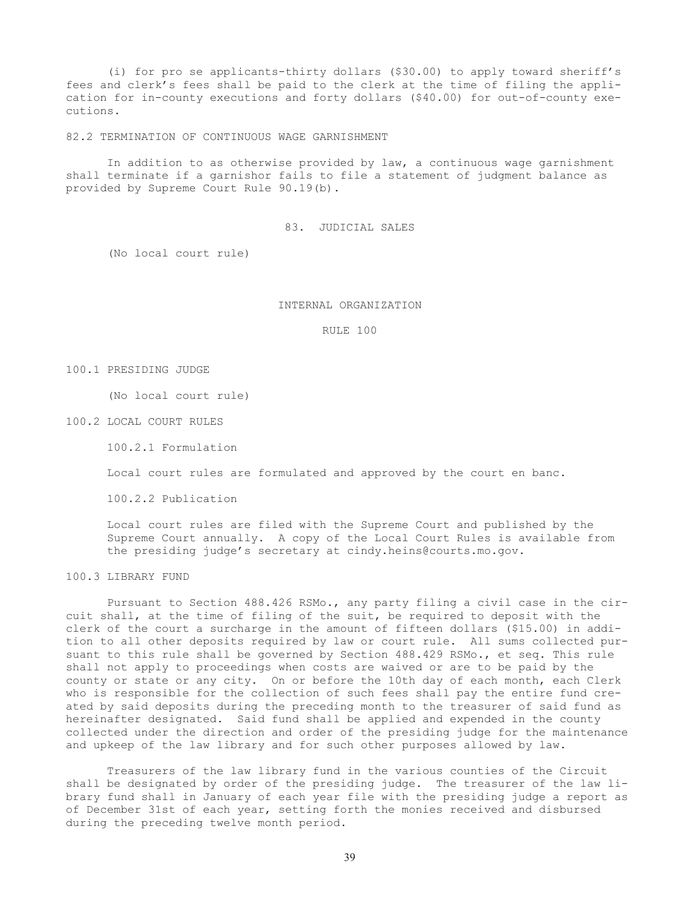(i) for pro se applicants-thirty dollars ($30.00) to apply toward sheriff's fees and clerk's fees shall be paid to the clerk at the time of filing the application for in-county executions and forty dollars ($40.00) for out-of-county executions.

82.2 TERMINATION OF CONTINUOUS WAGE GARNISHMENT

In addition to as otherwise provided by law, a continuous wage garnishment shall terminate if a garnishor fails to file a statement of judgment balance as provided by Supreme Court Rule 90.19(b).

## 83. JUDICIAL SALES

(No local court rule)

## INTERNAL ORGANIZATION

## RULE 100

100.1 PRESIDING JUDGE

(No local court rule)

100.2 LOCAL COURT RULES

100.2.1 Formulation

Local court rules are formulated and approved by the court en banc.

100.2.2 Publication

Local court rules are filed with the Supreme Court and published by the Supreme Court annually. A copy of the Local Court Rules is available from the presiding judge's secretary at cindy.heins@courts.mo.gov.

100.3 LIBRARY FUND

Pursuant to Section 488.426 RSMo., any party filing a civil case in the circuit shall, at the time of filing of the suit, be required to deposit with the clerk of the court a surcharge in the amount of fifteen dollars ($15.00) in addition to all other deposits required by law or court rule. All sums collected pursuant to this rule shall be governed by Section 488.429 RSMo., et seq. This rule shall not apply to proceedings when costs are waived or are to be paid by the county or state or any city. On or before the 10th day of each month, each Clerk who is responsible for the collection of such fees shall pay the entire fund created by said deposits during the preceding month to the treasurer of said fund as hereinafter designated. Said fund shall be applied and expended in the county collected under the direction and order of the presiding judge for the maintenance and upkeep of the law library and for such other purposes allowed by law.

Treasurers of the law library fund in the various counties of the Circuit shall be designated by order of the presiding judge. The treasurer of the law library fund shall in January of each year file with the presiding judge a report as of December 31st of each year, setting forth the monies received and disbursed during the preceding twelve month period.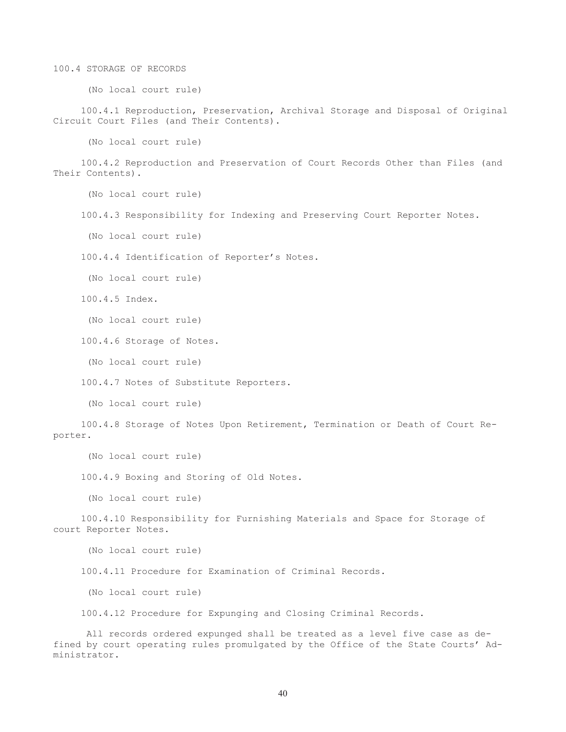## 100.4 STORAGE OF RECORDS

(No local court rule)

### 100.4.1 Reproduction, Preservation, Archival Storage and Disposal of Original Circuit Court Files (and Their Contents).

(No local court rule)

### 100.4.2 Reproduction and Preservation of Court Records Other than Files (and Their Contents).

(No local court rule)

### 100.4.3 Responsibility for Indexing and Preserving Court Reporter Notes.

(No local court rule)

### 100.4.4 Identification of Reporter's Notes.

(No local court rule)

### 100.4.5 Index.

(No local court rule)

### 100.4.6 Storage of Notes.

(No local court rule)

### 100.4.7 Notes of Substitute Reporters.

(No local court rule)

### 100.4.8 Storage of Notes Upon Retirement, Termination or Death of Court Reporter.

(No local court rule)

### 100.4.9 Boxing and Storing of Old Notes.

(No local court rule)

### 100.4.10 Responsibility for Furnishing Materials and Space for Storage of court Reporter Notes.

(No local court rule)

### 100.4.11 Procedure for Examination of Criminal Records.

(No local court rule)

### 100.4.12 Procedure for Expunging and Closing Criminal Records.

All records ordered expunged shall be treated as a level five case as defined by court operating rules promulgated by the Office of the State Courts' Administrator.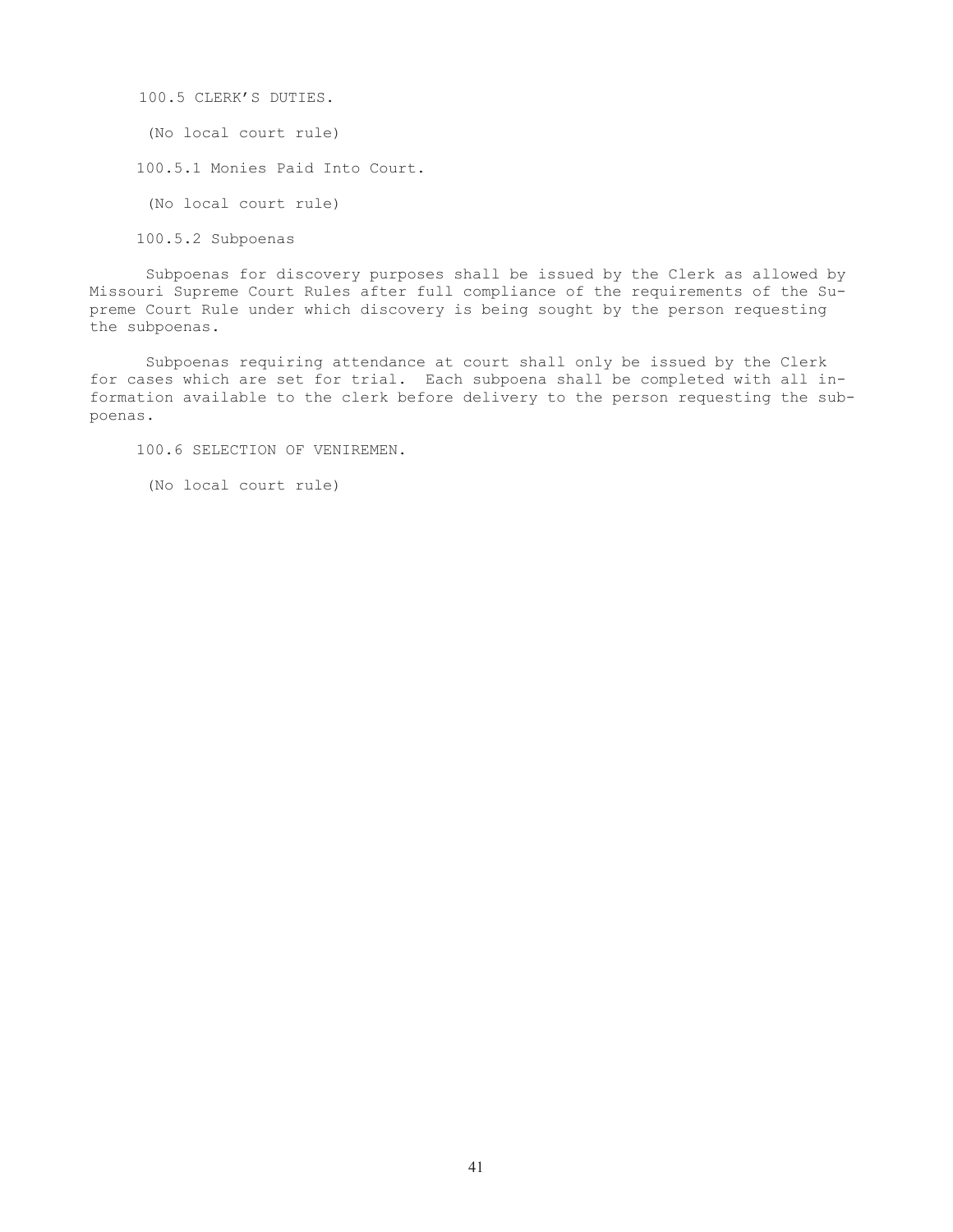100.5 CLERK'S DUTIES.

(No local court rule)

100.5.1 Monies Paid Into Court.

(No local court rule)

100.5.2 Subpoenas

Subpoenas for discovery purposes shall be issued by the Clerk as allowed by Missouri Supreme Court Rules after full compliance of the requirements of the Supreme Court Rule under which discovery is being sought by the person requesting the subpoenas.

Subpoenas requiring attendance at court shall only be issued by the Clerk for cases which are set for trial. Each subpoena shall be completed with all information available to the clerk before delivery to the person requesting the subpoenas.

100.6 SELECTION OF VENIREMEN.

(No local court rule)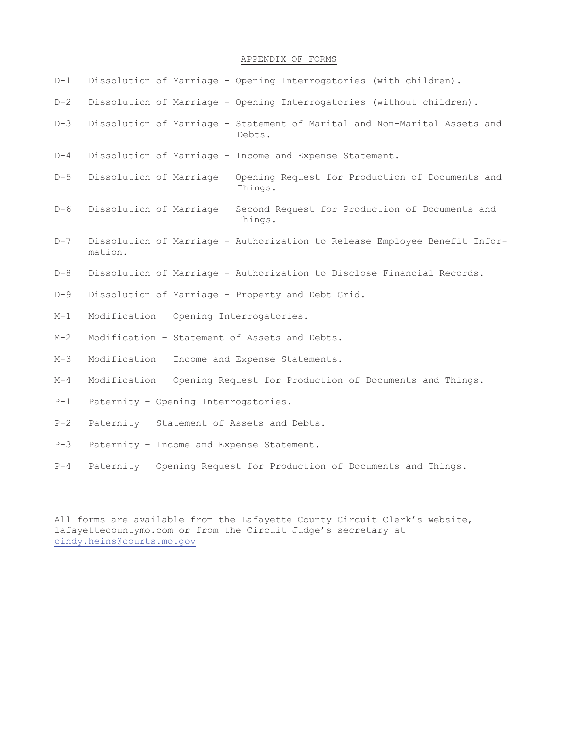## APPENDIX OF FORMS

D-1 Dissolution of Marriage - Opening Interrogatories (with children).

D-2 Dissolution of Marriage - Opening Interrogatories (without children).

D-3 Dissolution of Marriage - Statement of Marital and Non-Marital Assets and Debts.

D-4 Dissolution of Marriage – Income and Expense Statement.

D-5 Dissolution of Marriage – Opening Request for Production of Documents and Things.

D-6 Dissolution of Marriage – Second Request for Production of Documents and Things.

D-7 Dissolution of Marriage - Authorization to Release Employee Benefit Information.

D-8 Dissolution of Marriage - Authorization to Disclose Financial Records.

D-9 Dissolution of Marriage – Property and Debt Grid.

M-1 Modification – Opening Interrogatories.

M-2 Modification – Statement of Assets and Debts.

M-3 Modification – Income and Expense Statements.

M-4 Modification – Opening Request for Production of Documents and Things.

P-1 Paternity – Opening Interrogatories.

P-2 Paternity – Statement of Assets and Debts.

P-3 Paternity – Income and Expense Statement.

P-4 Paternity – Opening Request for Production of Documents and Things.

All forms are available from the Lafayette County Circuit Clerk's website, lafayettecountymo.com or from the Circuit Judge's secretary at cindy.heins@courts.mo.gov